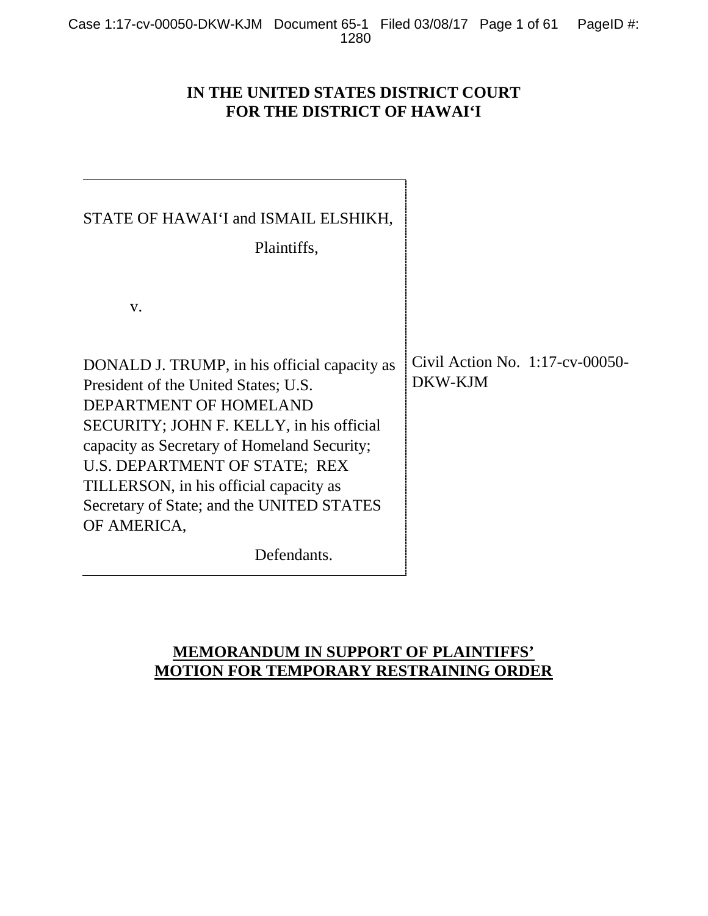**IN THE UNITED STATES DISTRICT COURT**
**FOR THE DISTRICT OF HAWAI‘I**

| | |
|---|---|
| STATE OF HAWAI‘I and ISMAIL ELSHIKH,<br><br>Plaintiffs,<br><br>v.<br><br>DONALD J. TRUMP, in his official capacity as President of the United States; U.S. DEPARTMENT OF HOMELAND SECURITY; JOHN F. KELLY, in his official capacity as Secretary of Homeland Security; U.S. DEPARTMENT OF STATE; REX TILLERSON, in his official capacity as Secretary of State; and the UNITED STATES OF AMERICA,<br><br>Defendants. | Civil Action No. 1:17-cv-00050-DKW-KJM |

**MEMORANDUM IN SUPPORT OF PLAINTIFFS' MOTION FOR TEMPORARY RESTRAINING ORDER**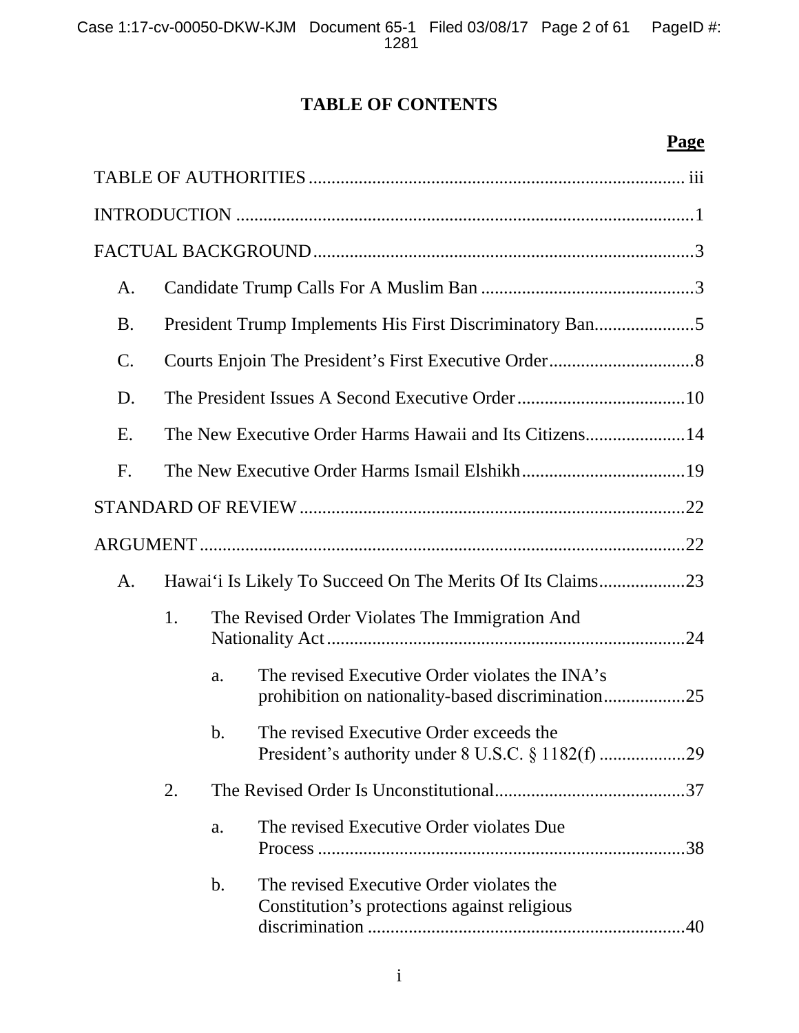# TABLE OF CONTENTS

**Page**

TABLE OF AUTHORITIES .................................................................................. iii

INTRODUCTION ....................................................................................................1

FACTUAL BACKGROUND...................................................................................3

- A. Candidate Trump Calls For A Muslim Ban ...............................................3
- B. President Trump Implements His First Discriminatory Ban......................5
- C. Courts Enjoin The President's First Executive Order................................8
- D. The President Issues A Second Executive Order.....................................10
- E. The New Executive Order Harms Hawaii and Its Citizens......................14
- F. The New Executive Order Harms Ismail Elshikh....................................19

STANDARD OF REVIEW.....................................................................................22

ARGUMENT..........................................................................................................22

- A. Hawai'i Is Likely To Succeed On The Merits Of Its Claims...................23
  - 1. The Revised Order Violates The Immigration And Nationality Act...............................................................................24
    - a. The revised Executive Order violates the INA's prohibition on nationality-based discrimination..................25
    - b. The revised Executive Order exceeds the President's authority under 8 U.S.C. § 1182(f) ..................29
  - 2. The Revised Order Is Unconstitutional..........................................37
    - a. The revised Executive Order violates Due Process ................................................................................38
    - b. The revised Executive Order violates the Constitution's protections against religious discrimination .....................................................................40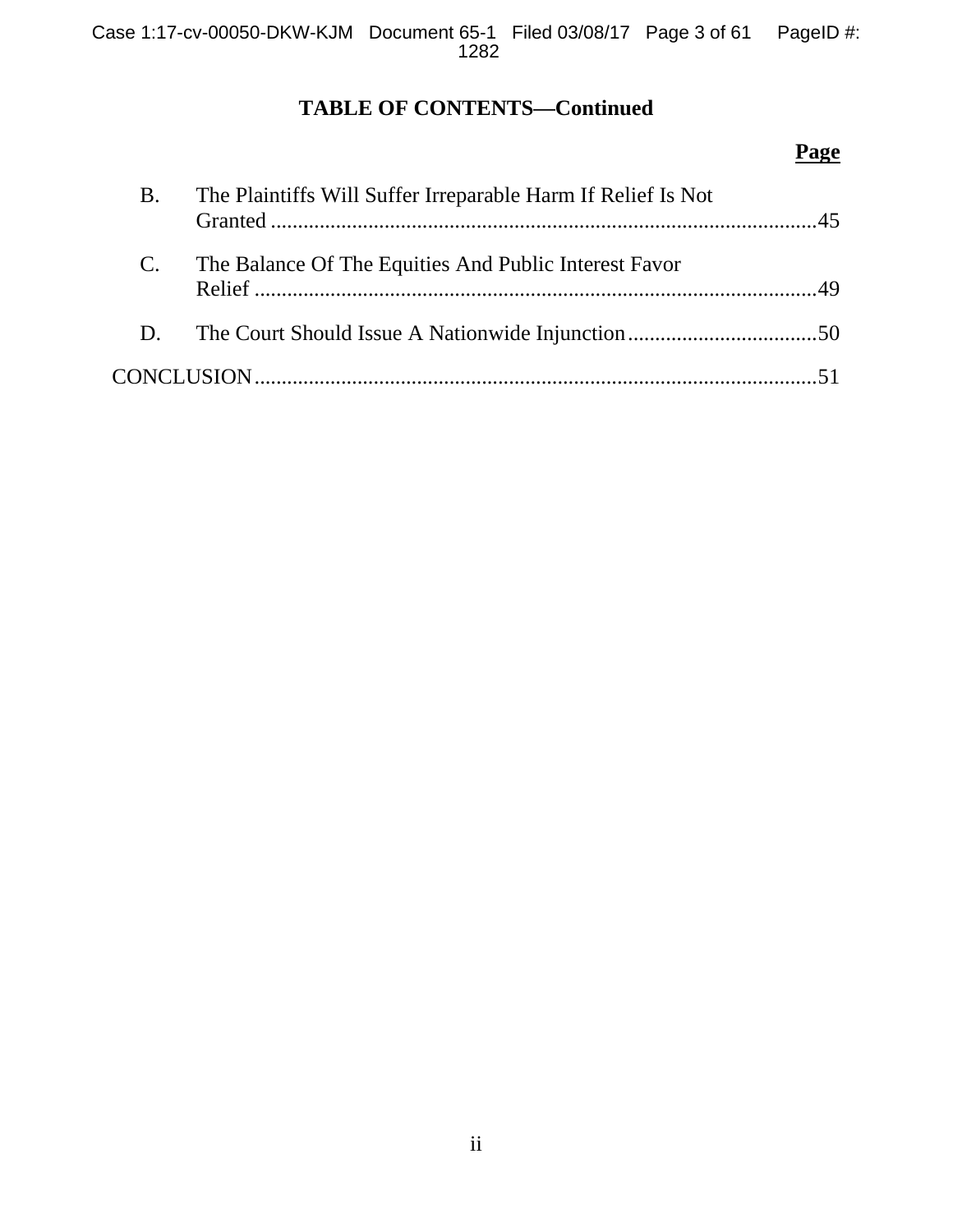## TABLE OF CONTENTS—Continued

| | Page |
|---|---|
| B. The Plaintiffs Will Suffer Irreparable Harm If Relief Is Not Granted | 45 |
| C. The Balance Of The Equities And Public Interest Favor Relief | 49 |
| D. The Court Should Issue A Nationwide Injunction | 50 |
| CONCLUSION | 51 |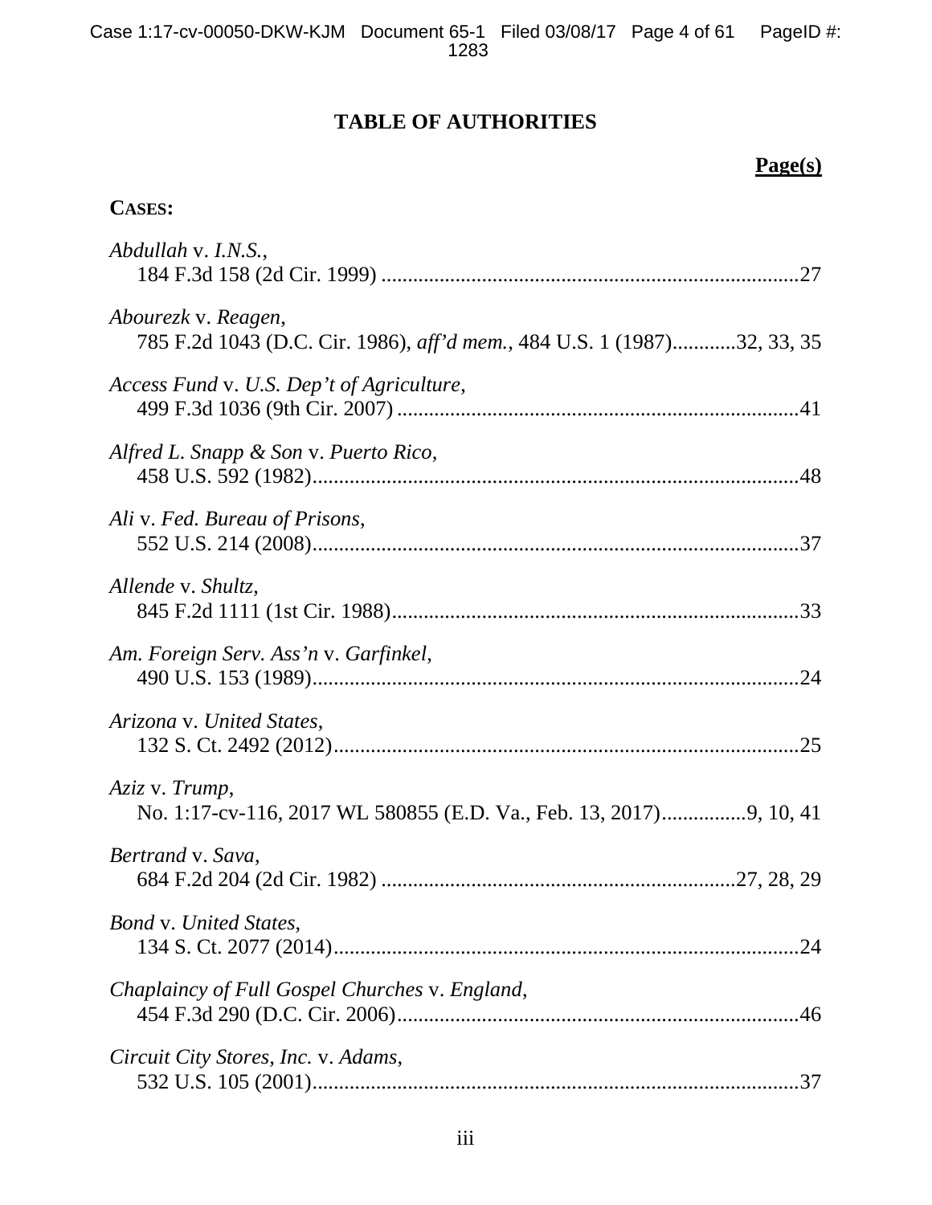# TABLE OF AUTHORITIES

**Page(s)**

**CASES:**

*Abdullah* v. *I.N.S.*,
184 F.3d 158 (2d Cir. 1999) ....................................................................................27

*Abourezk* v. *Reagen*,
785 F.2d 1043 (D.C. Cir. 1986), *aff'd mem.*, 484 U.S. 1 (1987)............32, 33, 35

*Access Fund* v. *U.S. Dep't of Agriculture*,
499 F.3d 1036 (9th Cir. 2007) ..............................................................................41

*Alfred L. Snapp & Son* v. *Puerto Rico*,
458 U.S. 592 (1982)...............................................................................................48

*Ali* v. *Fed. Bureau of Prisons*,
552 U.S. 214 (2008)...............................................................................................37

*Allende* v. *Shultz*,
845 F.2d 1111 (1st Cir. 1988)...............................................................................33

*Am. Foreign Serv. Ass'n* v. *Garfinkel*,
490 U.S. 153 (1989)...............................................................................................24

*Arizona* v. *United States*,
132 S. Ct. 2492 (2012)...........................................................................................25

*Aziz* v. *Trump*,
No. 1:17-cv-116, 2017 WL 580855 (E.D. Va., Feb. 13, 2017)................9, 10, 41

*Bertrand* v. *Sava*,
684 F.2d 204 (2d Cir. 1982) ..................................................................27, 28, 29

*Bond* v. *United States*,
134 S. Ct. 2077 (2014)...........................................................................................24

*Chaplaincy of Full Gospel Churches* v. *England*,
454 F.3d 290 (D.C. Cir. 2006)...............................................................................46

*Circuit City Stores, Inc.* v. *Adams*,
532 U.S. 105 (2001)...............................................................................................37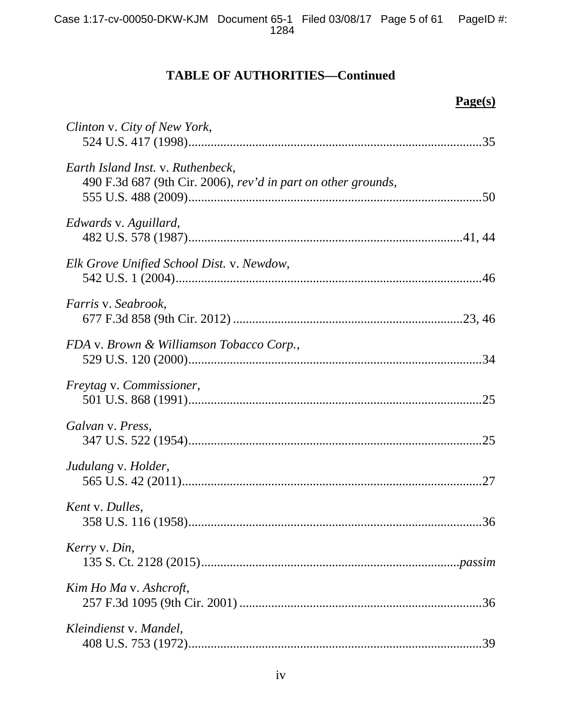## TABLE OF AUTHORITIES—Continued

**Page(s)**

*Clinton* v. *City of New York*,
524 U.S. 417 (1998)....................................................................................35

*Earth Island Inst.* v. *Ruthenbeck*,
490 F.3d 687 (9th Cir. 2006), *rev'd in part on other grounds*,
555 U.S. 488 (2009)....................................................................................50

*Edwards* v. *Aguillard*,
482 U.S. 578 (1987)...............................................................................41, 44

*Elk Grove Unified School Dist.* v. *Newdow*,
542 U.S. 1 (2004)........................................................................................46

*Farris* v. *Seabrook*,
677 F.3d 858 (9th Cir. 2012) ..................................................................23, 46

*FDA* v. *Brown & Williamson Tobacco Corp.*,
529 U.S. 120 (2000)....................................................................................34

*Freytag* v. *Commissioner*,
501 U.S. 868 (1991)....................................................................................25

*Galvan* v. *Press*,
347 U.S. 522 (1954)....................................................................................25

*Judulang* v. *Holder*,
565 U.S. 42 (2011)......................................................................................27

*Kent* v. *Dulles*,
358 U.S. 116 (1958)....................................................................................36

*Kerry* v. *Din*,
135 S. Ct. 2128 (2015)...........................................................................*passim*

*Kim Ho Ma* v. *Ashcroft*,
257 F.3d 1095 (9th Cir. 2001) .....................................................................36

*Kleindienst* v. *Mandel*,
408 U.S. 753 (1972)....................................................................................39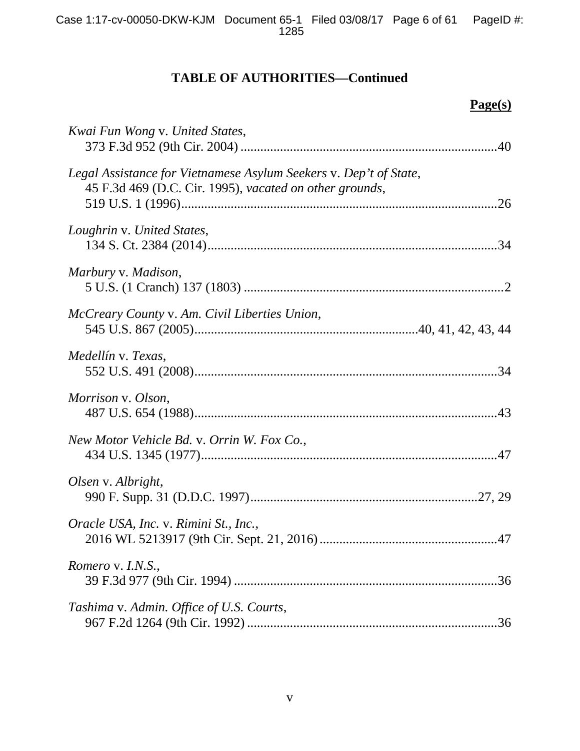## TABLE OF AUTHORITIES—Continued

**Page(s)**

*Kwai Fun Wong* v. *United States*,
373 F.3d 952 (9th Cir. 2004) ......................................................................... 40

*Legal Assistance for Vietnamese Asylum Seekers* v. *Dep't of State*,
45 F.3d 469 (D.C. Cir. 1995), *vacated on other grounds*,
519 U.S. 1 (1996)............................................................................................ 26

*Loughrin* v. *United States*,
134 S. Ct. 2384 (2014)..................................................................................... 34

*Marbury* v. *Madison*,
5 U.S. (1 Cranch) 137 (1803) ............................................................................ 2

*McCreary County* v. *Am. Civil Liberties Union*,
545 U.S. 867 (2005)................................................................ 40, 41, 42, 43, 44

*Medellín* v. *Texas*,
552 U.S. 491 (2008)......................................................................................... 34

*Morrison* v. *Olson*,
487 U.S. 654 (1988)......................................................................................... 43

*New Motor Vehicle Bd.* v. *Orrin W. Fox Co.*,
434 U.S. 1345 (1977)....................................................................................... 47

*Olsen* v. *Albright*,
990 F. Supp. 31 (D.D.C. 1997)................................................................... 27, 29

*Oracle USA, Inc.* v. *Rimini St., Inc.*,
2016 WL 5213917 (9th Cir. Sept. 21, 2016) .................................................... 47

*Romero* v. *I.N.S.*,
39 F.3d 977 (9th Cir. 1994) .............................................................................. 36

*Tashima* v. *Admin. Office of U.S. Courts*,
967 F.2d 1264 (9th Cir. 1992) .......................................................................... 36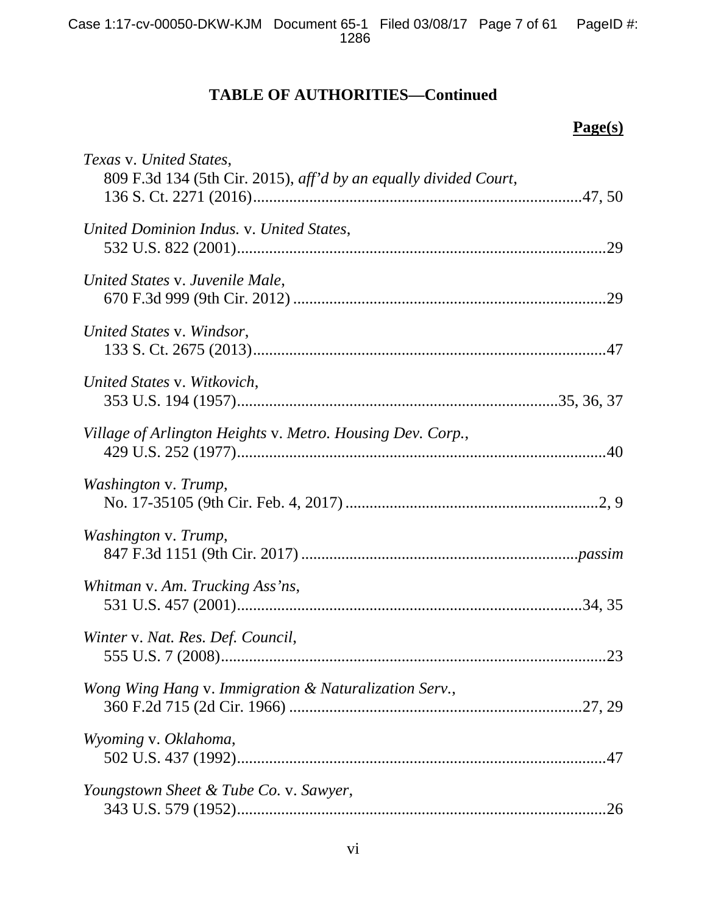## TABLE OF AUTHORITIES—Continued

**Page(s)**

*Texas* v. *United States*,
809 F.3d 134 (5th Cir. 2015), *aff'd by an equally divided Court*,
136 S. Ct. 2271 (2016)....................47, 50

*United Dominion Indus.* v. *United States*,
532 U.S. 822 (2001)....................29

*United States* v. *Juvenile Male*,
670 F.3d 999 (9th Cir. 2012)....................29

*United States* v. *Windsor*,
133 S. Ct. 2675 (2013)....................47

*United States* v. *Witkovich*,
353 U.S. 194 (1957)....................35, 36, 37

*Village of Arlington Heights* v. *Metro. Housing Dev. Corp.*,
429 U.S. 252 (1977)....................40

*Washington* v. *Trump*,
No. 17-35105 (9th Cir. Feb. 4, 2017)....................2, 9

*Washington* v. *Trump*,
847 F.3d 1151 (9th Cir. 2017)....................*passim*

*Whitman* v. *Am. Trucking Ass'ns*,
531 U.S. 457 (2001)....................34, 35

*Winter* v. *Nat. Res. Def. Council*,
555 U.S. 7 (2008)....................23

*Wong Wing Hang* v. *Immigration & Naturalization Serv.*,
360 F.2d 715 (2d Cir. 1966)....................27, 29

*Wyoming* v. *Oklahoma*,
502 U.S. 437 (1992)....................47

*Youngstown Sheet & Tube Co.* v. *Sawyer*,
343 U.S. 579 (1952)....................26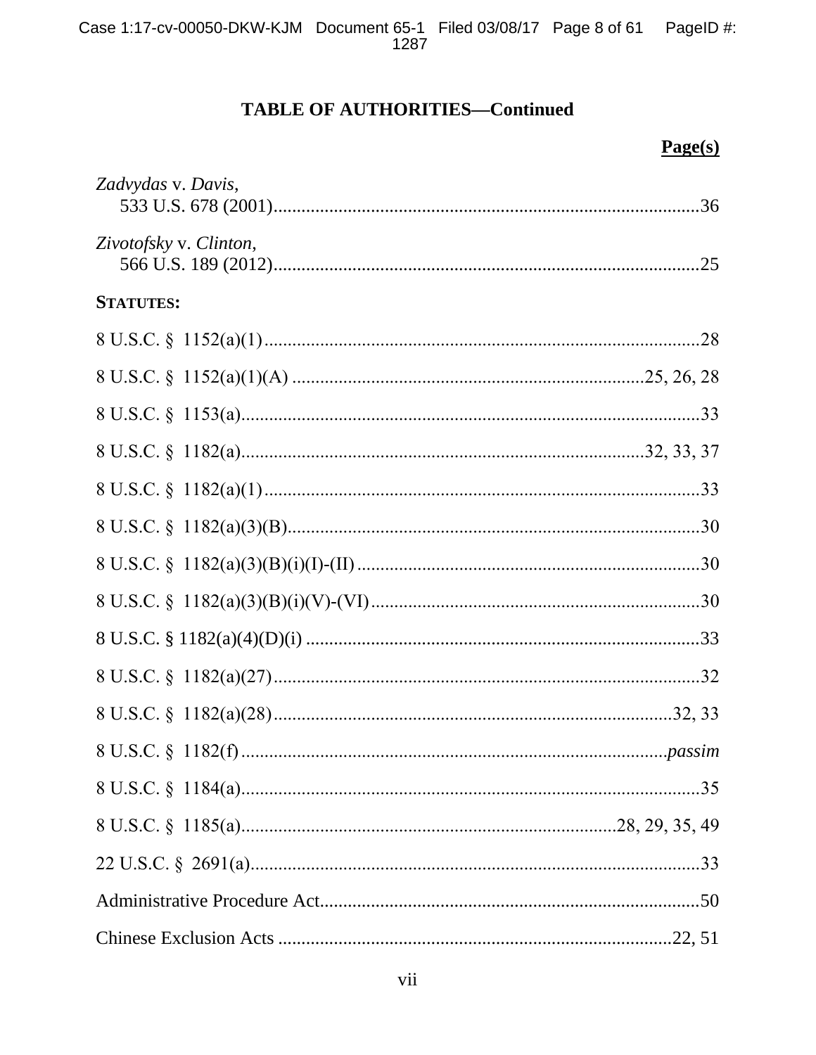## TABLE OF AUTHORITIES—Continued

**Page(s)**

*Zadvydas* v. *Davis*,
533 U.S. 678 (2001) .......... 36

*Zivotofsky* v. *Clinton*,
566 U.S. 189 (2012) .......... 25

**STATUTES:**

8 U.S.C. § 1152(a)(1) .......... 28

8 U.S.C. § 1152(a)(1)(A) .......... 25, 26, 28

8 U.S.C. § 1153(a) .......... 33

8 U.S.C. § 1182(a) .......... 32, 33, 37

8 U.S.C. § 1182(a)(1) .......... 33

8 U.S.C. § 1182(a)(3)(B) .......... 30

8 U.S.C. § 1182(a)(3)(B)(i)(I)-(II) .......... 30

8 U.S.C. § 1182(a)(3)(B)(i)(V)-(VI) .......... 30

8 U.S.C. § 1182(a)(4)(D)(i) .......... 33

8 U.S.C. § 1182(a)(27) .......... 32

8 U.S.C. § 1182(a)(28) .......... 32, 33

8 U.S.C. § 1182(f) .......... *passim*

8 U.S.C. § 1184(a) .......... 35

8 U.S.C. § 1185(a) .......... 28, 29, 35, 49

22 U.S.C. § 2691(a) .......... 33

Administrative Procedure Act .......... 50

Chinese Exclusion Acts .......... 22, 51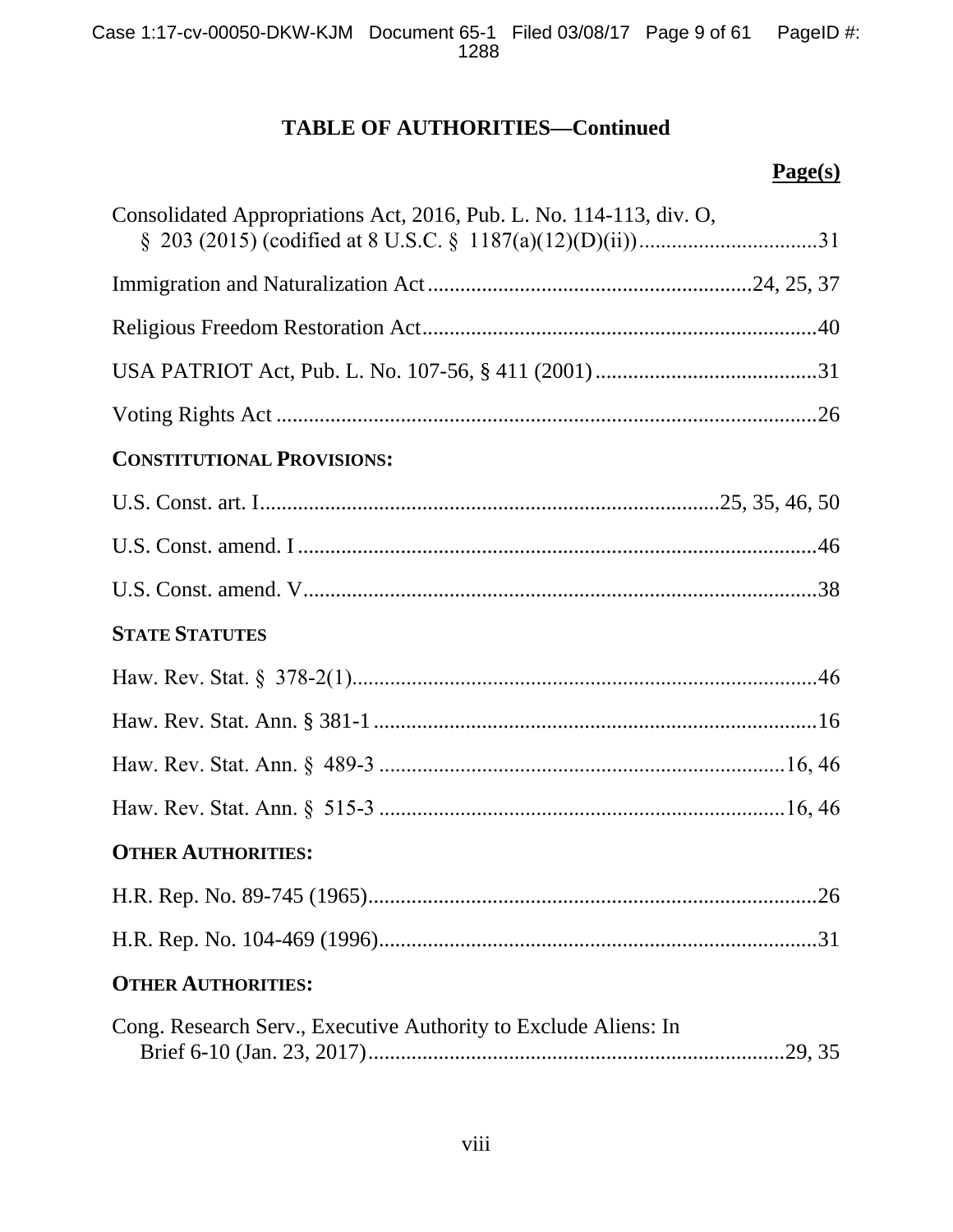## TABLE OF AUTHORITIES—Continued

**Page(s)**

Consolidated Appropriations Act, 2016, Pub. L. No. 114-113, div. O, § 203 (2015) (codified at 8 U.S.C. § 1187(a)(12)(D)(ii)) ................................31

Immigration and Naturalization Act ..........................................................24, 25, 37

Religious Freedom Restoration Act.........................................................................40

USA PATRIOT Act, Pub. L. No. 107-56, § 411 (2001) .........................................31

Voting Rights Act ...................................................................................................26

**CONSTITUTIONAL PROVISIONS:**

U.S. Const. art. I...................................................................................25, 35, 46, 50

U.S. Const. amend. I ...............................................................................................46

U.S. Const. amend. V..............................................................................................38

**STATE STATUTES**

Haw. Rev. Stat. § 378-2(1).....................................................................................46

Haw. Rev. Stat. Ann. § 381-1 .................................................................................16

Haw. Rev. Stat. Ann. § 489-3 ...........................................................................16, 46

Haw. Rev. Stat. Ann. § 515-3 ...........................................................................16, 46

**OTHER AUTHORITIES:**

H.R. Rep. No. 89-745 (1965)...................................................................................26

H.R. Rep. No. 104-469 (1996).................................................................................31

**OTHER AUTHORITIES:**

Cong. Research Serv., Executive Authority to Exclude Aliens: In Brief 6-10 (Jan. 23, 2017).............................................................................29, 35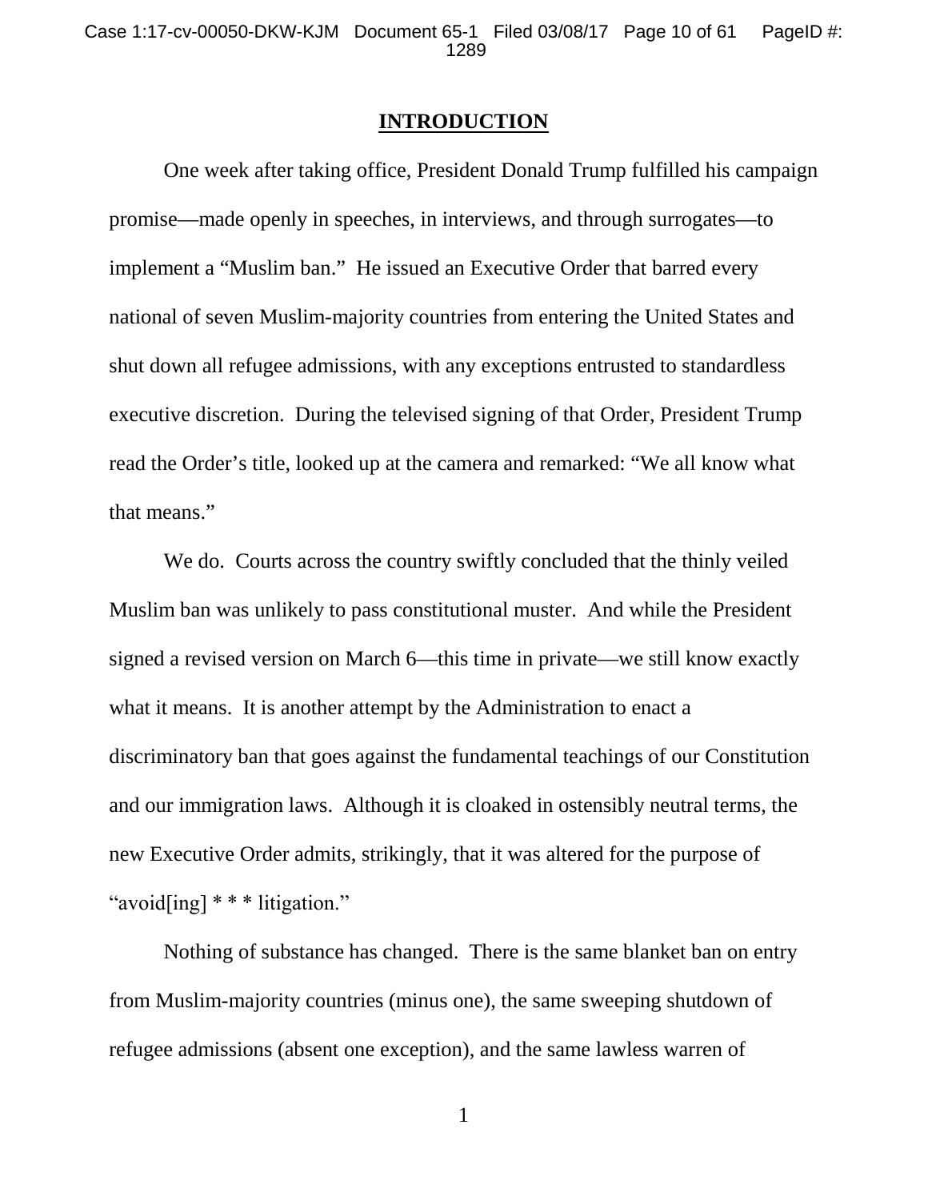## INTRODUCTION

One week after taking office, President Donald Trump fulfilled his campaign promise—made openly in speeches, in interviews, and through surrogates—to implement a "Muslim ban." He issued an Executive Order that barred every national of seven Muslim-majority countries from entering the United States and shut down all refugee admissions, with any exceptions entrusted to standardless executive discretion. During the televised signing of that Order, President Trump read the Order's title, looked up at the camera and remarked: "We all know what that means."

We do. Courts across the country swiftly concluded that the thinly veiled Muslim ban was unlikely to pass constitutional muster. And while the President signed a revised version on March 6—this time in private—we still know exactly what it means. It is another attempt by the Administration to enact a discriminatory ban that goes against the fundamental teachings of our Constitution and our immigration laws. Although it is cloaked in ostensibly neutral terms, the new Executive Order admits, strikingly, that it was altered for the purpose of "avoid[ing] * * * litigation."

Nothing of substance has changed. There is the same blanket ban on entry from Muslim-majority countries (minus one), the same sweeping shutdown of refugee admissions (absent one exception), and the same lawless warren of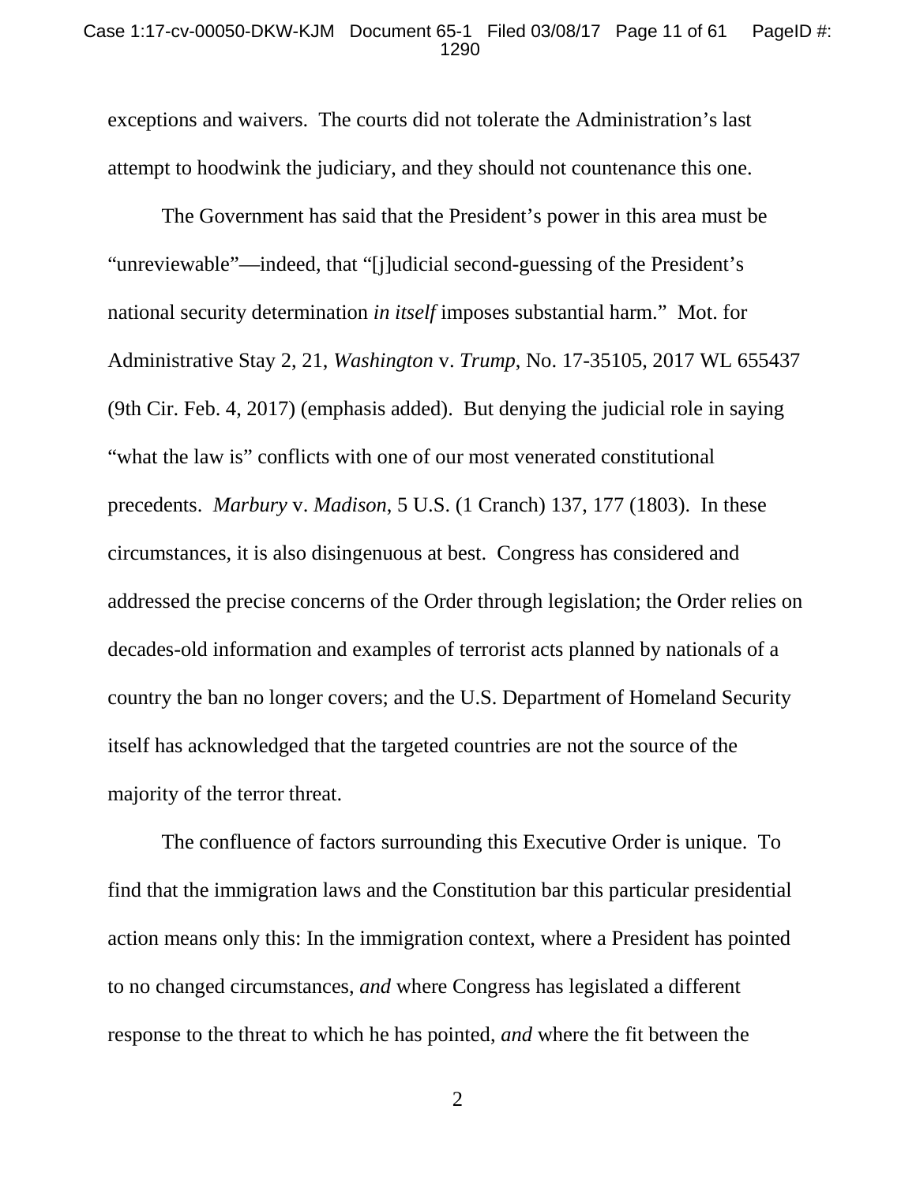exceptions and waivers. The courts did not tolerate the Administration's last attempt to hoodwink the judiciary, and they should not countenance this one.

The Government has said that the President's power in this area must be "unreviewable"—indeed, that "[j]udicial second-guessing of the President's national security determination *in itself* imposes substantial harm." Mot. for Administrative Stay 2, 21, *Washington* v. *Trump*, No. 17-35105, 2017 WL 655437 (9th Cir. Feb. 4, 2017) (emphasis added). But denying the judicial role in saying "what the law is" conflicts with one of our most venerated constitutional precedents. *Marbury* v. *Madison*, 5 U.S. (1 Cranch) 137, 177 (1803). In these circumstances, it is also disingenuous at best. Congress has considered and addressed the precise concerns of the Order through legislation; the Order relies on decades-old information and examples of terrorist acts planned by nationals of a country the ban no longer covers; and the U.S. Department of Homeland Security itself has acknowledged that the targeted countries are not the source of the majority of the terror threat.

The confluence of factors surrounding this Executive Order is unique. To find that the immigration laws and the Constitution bar this particular presidential action means only this: In the immigration context, where a President has pointed to no changed circumstances, *and* where Congress has legislated a different response to the threat to which he has pointed, *and* where the fit between the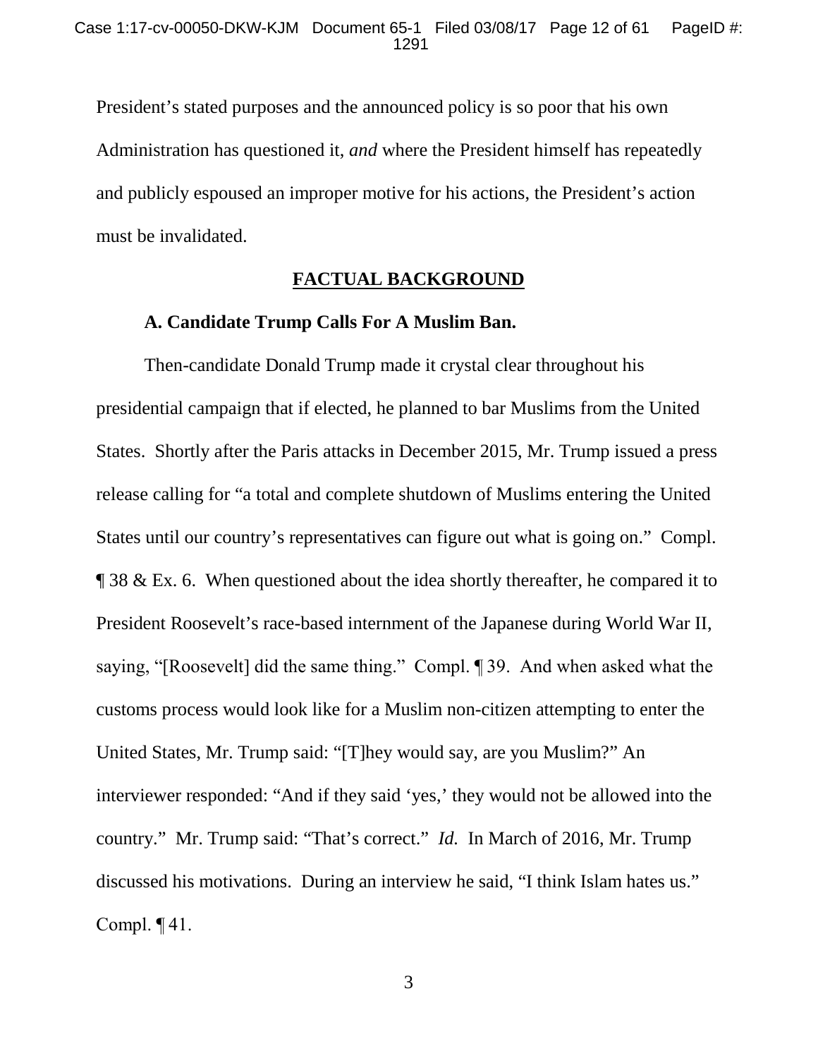President's stated purposes and the announced policy is so poor that his own Administration has questioned it, *and* where the President himself has repeatedly and publicly espoused an improper motive for his actions, the President's action must be invalidated.

## FACTUAL BACKGROUND

### A. Candidate Trump Calls For A Muslim Ban.

Then-candidate Donald Trump made it crystal clear throughout his presidential campaign that if elected, he planned to bar Muslims from the United States. Shortly after the Paris attacks in December 2015, Mr. Trump issued a press release calling for "a total and complete shutdown of Muslims entering the United States until our country's representatives can figure out what is going on." Compl. ¶ 38 & Ex. 6. When questioned about the idea shortly thereafter, he compared it to President Roosevelt's race-based internment of the Japanese during World War II, saying, "[Roosevelt] did the same thing." Compl. ¶ 39. And when asked what the customs process would look like for a Muslim non-citizen attempting to enter the United States, Mr. Trump said: "[T]hey would say, are you Muslim?" An interviewer responded: "And if they said 'yes,' they would not be allowed into the country." Mr. Trump said: "That's correct." *Id.* In March of 2016, Mr. Trump discussed his motivations. During an interview he said, "I think Islam hates us." Compl. ¶ 41.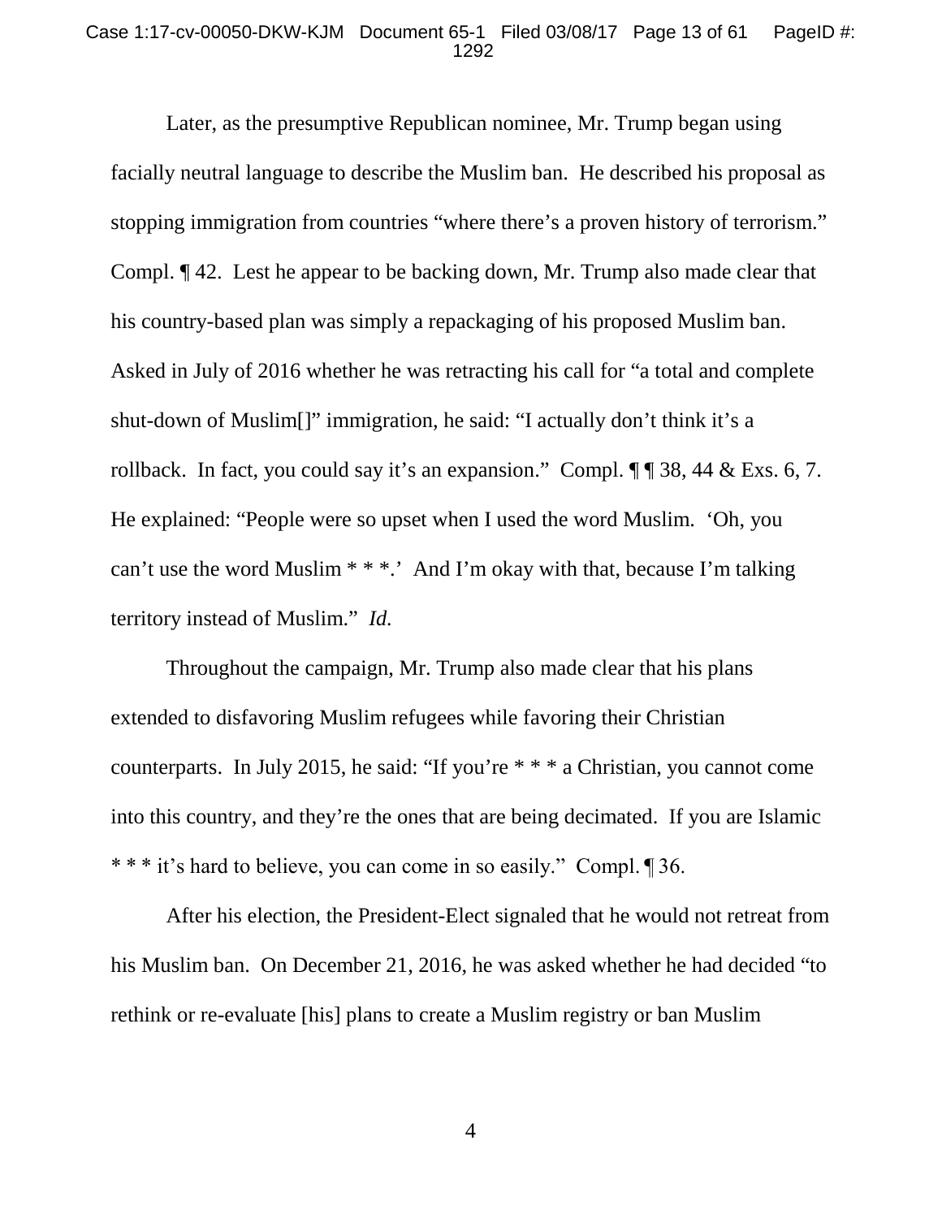Later, as the presumptive Republican nominee, Mr. Trump began using facially neutral language to describe the Muslim ban. He described his proposal as stopping immigration from countries "where there's a proven history of terrorism." Compl. ¶ 42. Lest he appear to be backing down, Mr. Trump also made clear that his country-based plan was simply a repackaging of his proposed Muslim ban. Asked in July of 2016 whether he was retracting his call for "a total and complete shut-down of Muslim[]" immigration, he said: "I actually don't think it's a rollback. In fact, you could say it's an expansion." Compl. ¶ ¶ 38, 44 & Exs. 6, 7. He explained: "People were so upset when I used the word Muslim. 'Oh, you can't use the word Muslim * * *.' And I'm okay with that, because I'm talking territory instead of Muslim." *Id.*

Throughout the campaign, Mr. Trump also made clear that his plans extended to disfavoring Muslim refugees while favoring their Christian counterparts. In July 2015, he said: "If you're * * * a Christian, you cannot come into this country, and they're the ones that are being decimated. If you are Islamic * * * it's hard to believe, you can come in so easily." Compl. ¶ 36.

After his election, the President-Elect signaled that he would not retreat from his Muslim ban. On December 21, 2016, he was asked whether he had decided "to rethink or re-evaluate [his] plans to create a Muslim registry or ban Muslim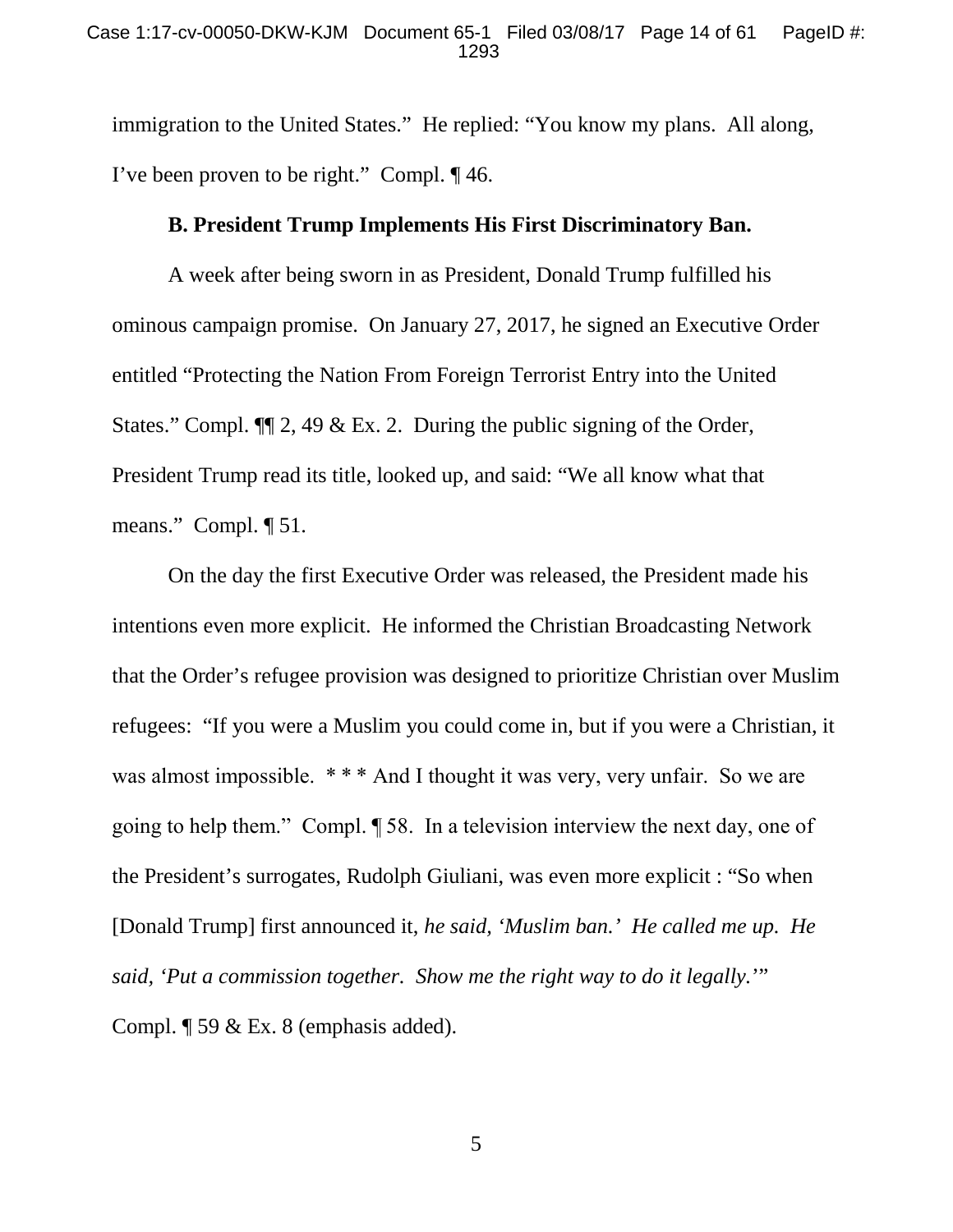immigration to the United States." He replied: "You know my plans. All along, I've been proven to be right." Compl. ¶ 46.

### B. President Trump Implements His First Discriminatory Ban.

A week after being sworn in as President, Donald Trump fulfilled his ominous campaign promise. On January 27, 2017, he signed an Executive Order entitled "Protecting the Nation From Foreign Terrorist Entry into the United States." Compl. ¶¶ 2, 49 & Ex. 2. During the public signing of the Order, President Trump read its title, looked up, and said: "We all know what that means." Compl. ¶ 51.

On the day the first Executive Order was released, the President made his intentions even more explicit. He informed the Christian Broadcasting Network that the Order's refugee provision was designed to prioritize Christian over Muslim refugees: "If you were a Muslim you could come in, but if you were a Christian, it was almost impossible. * * * And I thought it was very, very unfair. So we are going to help them." Compl. ¶ 58. In a television interview the next day, one of the President's surrogates, Rudolph Giuliani, was even more explicit : "So when [Donald Trump] first announced it, *he said, 'Muslim ban.' He called me up. He said, 'Put a commission together. Show me the right way to do it legally.'*" Compl. ¶ 59 & Ex. 8 (emphasis added).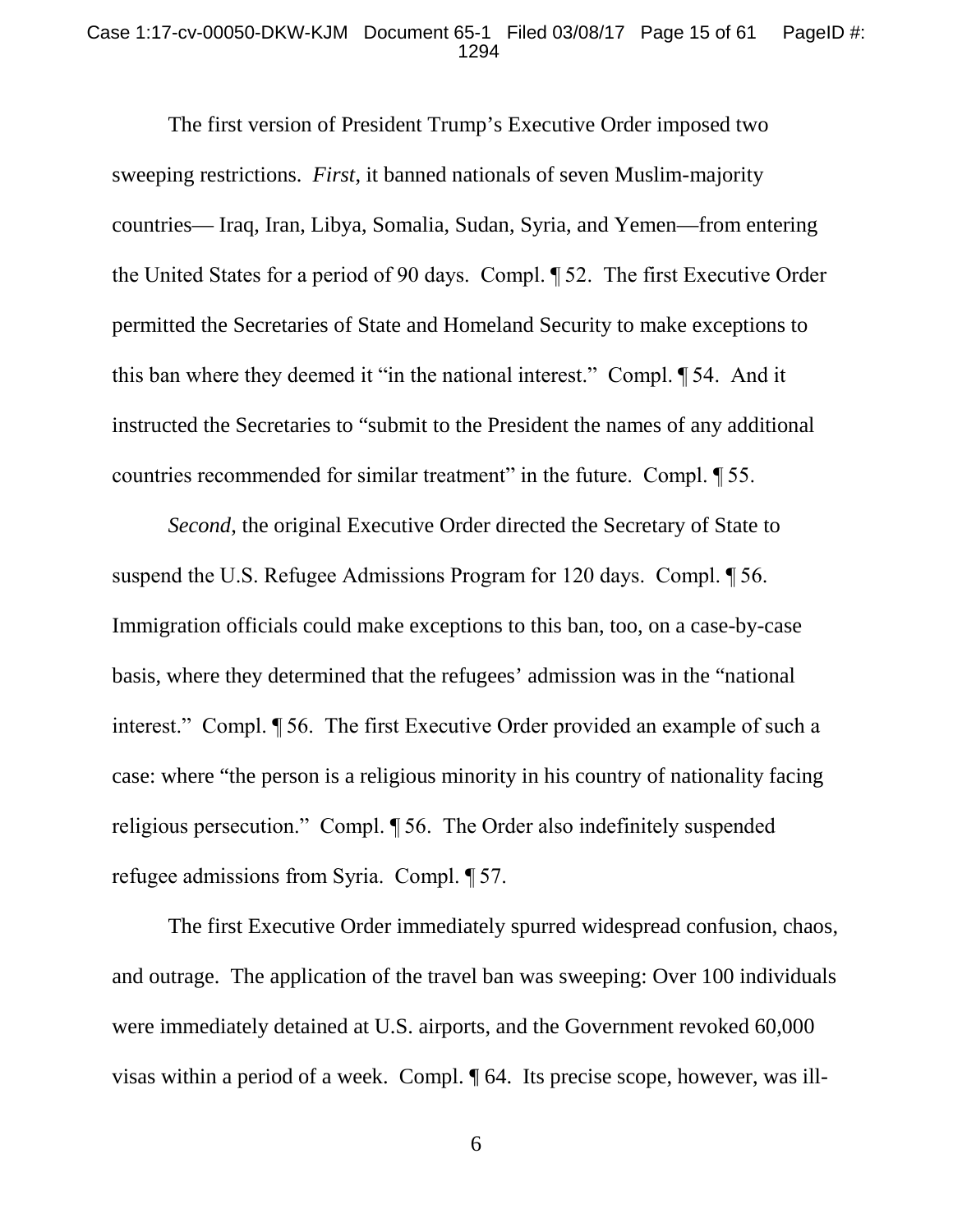The first version of President Trump's Executive Order imposed two sweeping restrictions. *First*, it banned nationals of seven Muslim-majority countries— Iraq, Iran, Libya, Somalia, Sudan, Syria, and Yemen—from entering the United States for a period of 90 days. Compl. ¶ 52. The first Executive Order permitted the Secretaries of State and Homeland Security to make exceptions to this ban where they deemed it "in the national interest." Compl. ¶ 54. And it instructed the Secretaries to "submit to the President the names of any additional countries recommended for similar treatment" in the future. Compl. ¶ 55.

*Second*, the original Executive Order directed the Secretary of State to suspend the U.S. Refugee Admissions Program for 120 days. Compl. ¶ 56. Immigration officials could make exceptions to this ban, too, on a case-by-case basis, where they determined that the refugees' admission was in the "national interest." Compl. ¶ 56. The first Executive Order provided an example of such a case: where "the person is a religious minority in his country of nationality facing religious persecution." Compl. ¶ 56. The Order also indefinitely suspended refugee admissions from Syria. Compl. ¶ 57.

The first Executive Order immediately spurred widespread confusion, chaos, and outrage. The application of the travel ban was sweeping: Over 100 individuals were immediately detained at U.S. airports, and the Government revoked 60,000 visas within a period of a week. Compl. ¶ 64. Its precise scope, however, was ill-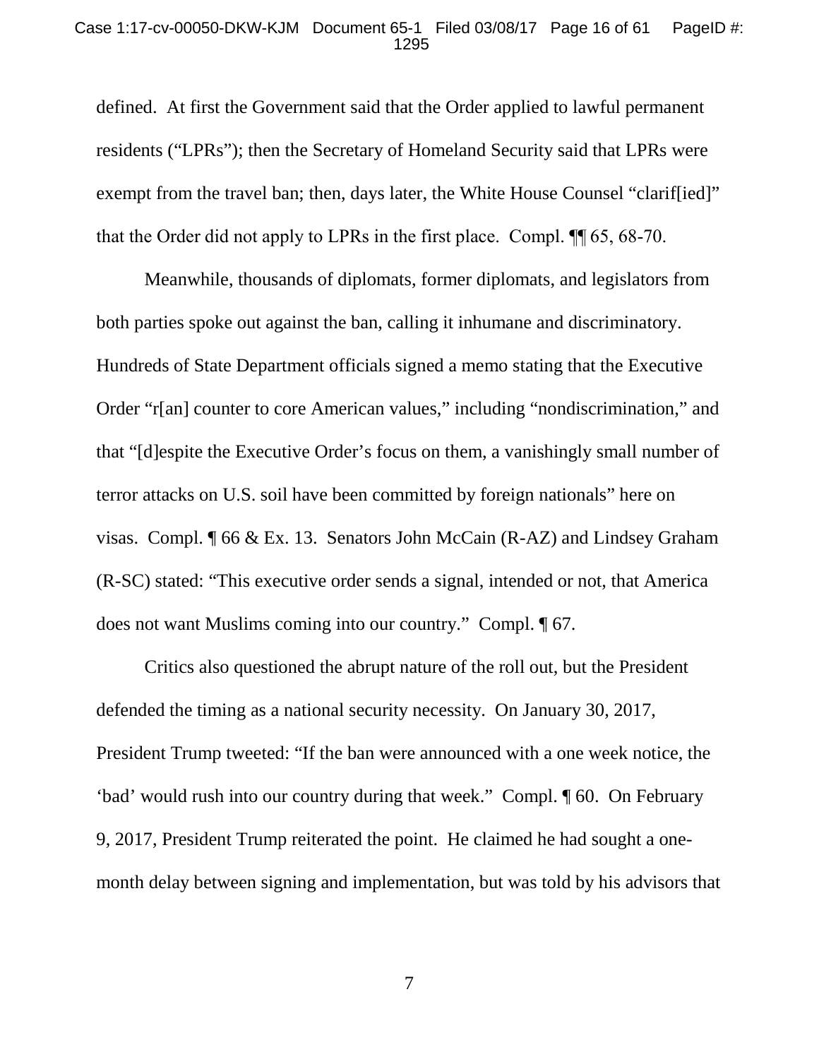defined. At first the Government said that the Order applied to lawful permanent residents ("LPRs"); then the Secretary of Homeland Security said that LPRs were exempt from the travel ban; then, days later, the White House Counsel "clarif[ied]" that the Order did not apply to LPRs in the first place. Compl. ¶¶ 65, 68-70.

Meanwhile, thousands of diplomats, former diplomats, and legislators from both parties spoke out against the ban, calling it inhumane and discriminatory. Hundreds of State Department officials signed a memo stating that the Executive Order "r[an] counter to core American values," including "nondiscrimination," and that "[d]espite the Executive Order's focus on them, a vanishingly small number of terror attacks on U.S. soil have been committed by foreign nationals" here on visas. Compl. ¶ 66 & Ex. 13. Senators John McCain (R-AZ) and Lindsey Graham (R-SC) stated: "This executive order sends a signal, intended or not, that America does not want Muslims coming into our country." Compl. ¶ 67.

Critics also questioned the abrupt nature of the roll out, but the President defended the timing as a national security necessity. On January 30, 2017, President Trump tweeted: "If the ban were announced with a one week notice, the 'bad' would rush into our country during that week." Compl. ¶ 60. On February 9, 2017, President Trump reiterated the point. He claimed he had sought a one-month delay between signing and implementation, but was told by his advisors that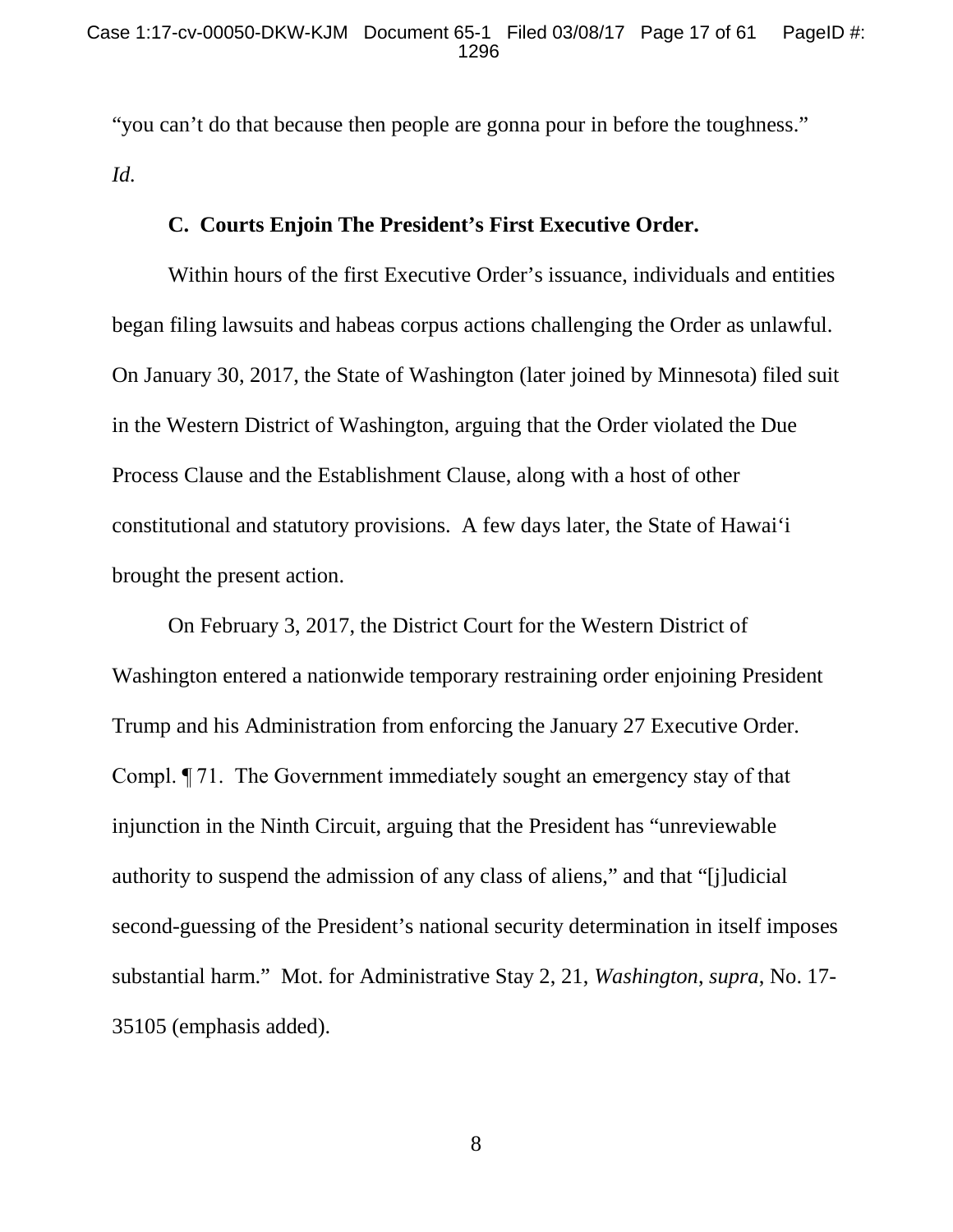"you can't do that because then people are gonna pour in before the toughness." *Id.*

### C. Courts Enjoin The President's First Executive Order.

Within hours of the first Executive Order's issuance, individuals and entities began filing lawsuits and habeas corpus actions challenging the Order as unlawful. On January 30, 2017, the State of Washington (later joined by Minnesota) filed suit in the Western District of Washington, arguing that the Order violated the Due Process Clause and the Establishment Clause, along with a host of other constitutional and statutory provisions. A few days later, the State of Hawai'i brought the present action.

On February 3, 2017, the District Court for the Western District of Washington entered a nationwide temporary restraining order enjoining President Trump and his Administration from enforcing the January 27 Executive Order. Compl. ¶ 71. The Government immediately sought an emergency stay of that injunction in the Ninth Circuit, arguing that the President has "unreviewable authority to suspend the admission of any class of aliens," and that "[j]udicial second-guessing of the President's national security determination in itself imposes substantial harm." Mot. for Administrative Stay 2, 21, *Washington*, *supra*, No. 17-35105 (emphasis added).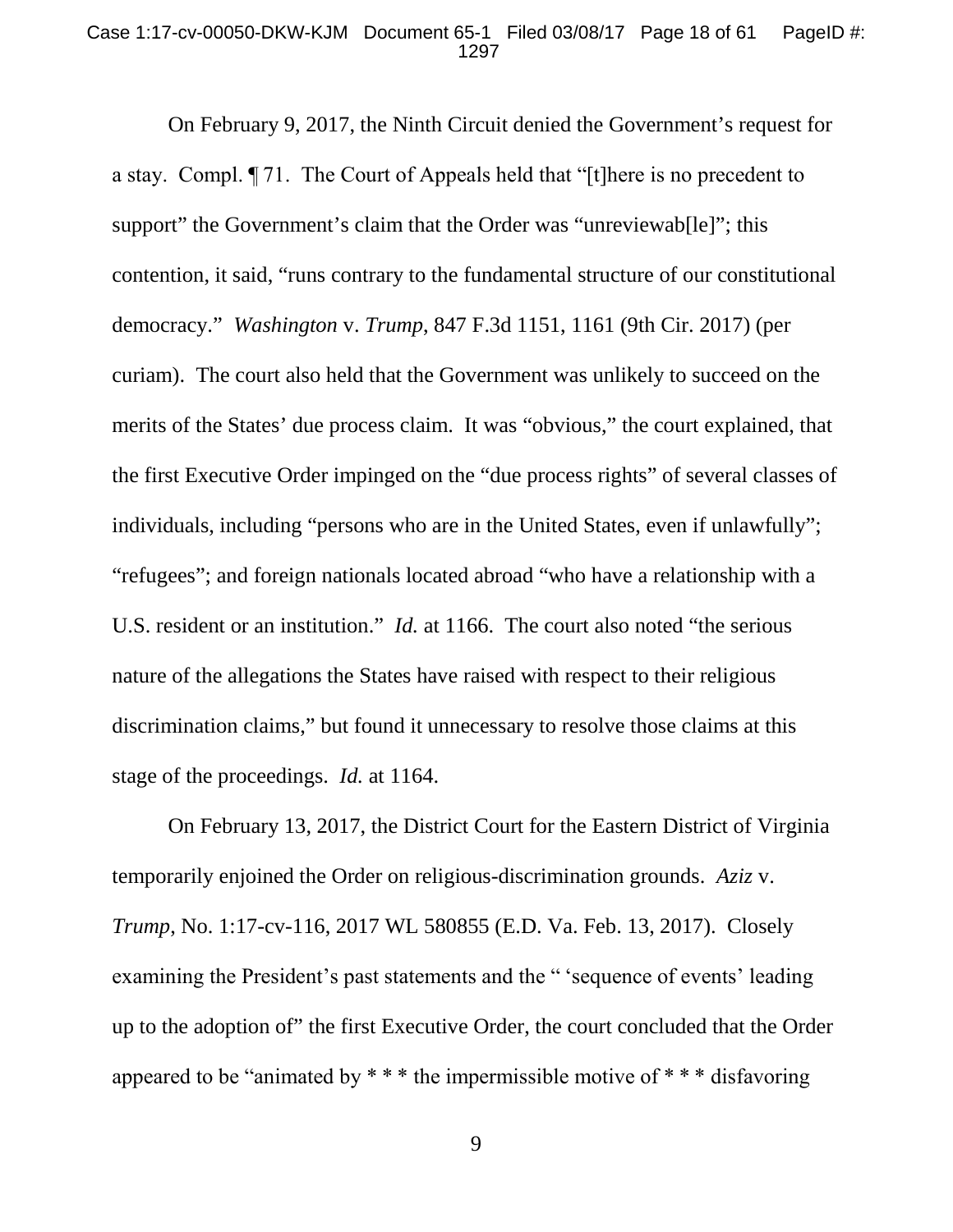On February 9, 2017, the Ninth Circuit denied the Government's request for a stay. Compl. ¶ 71. The Court of Appeals held that "[t]here is no precedent to support" the Government's claim that the Order was "unreviewab[le]"; this contention, it said, "runs contrary to the fundamental structure of our constitutional democracy." *Washington* v. *Trump*, 847 F.3d 1151, 1161 (9th Cir. 2017) (per curiam). The court also held that the Government was unlikely to succeed on the merits of the States' due process claim. It was "obvious," the court explained, that the first Executive Order impinged on the "due process rights" of several classes of individuals, including "persons who are in the United States, even if unlawfully"; "refugees"; and foreign nationals located abroad "who have a relationship with a U.S. resident or an institution." *Id.* at 1166. The court also noted "the serious nature of the allegations the States have raised with respect to their religious discrimination claims," but found it unnecessary to resolve those claims at this stage of the proceedings. *Id.* at 1164.

On February 13, 2017, the District Court for the Eastern District of Virginia temporarily enjoined the Order on religious-discrimination grounds. *Aziz* v. *Trump*, No. 1:17-cv-116, 2017 WL 580855 (E.D. Va. Feb. 13, 2017). Closely examining the President's past statements and the " 'sequence of events' leading up to the adoption of" the first Executive Order, the court concluded that the Order appeared to be "animated by * * * the impermissible motive of * * * disfavoring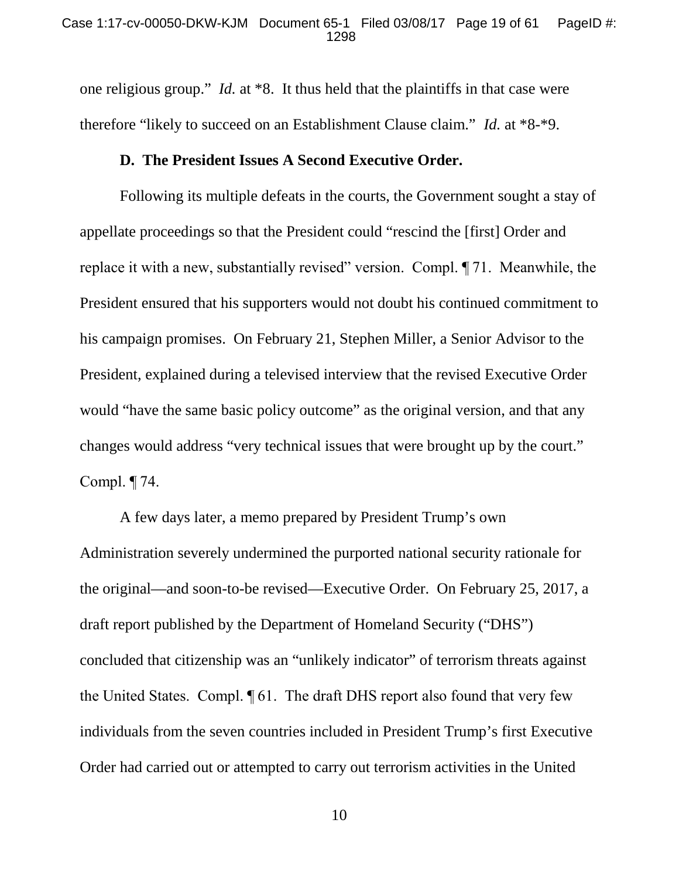one religious group." *Id.* at *8. It thus held that the plaintiffs in that case were therefore "likely to succeed on an Establishment Clause claim." *Id.* at *8-*9.

**D. The President Issues A Second Executive Order.**

Following its multiple defeats in the courts, the Government sought a stay of appellate proceedings so that the President could "rescind the [first] Order and replace it with a new, substantially revised" version. Compl. ¶ 71. Meanwhile, the President ensured that his supporters would not doubt his continued commitment to his campaign promises. On February 21, Stephen Miller, a Senior Advisor to the President, explained during a televised interview that the revised Executive Order would "have the same basic policy outcome" as the original version, and that any changes would address "very technical issues that were brought up by the court." Compl. ¶ 74.

A few days later, a memo prepared by President Trump's own Administration severely undermined the purported national security rationale for the original—and soon-to-be revised—Executive Order. On February 25, 2017, a draft report published by the Department of Homeland Security ("DHS") concluded that citizenship was an "unlikely indicator" of terrorism threats against the United States. Compl. ¶ 61. The draft DHS report also found that very few individuals from the seven countries included in President Trump's first Executive Order had carried out or attempted to carry out terrorism activities in the United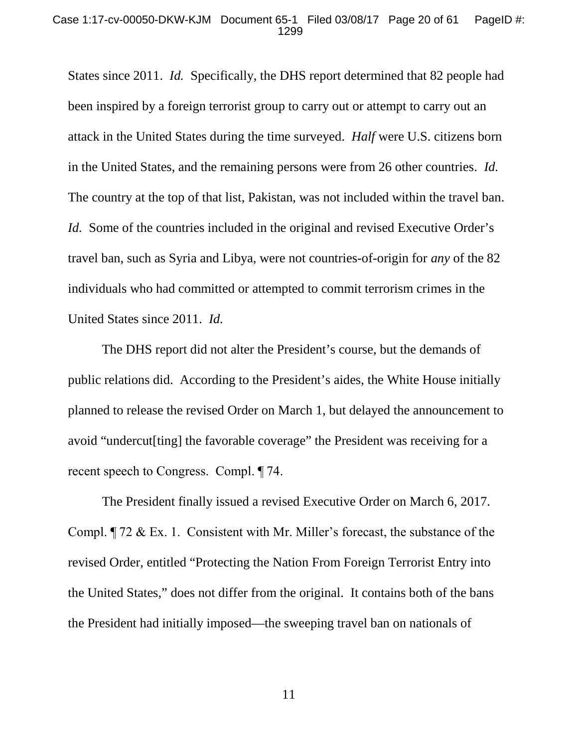States since 2011. *Id.* Specifically, the DHS report determined that 82 people had been inspired by a foreign terrorist group to carry out or attempt to carry out an attack in the United States during the time surveyed. *Half* were U.S. citizens born in the United States, and the remaining persons were from 26 other countries. *Id.* The country at the top of that list, Pakistan, was not included within the travel ban. *Id.* Some of the countries included in the original and revised Executive Order's travel ban, such as Syria and Libya, were not countries-of-origin for *any* of the 82 individuals who had committed or attempted to commit terrorism crimes in the United States since 2011. *Id.*

The DHS report did not alter the President's course, but the demands of public relations did. According to the President's aides, the White House initially planned to release the revised Order on March 1, but delayed the announcement to avoid "undercut[ting] the favorable coverage" the President was receiving for a recent speech to Congress. Compl. ¶ 74.

The President finally issued a revised Executive Order on March 6, 2017. Compl. ¶ 72 & Ex. 1. Consistent with Mr. Miller's forecast, the substance of the revised Order, entitled "Protecting the Nation From Foreign Terrorist Entry into the United States," does not differ from the original. It contains both of the bans the President had initially imposed—the sweeping travel ban on nationals of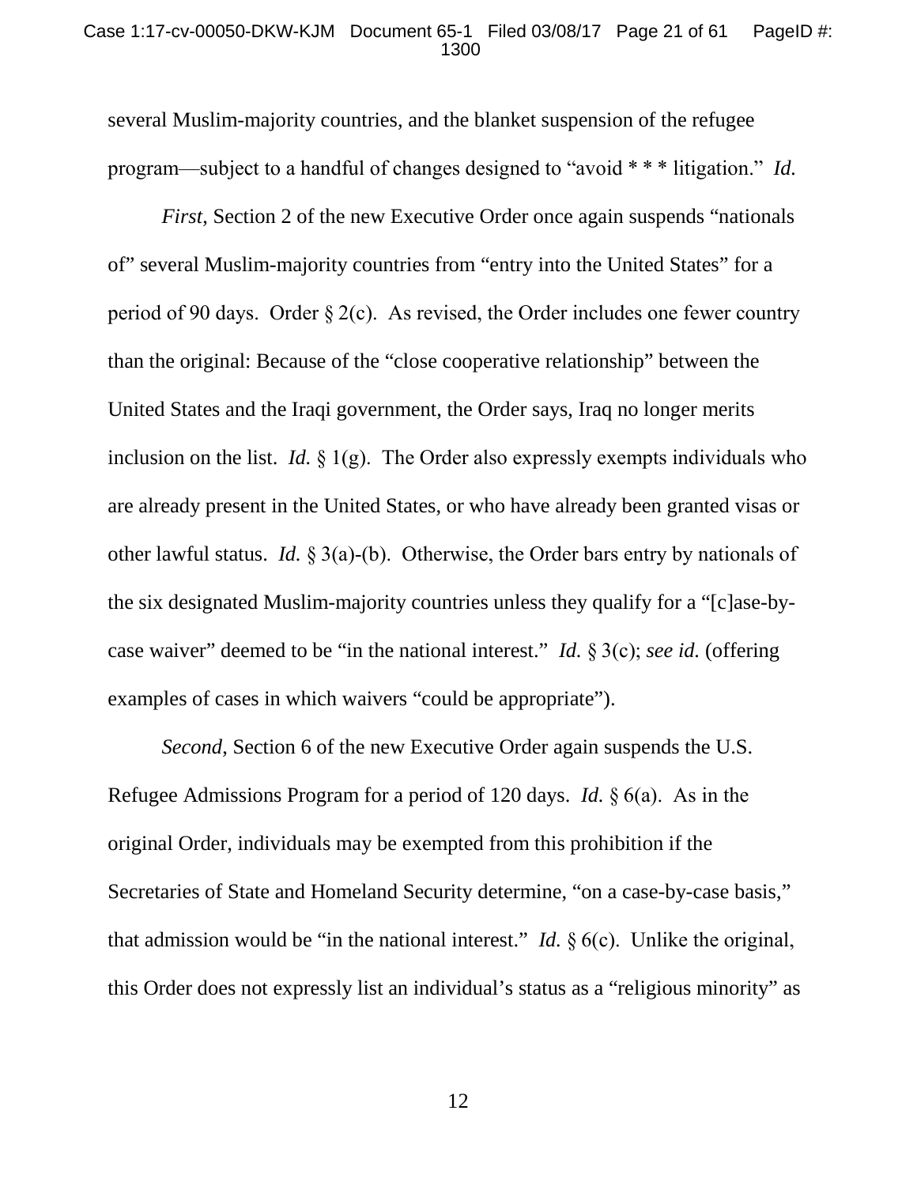several Muslim-majority countries, and the blanket suspension of the refugee program—subject to a handful of changes designed to "avoid * * * litigation." *Id.*

*First*, Section 2 of the new Executive Order once again suspends "nationals of" several Muslim-majority countries from "entry into the United States" for a period of 90 days. Order § 2(c). As revised, the Order includes one fewer country than the original: Because of the "close cooperative relationship" between the United States and the Iraqi government, the Order says, Iraq no longer merits inclusion on the list. *Id.* § 1(g). The Order also expressly exempts individuals who are already present in the United States, or who have already been granted visas or other lawful status. *Id.* § 3(a)-(b). Otherwise, the Order bars entry by nationals of the six designated Muslim-majority countries unless they qualify for a "[c]ase-by-case waiver" deemed to be "in the national interest." *Id.* § 3(c); *see id.* (offering examples of cases in which waivers "could be appropriate").

*Second*, Section 6 of the new Executive Order again suspends the U.S. Refugee Admissions Program for a period of 120 days. *Id.* § 6(a). As in the original Order, individuals may be exempted from this prohibition if the Secretaries of State and Homeland Security determine, "on a case-by-case basis," that admission would be "in the national interest." *Id.* § 6(c). Unlike the original, this Order does not expressly list an individual's status as a "religious minority" as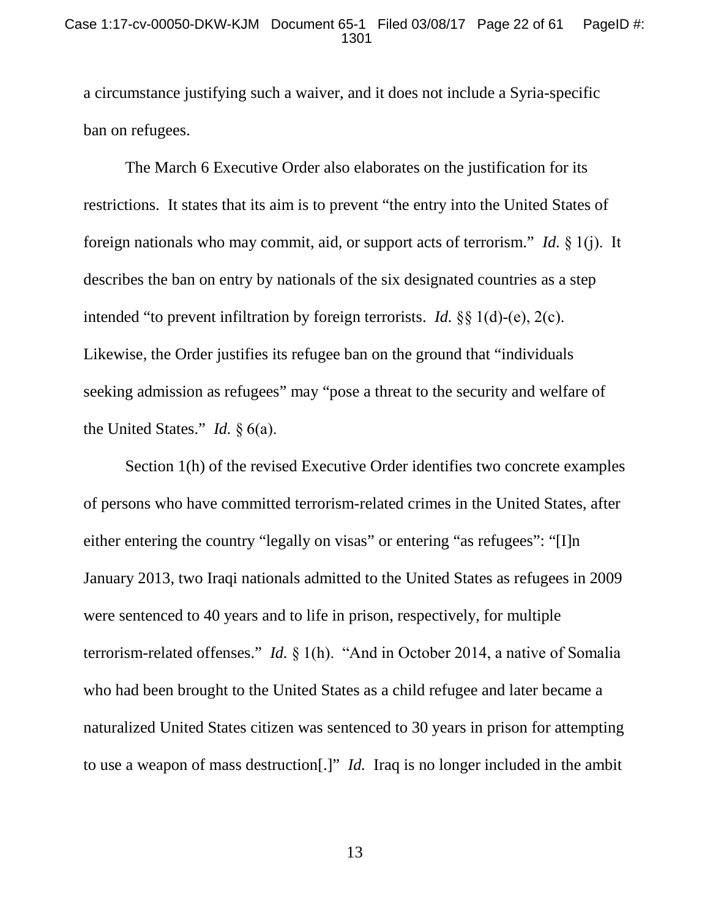a circumstance justifying such a waiver, and it does not include a Syria-specific ban on refugees.

The March 6 Executive Order also elaborates on the justification for its restrictions. It states that its aim is to prevent "the entry into the United States of foreign nationals who may commit, aid, or support acts of terrorism." *Id.* § 1(j). It describes the ban on entry by nationals of the six designated countries as a step intended "to prevent infiltration by foreign terrorists. *Id.* §§ 1(d)-(e), 2(c). Likewise, the Order justifies its refugee ban on the ground that "individuals seeking admission as refugees" may "pose a threat to the security and welfare of the United States." *Id.* § 6(a).

Section 1(h) of the revised Executive Order identifies two concrete examples of persons who have committed terrorism-related crimes in the United States, after either entering the country "legally on visas" or entering "as refugees": "[I]n January 2013, two Iraqi nationals admitted to the United States as refugees in 2009 were sentenced to 40 years and to life in prison, respectively, for multiple terrorism-related offenses." *Id.* § 1(h). "And in October 2014, a native of Somalia who had been brought to the United States as a child refugee and later became a naturalized United States citizen was sentenced to 30 years in prison for attempting to use a weapon of mass destruction[.]" *Id.* Iraq is no longer included in the ambit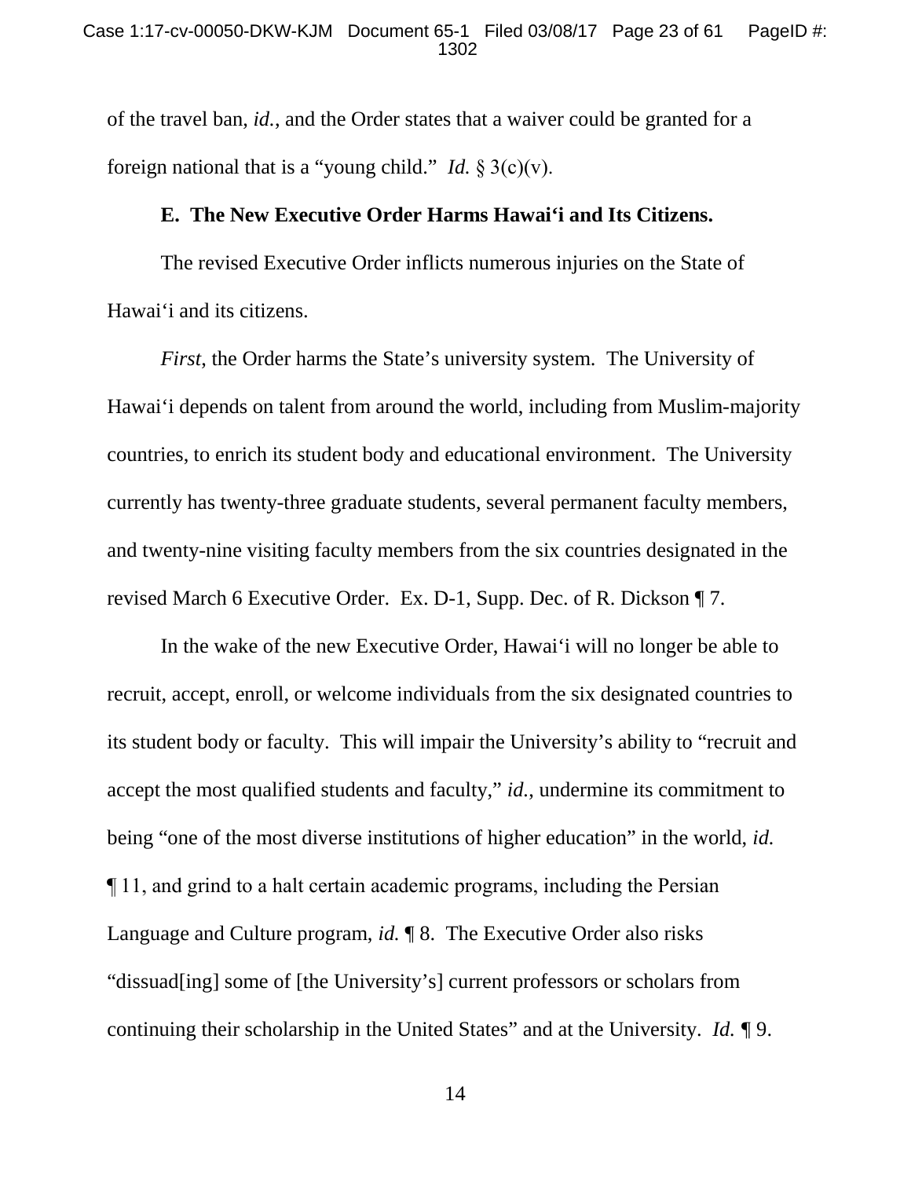of the travel ban, *id.*, and the Order states that a waiver could be granted for a foreign national that is a "young child." *Id.* § 3(c)(v).

**E. The New Executive Order Harms Hawai'i and Its Citizens.**

The revised Executive Order inflicts numerous injuries on the State of Hawai'i and its citizens.

*First*, the Order harms the State's university system. The University of Hawai'i depends on talent from around the world, including from Muslim-majority countries, to enrich its student body and educational environment. The University currently has twenty-three graduate students, several permanent faculty members, and twenty-nine visiting faculty members from the six countries designated in the revised March 6 Executive Order. Ex. D-1, Supp. Dec. of R. Dickson ¶ 7.

In the wake of the new Executive Order, Hawai'i will no longer be able to recruit, accept, enroll, or welcome individuals from the six designated countries to its student body or faculty. This will impair the University's ability to "recruit and accept the most qualified students and faculty," *id.*, undermine its commitment to being "one of the most diverse institutions of higher education" in the world, *id.* ¶ 11, and grind to a halt certain academic programs, including the Persian Language and Culture program, *id.* ¶ 8. The Executive Order also risks "dissuad[ing] some of [the University's] current professors or scholars from continuing their scholarship in the United States" and at the University. *Id.* ¶ 9.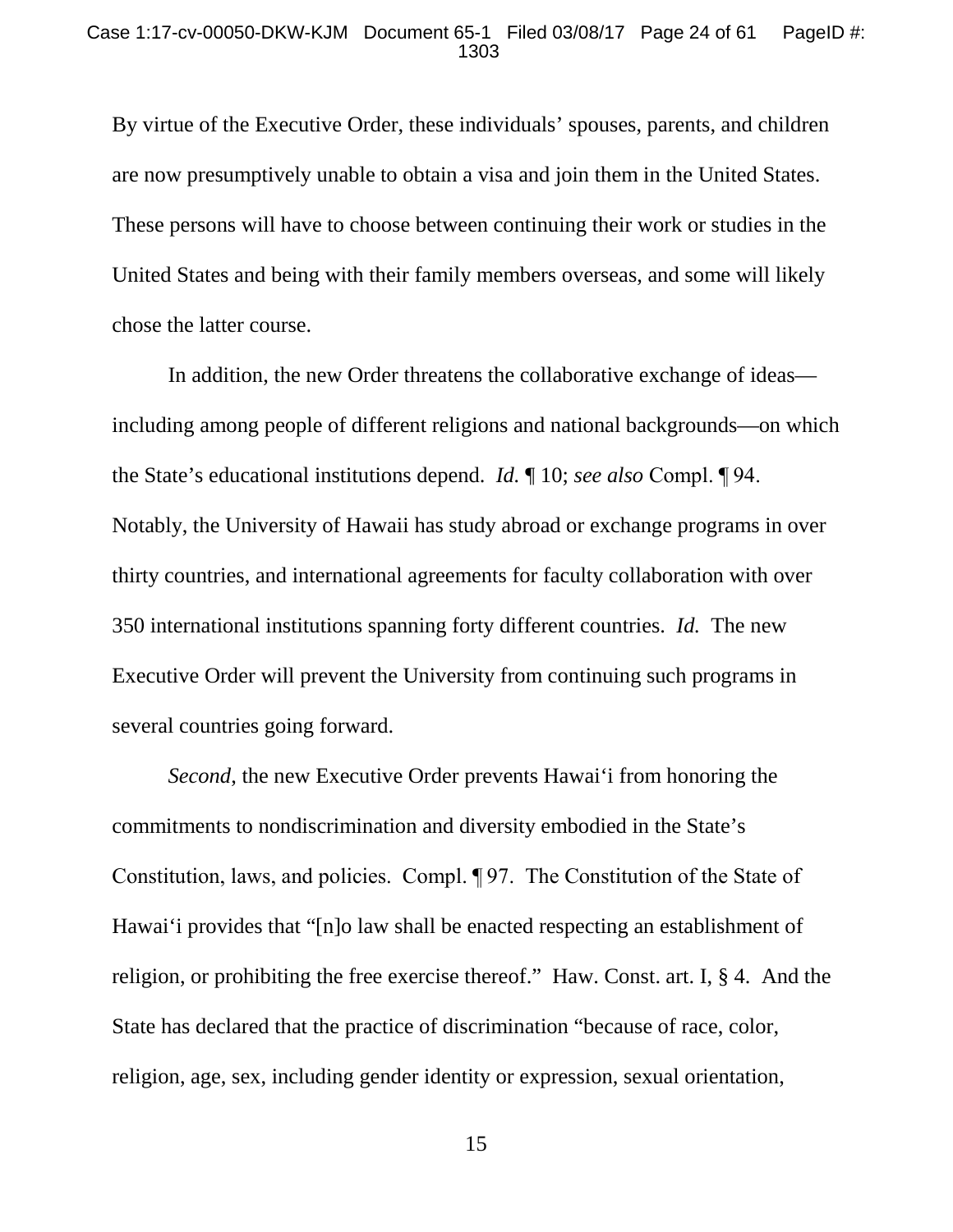By virtue of the Executive Order, these individuals' spouses, parents, and children are now presumptively unable to obtain a visa and join them in the United States. These persons will have to choose between continuing their work or studies in the United States and being with their family members overseas, and some will likely chose the latter course.

In addition, the new Order threatens the collaborative exchange of ideas—including among people of different religions and national backgrounds—on which the State's educational institutions depend. *Id.* ¶ 10; *see also* Compl. ¶ 94. Notably, the University of Hawaii has study abroad or exchange programs in over thirty countries, and international agreements for faculty collaboration with over 350 international institutions spanning forty different countries. *Id.* The new Executive Order will prevent the University from continuing such programs in several countries going forward.

*Second*, the new Executive Order prevents Hawai‘i from honoring the commitments to nondiscrimination and diversity embodied in the State's Constitution, laws, and policies. Compl. ¶ 97. The Constitution of the State of Hawai‘i provides that "[n]o law shall be enacted respecting an establishment of religion, or prohibiting the free exercise thereof." Haw. Const. art. I, § 4. And the State has declared that the practice of discrimination "because of race, color, religion, age, sex, including gender identity or expression, sexual orientation,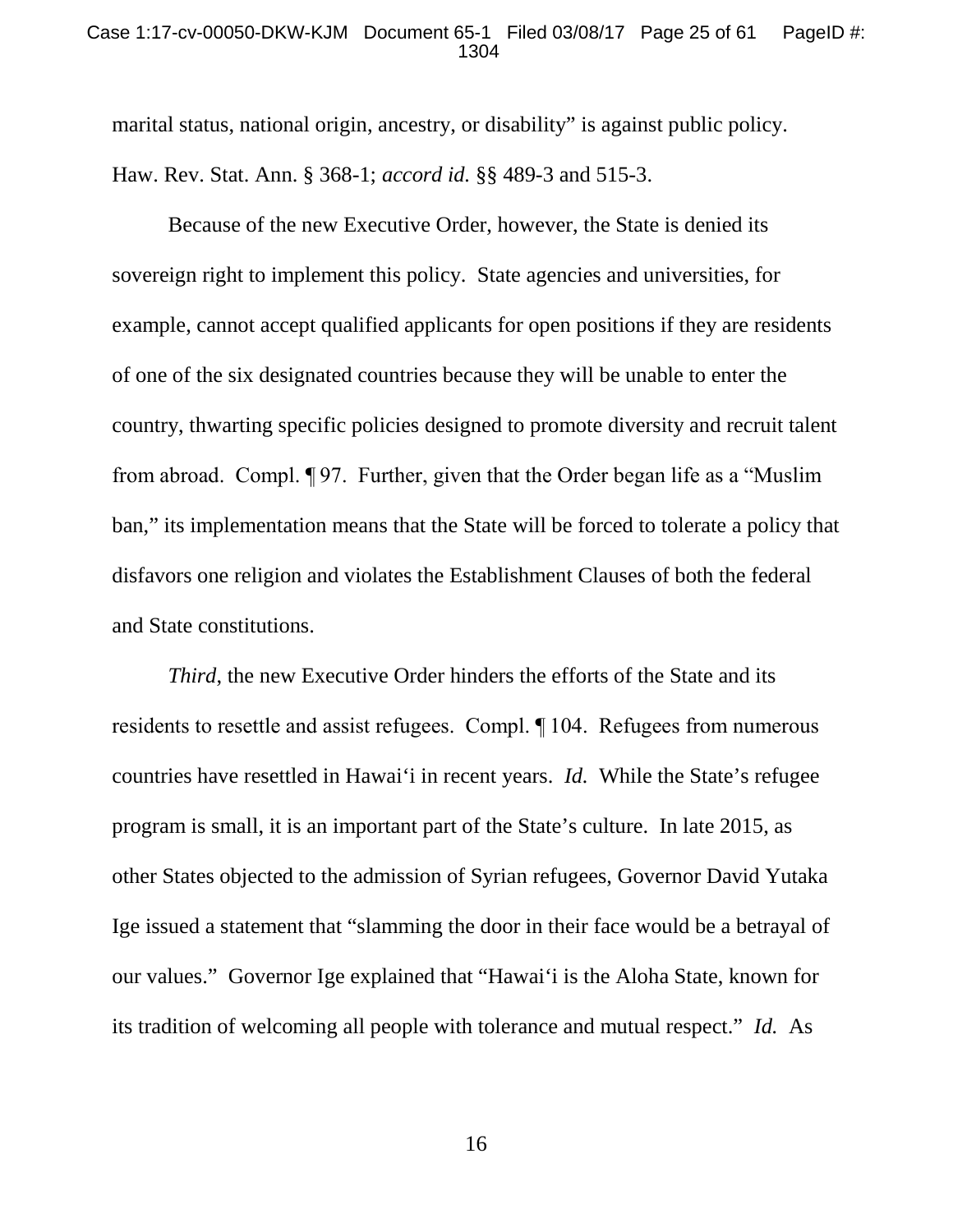marital status, national origin, ancestry, or disability" is against public policy. Haw. Rev. Stat. Ann. § 368-1; *accord id.* §§ 489-3 and 515-3.

Because of the new Executive Order, however, the State is denied its sovereign right to implement this policy. State agencies and universities, for example, cannot accept qualified applicants for open positions if they are residents of one of the six designated countries because they will be unable to enter the country, thwarting specific policies designed to promote diversity and recruit talent from abroad. Compl. ¶ 97. Further, given that the Order began life as a "Muslim ban," its implementation means that the State will be forced to tolerate a policy that disfavors one religion and violates the Establishment Clauses of both the federal and State constitutions.

*Third*, the new Executive Order hinders the efforts of the State and its residents to resettle and assist refugees. Compl. ¶ 104. Refugees from numerous countries have resettled in Hawai'i in recent years. *Id.* While the State's refugee program is small, it is an important part of the State's culture. In late 2015, as other States objected to the admission of Syrian refugees, Governor David Yutaka Ige issued a statement that "slamming the door in their face would be a betrayal of our values." Governor Ige explained that "Hawai'i is the Aloha State, known for its tradition of welcoming all people with tolerance and mutual respect." *Id.* As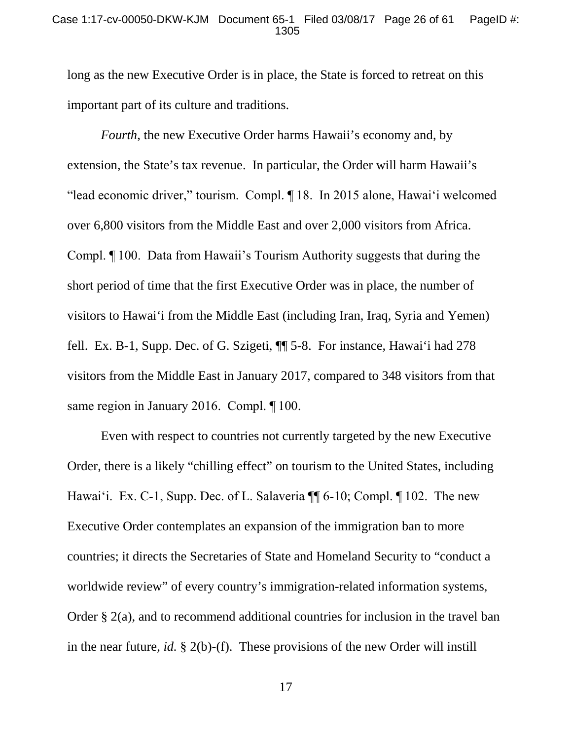long as the new Executive Order is in place, the State is forced to retreat on this important part of its culture and traditions.

*Fourth*, the new Executive Order harms Hawaii's economy and, by extension, the State's tax revenue. In particular, the Order will harm Hawaii's "lead economic driver," tourism. Compl. ¶ 18. In 2015 alone, Hawai'i welcomed over 6,800 visitors from the Middle East and over 2,000 visitors from Africa. Compl. ¶ 100. Data from Hawaii's Tourism Authority suggests that during the short period of time that the first Executive Order was in place, the number of visitors to Hawai'i from the Middle East (including Iran, Iraq, Syria and Yemen) fell. Ex. B-1, Supp. Dec. of G. Szigeti, ¶¶ 5-8. For instance, Hawai'i had 278 visitors from the Middle East in January 2017, compared to 348 visitors from that same region in January 2016. Compl. ¶ 100.

Even with respect to countries not currently targeted by the new Executive Order, there is a likely "chilling effect" on tourism to the United States, including Hawai'i. Ex. C-1, Supp. Dec. of L. Salaveria ¶¶ 6-10; Compl. ¶ 102. The new Executive Order contemplates an expansion of the immigration ban to more countries; it directs the Secretaries of State and Homeland Security to "conduct a worldwide review" of every country's immigration-related information systems, Order § 2(a), and to recommend additional countries for inclusion in the travel ban in the near future, *id.* § 2(b)-(f). These provisions of the new Order will instill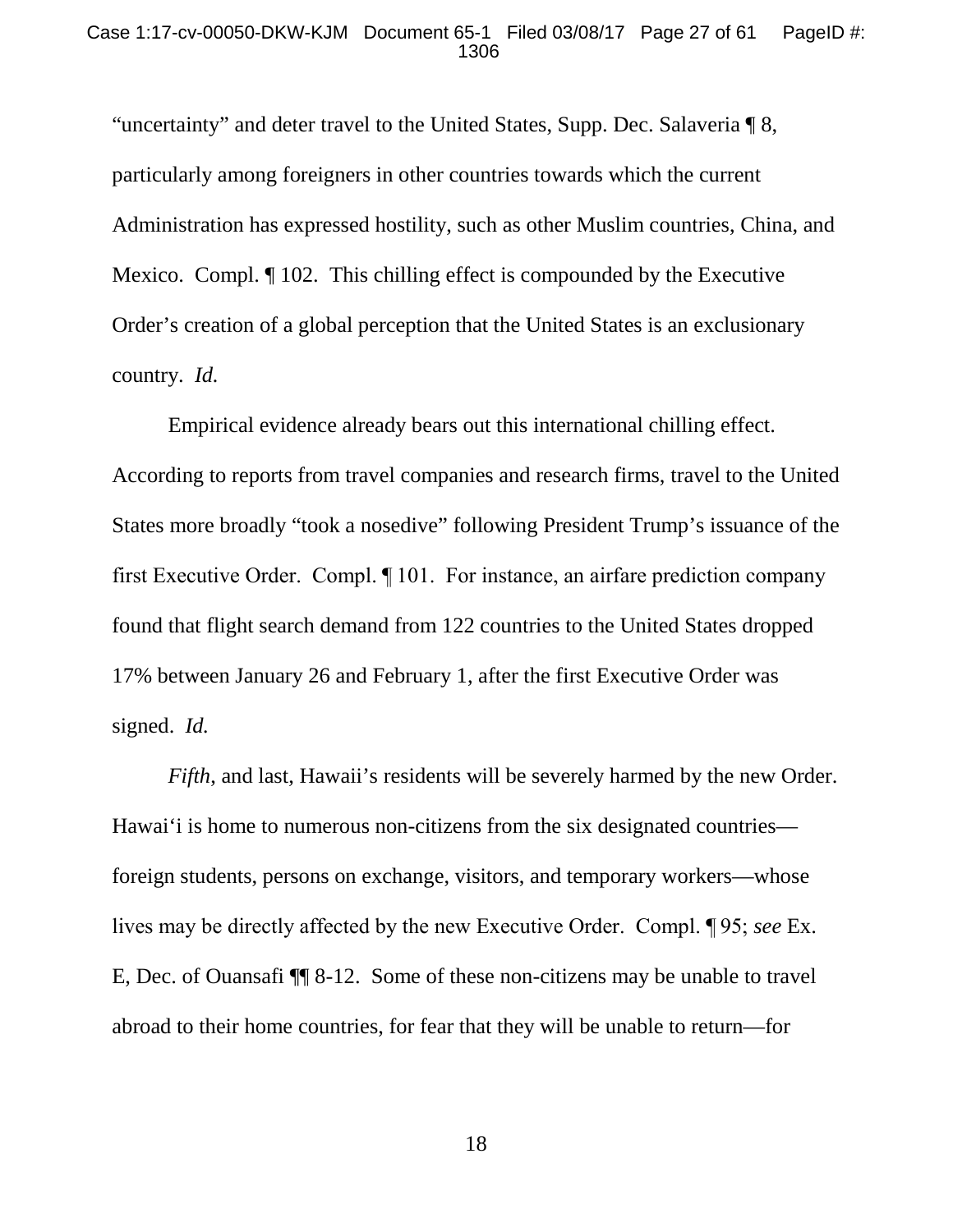"uncertainty" and deter travel to the United States, Supp. Dec. Salaveria ¶ 8, particularly among foreigners in other countries towards which the current Administration has expressed hostility, such as other Muslim countries, China, and Mexico. Compl. ¶ 102. This chilling effect is compounded by the Executive Order's creation of a global perception that the United States is an exclusionary country. *Id.*

Empirical evidence already bears out this international chilling effect. According to reports from travel companies and research firms, travel to the United States more broadly "took a nosedive" following President Trump's issuance of the first Executive Order. Compl. ¶ 101. For instance, an airfare prediction company found that flight search demand from 122 countries to the United States dropped 17% between January 26 and February 1, after the first Executive Order was signed. *Id.*

*Fifth*, and last, Hawaii's residents will be severely harmed by the new Order. Hawai'i is home to numerous non-citizens from the six designated countries—foreign students, persons on exchange, visitors, and temporary workers—whose lives may be directly affected by the new Executive Order. Compl. ¶ 95; *see* Ex. E, Dec. of Ouansafi ¶¶ 8-12. Some of these non-citizens may be unable to travel abroad to their home countries, for fear that they will be unable to return—for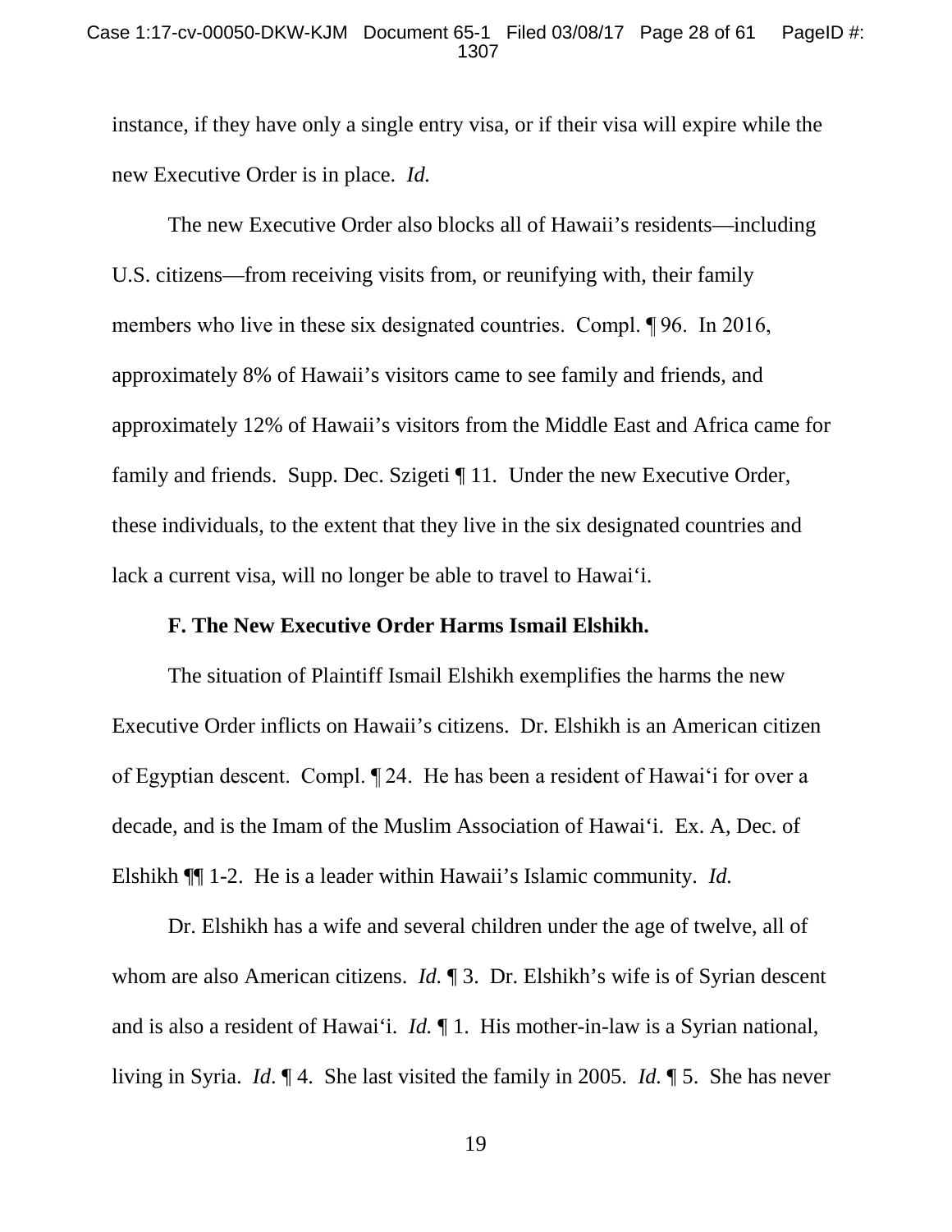instance, if they have only a single entry visa, or if their visa will expire while the new Executive Order is in place. *Id.*

The new Executive Order also blocks all of Hawaii's residents—including U.S. citizens—from receiving visits from, or reunifying with, their family members who live in these six designated countries. Compl. ¶ 96. In 2016, approximately 8% of Hawaii's visitors came to see family and friends, and approximately 12% of Hawaii's visitors from the Middle East and Africa came for family and friends. Supp. Dec. Szigeti ¶ 11. Under the new Executive Order, these individuals, to the extent that they live in the six designated countries and lack a current visa, will no longer be able to travel to Hawai'i.

**F. The New Executive Order Harms Ismail Elshikh.**

The situation of Plaintiff Ismail Elshikh exemplifies the harms the new Executive Order inflicts on Hawaii's citizens. Dr. Elshikh is an American citizen of Egyptian descent. Compl. ¶ 24. He has been a resident of Hawai'i for over a decade, and is the Imam of the Muslim Association of Hawai'i. Ex. A, Dec. of Elshikh ¶¶ 1-2. He is a leader within Hawaii's Islamic community. *Id.*

Dr. Elshikh has a wife and several children under the age of twelve, all of whom are also American citizens. *Id.* ¶ 3. Dr. Elshikh's wife is of Syrian descent and is also a resident of Hawai'i. *Id.* ¶ 1. His mother-in-law is a Syrian national, living in Syria. *Id*. ¶ 4. She last visited the family in 2005. *Id.* ¶ 5. She has never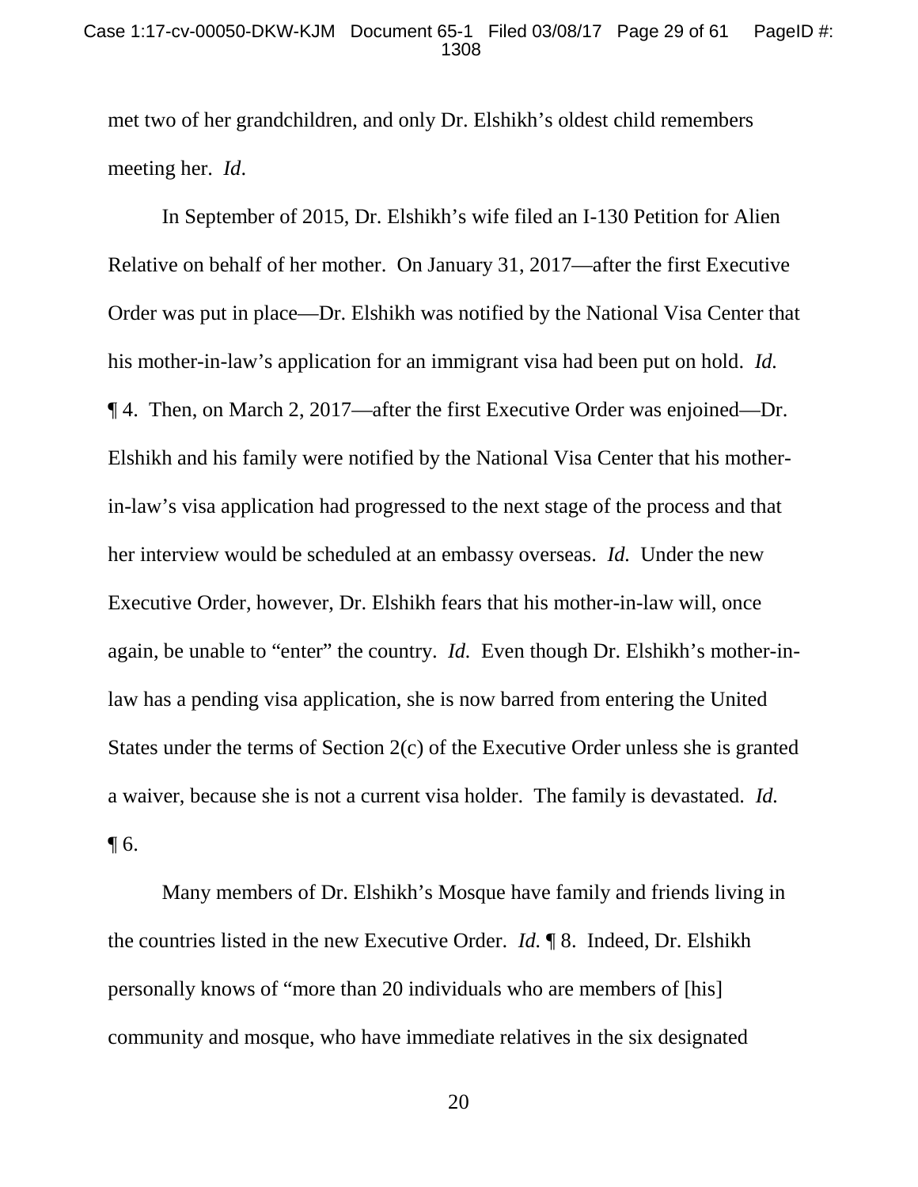met two of her grandchildren, and only Dr. Elshikh's oldest child remembers meeting her. *Id*.

In September of 2015, Dr. Elshikh's wife filed an I-130 Petition for Alien Relative on behalf of her mother. On January 31, 2017—after the first Executive Order was put in place—Dr. Elshikh was notified by the National Visa Center that his mother-in-law's application for an immigrant visa had been put on hold. *Id.* ¶ 4. Then, on March 2, 2017—after the first Executive Order was enjoined—Dr. Elshikh and his family were notified by the National Visa Center that his mother-in-law's visa application had progressed to the next stage of the process and that her interview would be scheduled at an embassy overseas. *Id.* Under the new Executive Order, however, Dr. Elshikh fears that his mother-in-law will, once again, be unable to "enter" the country. *Id.* Even though Dr. Elshikh's mother-in-law has a pending visa application, she is now barred from entering the United States under the terms of Section 2(c) of the Executive Order unless she is granted a waiver, because she is not a current visa holder. The family is devastated. *Id.* ¶ 6.

Many members of Dr. Elshikh's Mosque have family and friends living in the countries listed in the new Executive Order. *Id.* ¶ 8. Indeed, Dr. Elshikh personally knows of "more than 20 individuals who are members of [his] community and mosque, who have immediate relatives in the six designated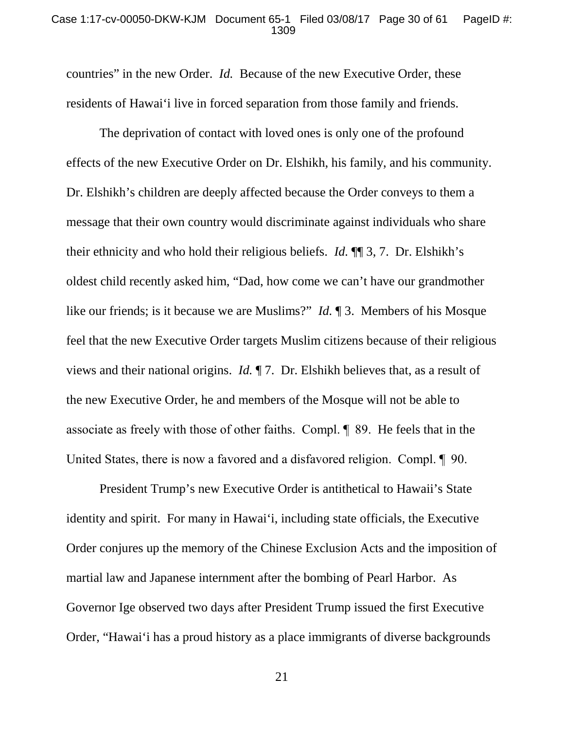countries" in the new Order. *Id.* Because of the new Executive Order, these residents of Hawai'i live in forced separation from those family and friends.

The deprivation of contact with loved ones is only one of the profound effects of the new Executive Order on Dr. Elshikh, his family, and his community. Dr. Elshikh's children are deeply affected because the Order conveys to them a message that their own country would discriminate against individuals who share their ethnicity and who hold their religious beliefs. *Id.* ¶¶ 3, 7. Dr. Elshikh's oldest child recently asked him, "Dad, how come we can't have our grandmother like our friends; is it because we are Muslims?" *Id.* ¶ 3. Members of his Mosque feel that the new Executive Order targets Muslim citizens because of their religious views and their national origins. *Id.* ¶ 7. Dr. Elshikh believes that, as a result of the new Executive Order, he and members of the Mosque will not be able to associate as freely with those of other faiths. Compl. ¶ 89. He feels that in the United States, there is now a favored and a disfavored religion. Compl. ¶ 90.

President Trump's new Executive Order is antithetical to Hawaii's State identity and spirit. For many in Hawai'i, including state officials, the Executive Order conjures up the memory of the Chinese Exclusion Acts and the imposition of martial law and Japanese internment after the bombing of Pearl Harbor. As Governor Ige observed two days after President Trump issued the first Executive Order, "Hawai'i has a proud history as a place immigrants of diverse backgrounds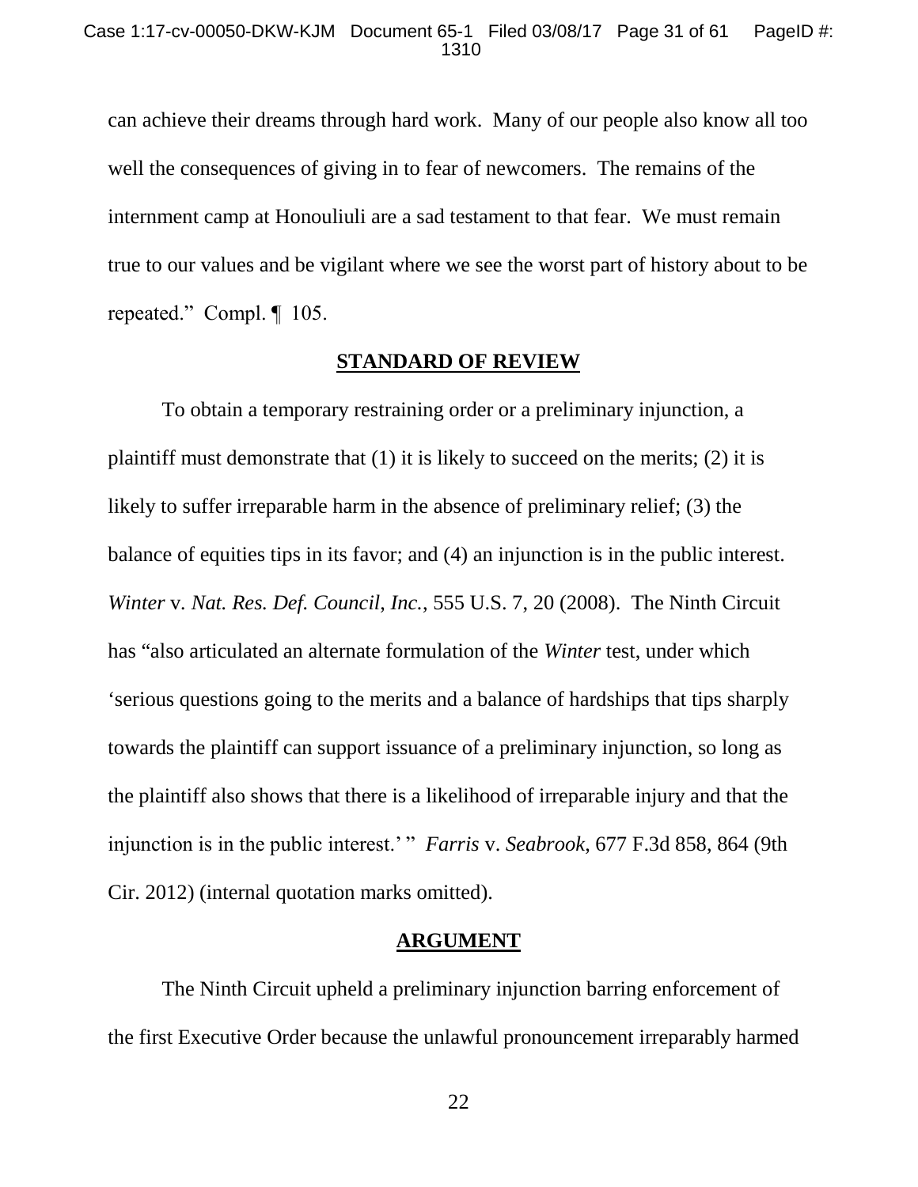can achieve their dreams through hard work. Many of our people also know all too well the consequences of giving in to fear of newcomers. The remains of the internment camp at Honouliuli are a sad testament to that fear. We must remain true to our values and be vigilant where we see the worst part of history about to be repeated." Compl. ¶ 105.

## STANDARD OF REVIEW

To obtain a temporary restraining order or a preliminary injunction, a plaintiff must demonstrate that (1) it is likely to succeed on the merits; (2) it is likely to suffer irreparable harm in the absence of preliminary relief; (3) the balance of equities tips in its favor; and (4) an injunction is in the public interest. *Winter* v. *Nat. Res. Def. Council, Inc.*, 555 U.S. 7, 20 (2008). The Ninth Circuit has "also articulated an alternate formulation of the *Winter* test, under which 'serious questions going to the merits and a balance of hardships that tips sharply towards the plaintiff can support issuance of a preliminary injunction, so long as the plaintiff also shows that there is a likelihood of irreparable injury and that the injunction is in the public interest.' " *Farris* v. *Seabrook*, 677 F.3d 858, 864 (9th Cir. 2012) (internal quotation marks omitted).

## ARGUMENT

The Ninth Circuit upheld a preliminary injunction barring enforcement of the first Executive Order because the unlawful pronouncement irreparably harmed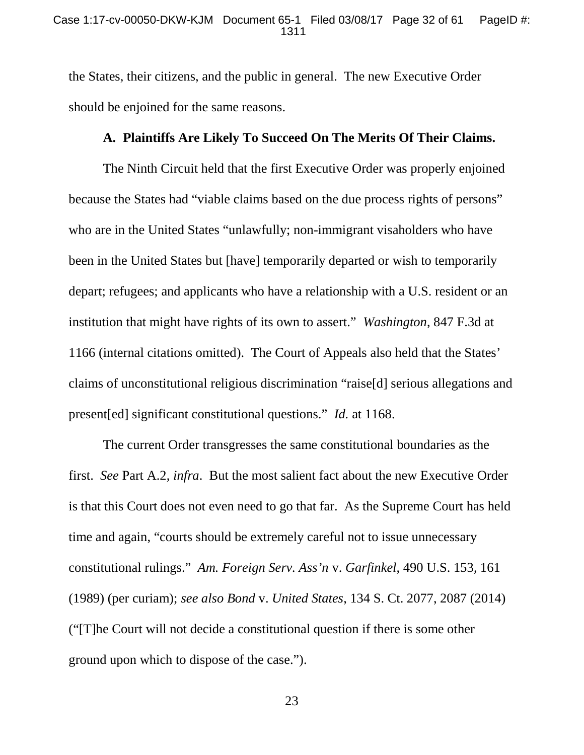the States, their citizens, and the public in general. The new Executive Order should be enjoined for the same reasons.

### A. Plaintiffs Are Likely To Succeed On The Merits Of Their Claims.

The Ninth Circuit held that the first Executive Order was properly enjoined because the States had "viable claims based on the due process rights of persons" who are in the United States "unlawfully; non-immigrant visaholders who have been in the United States but [have] temporarily departed or wish to temporarily depart; refugees; and applicants who have a relationship with a U.S. resident or an institution that might have rights of its own to assert." *Washington*, 847 F.3d at 1166 (internal citations omitted). The Court of Appeals also held that the States' claims of unconstitutional religious discrimination "raise[d] serious allegations and present[ed] significant constitutional questions." *Id.* at 1168.

The current Order transgresses the same constitutional boundaries as the first. *See* Part A.2, *infra*. But the most salient fact about the new Executive Order is that this Court does not even need to go that far. As the Supreme Court has held time and again, "courts should be extremely careful not to issue unnecessary constitutional rulings." *Am. Foreign Serv. Ass'n* v. *Garfinkel*, 490 U.S. 153, 161 (1989) (per curiam); *see also Bond* v. *United States*, 134 S. Ct. 2077, 2087 (2014) ("[T]he Court will not decide a constitutional question if there is some other ground upon which to dispose of the case.").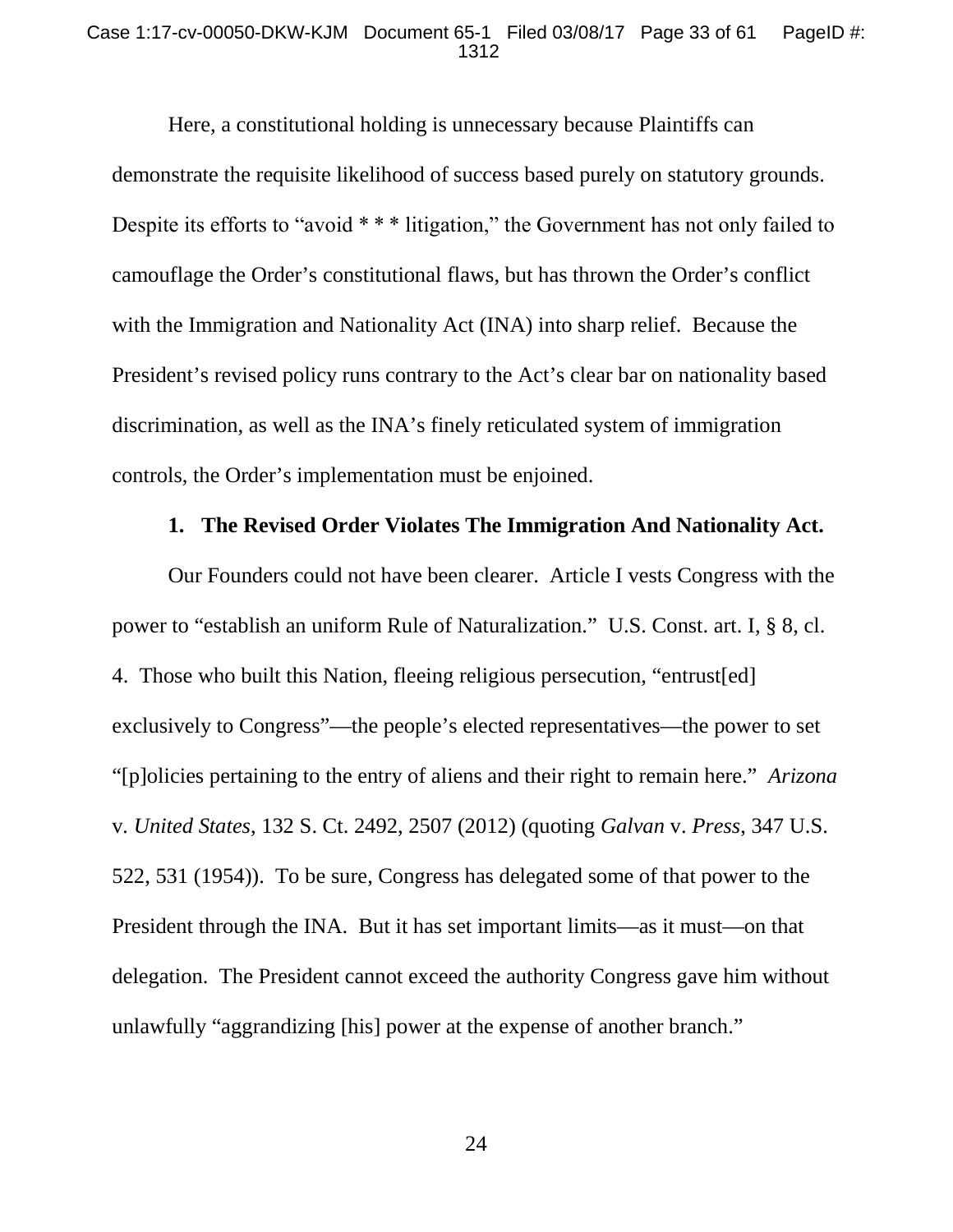Here, a constitutional holding is unnecessary because Plaintiffs can demonstrate the requisite likelihood of success based purely on statutory grounds. Despite its efforts to "avoid * * * litigation," the Government has not only failed to camouflage the Order's constitutional flaws, but has thrown the Order's conflict with the Immigration and Nationality Act (INA) into sharp relief. Because the President's revised policy runs contrary to the Act's clear bar on nationality based discrimination, as well as the INA's finely reticulated system of immigration controls, the Order's implementation must be enjoined.

**1. The Revised Order Violates The Immigration And Nationality Act.**

Our Founders could not have been clearer. Article I vests Congress with the power to "establish an uniform Rule of Naturalization." U.S. Const. art. I, § 8, cl. 4. Those who built this Nation, fleeing religious persecution, "entrust[ed] exclusively to Congress"—the people's elected representatives—the power to set "[p]olicies pertaining to the entry of aliens and their right to remain here." *Arizona* v. *United States*, 132 S. Ct. 2492, 2507 (2012) (quoting *Galvan* v. *Press*, 347 U.S. 522, 531 (1954)). To be sure, Congress has delegated some of that power to the President through the INA. But it has set important limits—as it must—on that delegation. The President cannot exceed the authority Congress gave him without unlawfully "aggrandizing [his] power at the expense of another branch."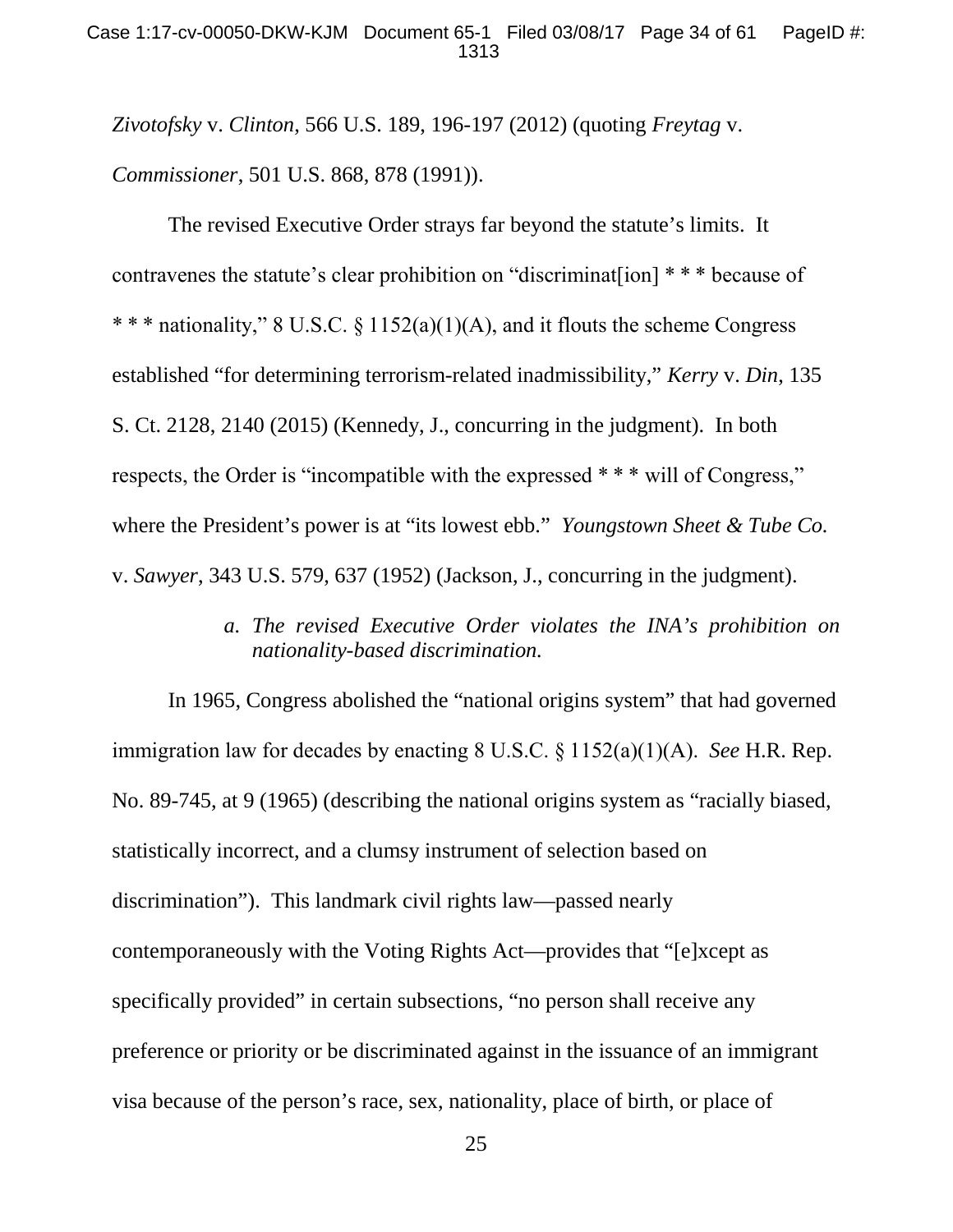*Zivotofsky* v. *Clinton*, 566 U.S. 189, 196-197 (2012) (quoting *Freytag* v. *Commissioner*, 501 U.S. 868, 878 (1991)).

The revised Executive Order strays far beyond the statute's limits. It contravenes the statute's clear prohibition on "discriminat[ion] * * * because of * * * nationality," 8 U.S.C. § 1152(a)(1)(A), and it flouts the scheme Congress established "for determining terrorism-related inadmissibility," *Kerry* v. *Din*, 135 S. Ct. 2128, 2140 (2015) (Kennedy, J., concurring in the judgment). In both respects, the Order is "incompatible with the expressed * * * will of Congress," where the President's power is at "its lowest ebb." *Youngstown Sheet & Tube Co.* v. *Sawyer*, 343 U.S. 579, 637 (1952) (Jackson, J., concurring in the judgment).

*a. The revised Executive Order violates the INA's prohibition on nationality-based discrimination.*

In 1965, Congress abolished the "national origins system" that had governed immigration law for decades by enacting 8 U.S.C. § 1152(a)(1)(A). *See* H.R. Rep. No. 89-745, at 9 (1965) (describing the national origins system as "racially biased, statistically incorrect, and a clumsy instrument of selection based on discrimination"). This landmark civil rights law—passed nearly contemporaneously with the Voting Rights Act—provides that "[e]xcept as specifically provided" in certain subsections, "no person shall receive any preference or priority or be discriminated against in the issuance of an immigrant visa because of the person's race, sex, nationality, place of birth, or place of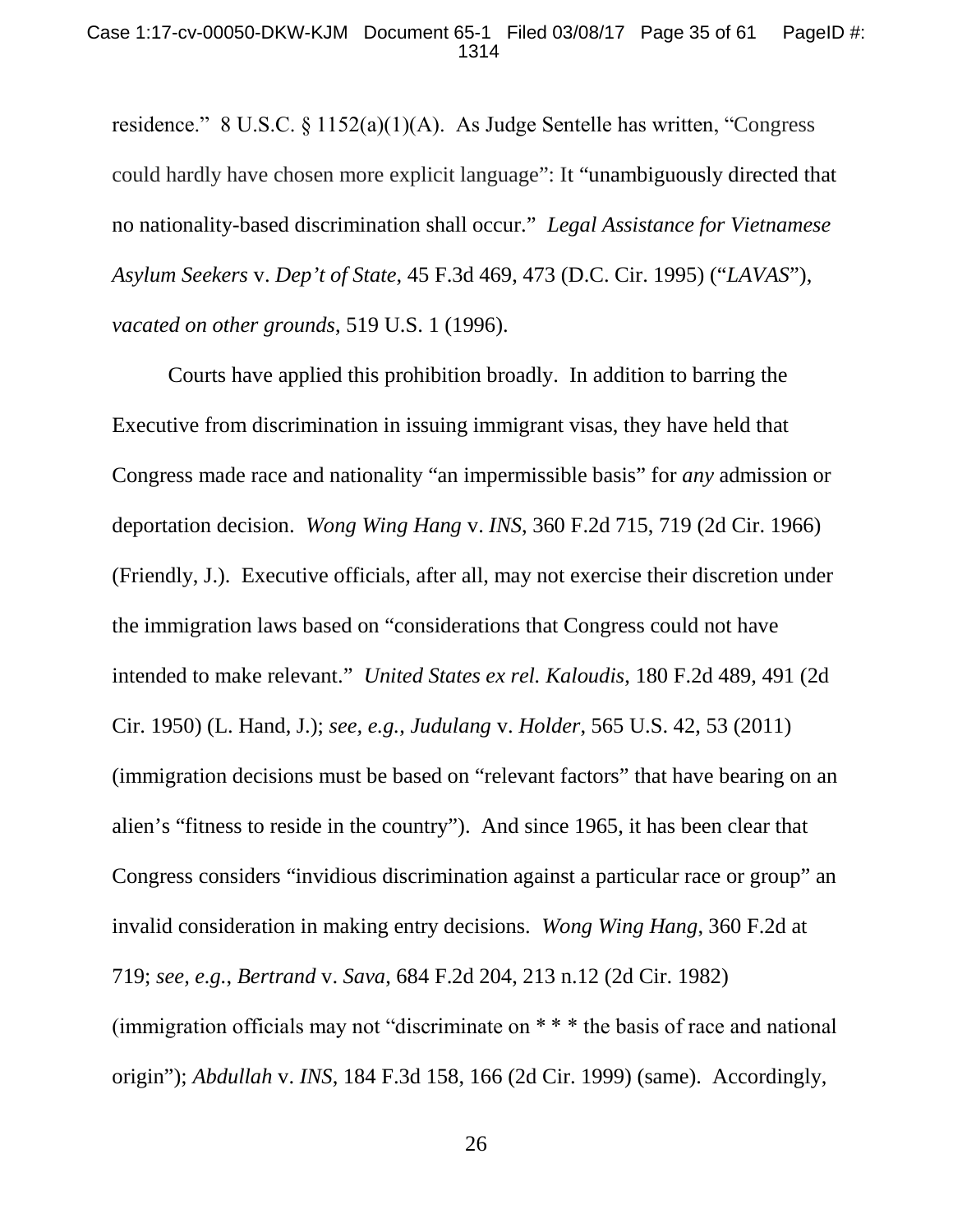residence." 8 U.S.C. § 1152(a)(1)(A). As Judge Sentelle has written, "Congress could hardly have chosen more explicit language": It "unambiguously directed that no nationality-based discrimination shall occur." *Legal Assistance for Vietnamese Asylum Seekers* v. *Dep't of State*, 45 F.3d 469, 473 (D.C. Cir. 1995) ("*LAVAS*"), *vacated on other grounds*, 519 U.S. 1 (1996).

Courts have applied this prohibition broadly. In addition to barring the Executive from discrimination in issuing immigrant visas, they have held that Congress made race and nationality "an impermissible basis" for *any* admission or deportation decision. *Wong Wing Hang* v. *INS*, 360 F.2d 715, 719 (2d Cir. 1966) (Friendly, J.). Executive officials, after all, may not exercise their discretion under the immigration laws based on "considerations that Congress could not have intended to make relevant." *United States ex rel. Kaloudis*, 180 F.2d 489, 491 (2d Cir. 1950) (L. Hand, J.); *see, e.g.*, *Judulang* v. *Holder*, 565 U.S. 42, 53 (2011) (immigration decisions must be based on "relevant factors" that have bearing on an alien's "fitness to reside in the country"). And since 1965, it has been clear that Congress considers "invidious discrimination against a particular race or group" an invalid consideration in making entry decisions. *Wong Wing Hang*, 360 F.2d at 719; *see, e.g.*, *Bertrand* v. *Sava*, 684 F.2d 204, 213 n.12 (2d Cir. 1982) (immigration officials may not "discriminate on * * * the basis of race and national origin"); *Abdullah* v. *INS*, 184 F.3d 158, 166 (2d Cir. 1999) (same). Accordingly,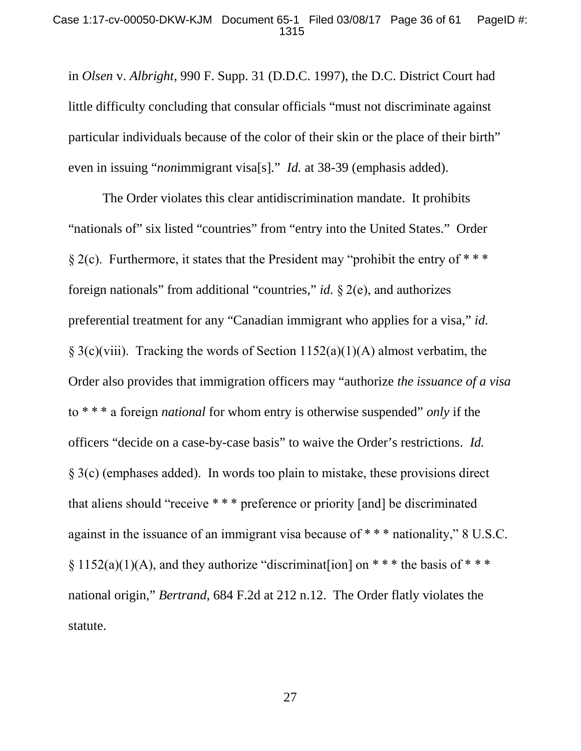in *Olsen* v. *Albright*, 990 F. Supp. 31 (D.D.C. 1997), the D.C. District Court had little difficulty concluding that consular officials "must not discriminate against particular individuals because of the color of their skin or the place of their birth" even in issuing "*non*immigrant visa[s]." *Id.* at 38-39 (emphasis added).

The Order violates this clear antidiscrimination mandate. It prohibits "nationals of" six listed "countries" from "entry into the United States." Order § 2(c). Furthermore, it states that the President may "prohibit the entry of * * * foreign nationals" from additional "countries," *id.* § 2(e), and authorizes preferential treatment for any "Canadian immigrant who applies for a visa," *id.* § 3(c)(viii). Tracking the words of Section 1152(a)(1)(A) almost verbatim, the Order also provides that immigration officers may "authorize *the issuance of a visa* to * * * a foreign *national* for whom entry is otherwise suspended" *only* if the officers "decide on a case-by-case basis" to waive the Order's restrictions. *Id.* § 3(c) (emphases added). In words too plain to mistake, these provisions direct that aliens should "receive * * * preference or priority [and] be discriminated against in the issuance of an immigrant visa because of * * * nationality," 8 U.S.C. § 1152(a)(1)(A), and they authorize "discriminat[ion] on * * * the basis of * * * national origin," *Bertrand*, 684 F.2d at 212 n.12. The Order flatly violates the statute.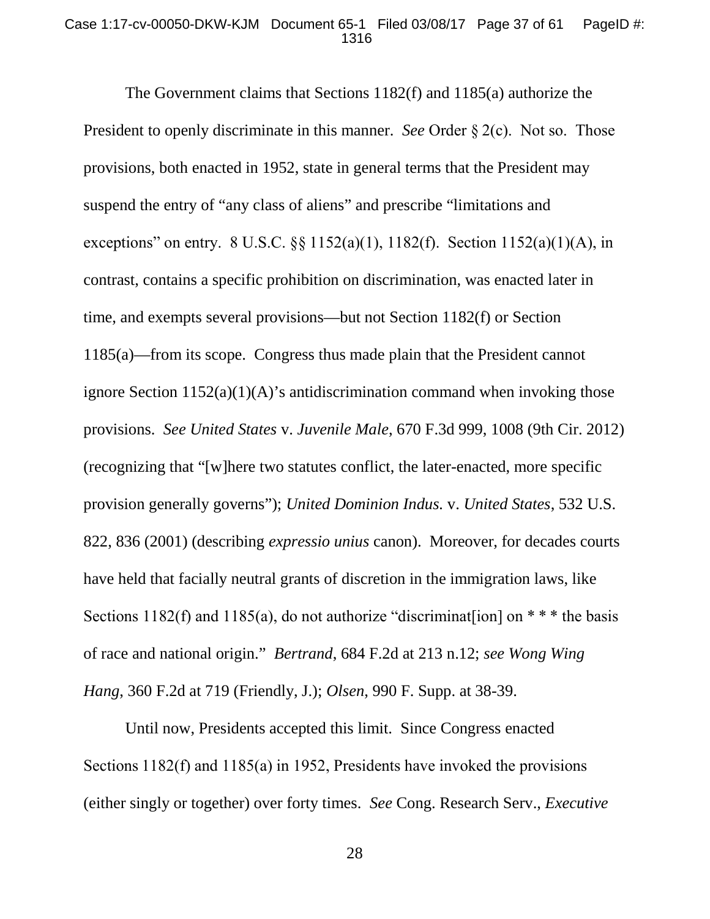The Government claims that Sections 1182(f) and 1185(a) authorize the President to openly discriminate in this manner. *See* Order § 2(c). Not so. Those provisions, both enacted in 1952, state in general terms that the President may suspend the entry of "any class of aliens" and prescribe "limitations and exceptions" on entry. 8 U.S.C. §§ 1152(a)(1), 1182(f). Section 1152(a)(1)(A), in contrast, contains a specific prohibition on discrimination, was enacted later in time, and exempts several provisions—but not Section 1182(f) or Section 1185(a)—from its scope. Congress thus made plain that the President cannot ignore Section 1152(a)(1)(A)'s antidiscrimination command when invoking those provisions. *See United States* v. *Juvenile Male*, 670 F.3d 999, 1008 (9th Cir. 2012) (recognizing that "[w]here two statutes conflict, the later-enacted, more specific provision generally governs"); *United Dominion Indus.* v. *United States*, 532 U.S. 822, 836 (2001) (describing *expressio unius* canon). Moreover, for decades courts have held that facially neutral grants of discretion in the immigration laws, like Sections 1182(f) and 1185(a), do not authorize "discriminat[ion] on * * * the basis of race and national origin." *Bertrand*, 684 F.2d at 213 n.12; *see Wong Wing Hang*, 360 F.2d at 719 (Friendly, J.); *Olsen*, 990 F. Supp. at 38-39.

Until now, Presidents accepted this limit. Since Congress enacted Sections 1182(f) and 1185(a) in 1952, Presidents have invoked the provisions (either singly or together) over forty times. *See* Cong. Research Serv., *Executive*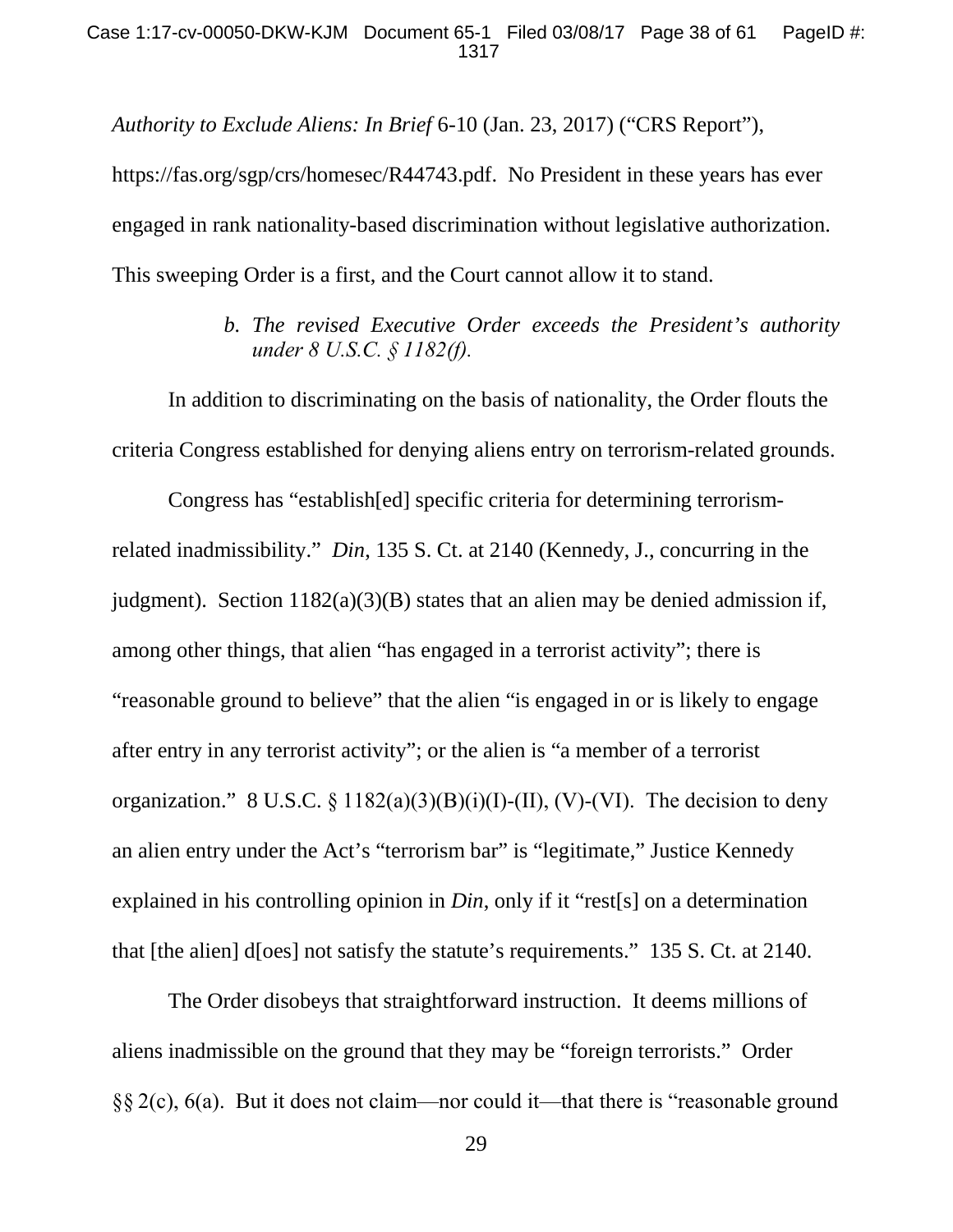*Authority to Exclude Aliens: In Brief* 6-10 (Jan. 23, 2017) ("CRS Report"), https://fas.org/sgp/crs/homesec/R44743.pdf. No President in these years has ever engaged in rank nationality-based discrimination without legislative authorization. This sweeping Order is a first, and the Court cannot allow it to stand.

*b. The revised Executive Order exceeds the President's authority under 8 U.S.C. § 1182(f).*

In addition to discriminating on the basis of nationality, the Order flouts the criteria Congress established for denying aliens entry on terrorism-related grounds.

Congress has "establish[ed] specific criteria for determining terrorism-related inadmissibility." *Din*, 135 S. Ct. at 2140 (Kennedy, J., concurring in the judgment). Section 1182(a)(3)(B) states that an alien may be denied admission if, among other things, that alien "has engaged in a terrorist activity"; there is "reasonable ground to believe" that the alien "is engaged in or is likely to engage after entry in any terrorist activity"; or the alien is "a member of a terrorist organization." 8 U.S.C. § 1182(a)(3)(B)(i)(I)-(II), (V)-(VI). The decision to deny an alien entry under the Act's "terrorism bar" is "legitimate," Justice Kennedy explained in his controlling opinion in *Din*, only if it "rest[s] on a determination that [the alien] d[oes] not satisfy the statute's requirements." 135 S. Ct. at 2140.

The Order disobeys that straightforward instruction. It deems millions of aliens inadmissible on the ground that they may be "foreign terrorists." Order §§ 2(c), 6(a). But it does not claim—nor could it—that there is "reasonable ground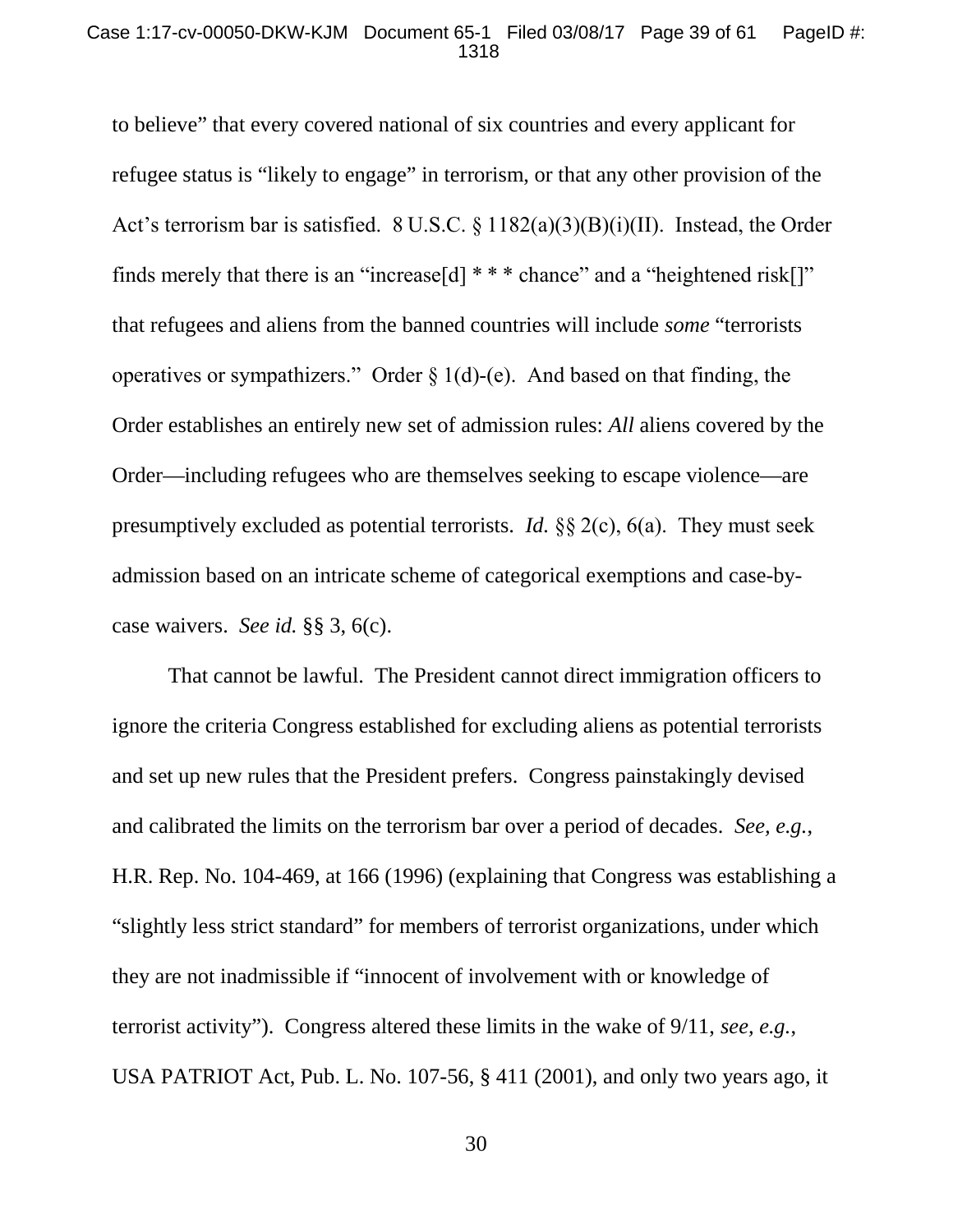to believe" that every covered national of six countries and every applicant for refugee status is "likely to engage" in terrorism, or that any other provision of the Act's terrorism bar is satisfied. 8 U.S.C. § 1182(a)(3)(B)(i)(II). Instead, the Order finds merely that there is an "increase[d] * * * chance" and a "heightened risk[]" that refugees and aliens from the banned countries will include *some* "terrorists operatives or sympathizers." Order § 1(d)-(e). And based on that finding, the Order establishes an entirely new set of admission rules: *All* aliens covered by the Order—including refugees who are themselves seeking to escape violence—are presumptively excluded as potential terrorists. *Id.* §§ 2(c), 6(a). They must seek admission based on an intricate scheme of categorical exemptions and case-by-case waivers. *See id.* §§ 3, 6(c).

That cannot be lawful. The President cannot direct immigration officers to ignore the criteria Congress established for excluding aliens as potential terrorists and set up new rules that the President prefers. Congress painstakingly devised and calibrated the limits on the terrorism bar over a period of decades. *See, e.g.*, H.R. Rep. No. 104-469, at 166 (1996) (explaining that Congress was establishing a "slightly less strict standard" for members of terrorist organizations, under which they are not inadmissible if "innocent of involvement with or knowledge of terrorist activity"). Congress altered these limits in the wake of 9/11, *see, e.g.*, USA PATRIOT Act, Pub. L. No. 107-56, § 411 (2001), and only two years ago, it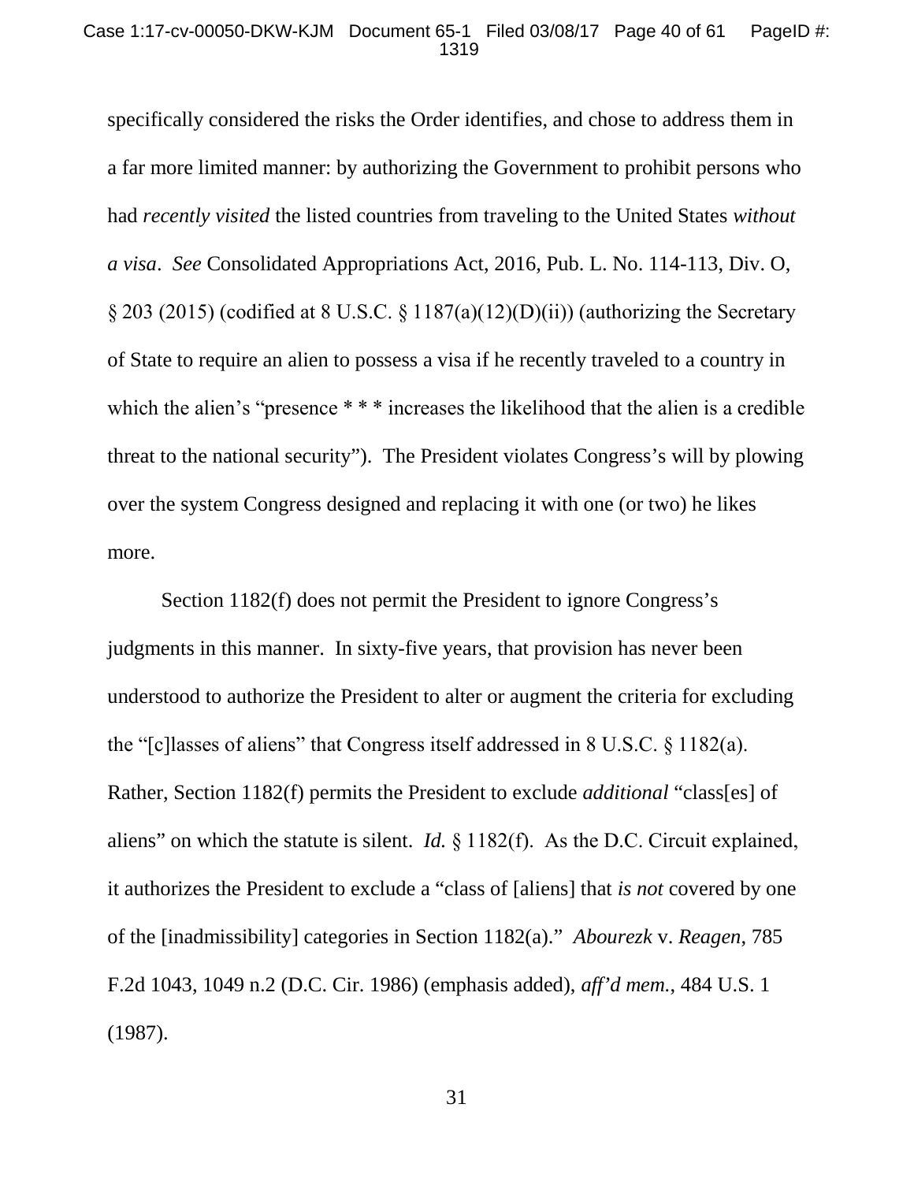specifically considered the risks the Order identifies, and chose to address them in a far more limited manner: by authorizing the Government to prohibit persons who had *recently visited* the listed countries from traveling to the United States *without a visa*. *See* Consolidated Appropriations Act, 2016, Pub. L. No. 114-113, Div. O, § 203 (2015) (codified at 8 U.S.C. § 1187(a)(12)(D)(ii)) (authorizing the Secretary of State to require an alien to possess a visa if he recently traveled to a country in which the alien's "presence * * * increases the likelihood that the alien is a credible threat to the national security"). The President violates Congress's will by plowing over the system Congress designed and replacing it with one (or two) he likes more.

Section 1182(f) does not permit the President to ignore Congress's judgments in this manner. In sixty-five years, that provision has never been understood to authorize the President to alter or augment the criteria for excluding the "[c]lasses of aliens" that Congress itself addressed in 8 U.S.C. § 1182(a). Rather, Section 1182(f) permits the President to exclude *additional* "class[es] of aliens" on which the statute is silent. *Id.* § 1182(f). As the D.C. Circuit explained, it authorizes the President to exclude a "class of [aliens] that *is not* covered by one of the [inadmissibility] categories in Section 1182(a)." *Abourezk* v. *Reagen*, 785 F.2d 1043, 1049 n.2 (D.C. Cir. 1986) (emphasis added), *aff'd mem.*, 484 U.S. 1 (1987).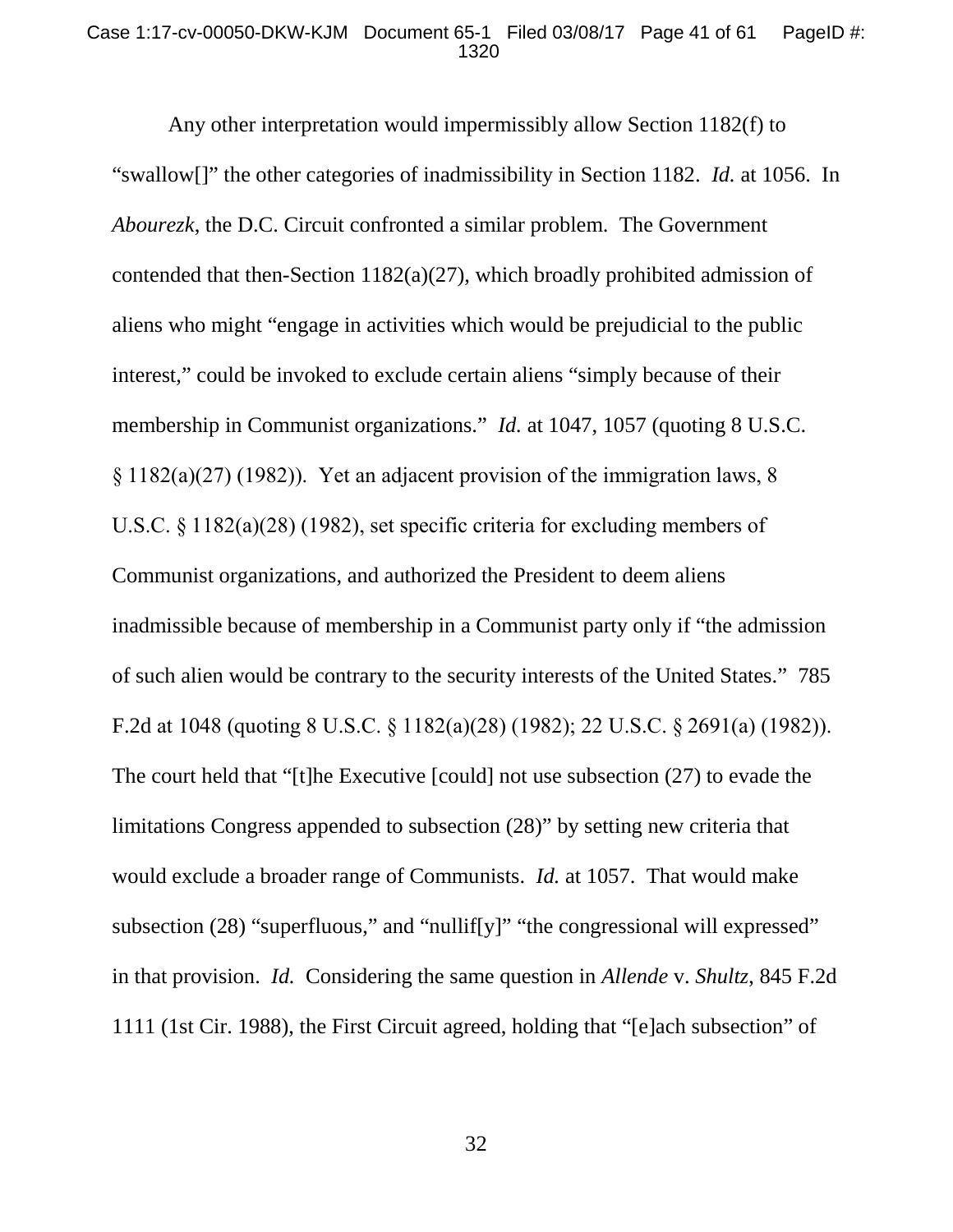Any other interpretation would impermissibly allow Section 1182(f) to "swallow[]" the other categories of inadmissibility in Section 1182. *Id.* at 1056. In *Abourezk*, the D.C. Circuit confronted a similar problem. The Government contended that then-Section 1182(a)(27), which broadly prohibited admission of aliens who might "engage in activities which would be prejudicial to the public interest," could be invoked to exclude certain aliens "simply because of their membership in Communist organizations." *Id.* at 1047, 1057 (quoting 8 U.S.C. § 1182(a)(27) (1982)). Yet an adjacent provision of the immigration laws, 8 U.S.C. § 1182(a)(28) (1982), set specific criteria for excluding members of Communist organizations, and authorized the President to deem aliens inadmissible because of membership in a Communist party only if "the admission of such alien would be contrary to the security interests of the United States." 785 F.2d at 1048 (quoting 8 U.S.C. § 1182(a)(28) (1982); 22 U.S.C. § 2691(a) (1982)). The court held that "[t]he Executive [could] not use subsection (27) to evade the limitations Congress appended to subsection (28)" by setting new criteria that would exclude a broader range of Communists. *Id.* at 1057. That would make subsection (28) "superfluous," and "nullif[y]" "the congressional will expressed" in that provision. *Id.* Considering the same question in *Allende* v. *Shultz*, 845 F.2d 1111 (1st Cir. 1988), the First Circuit agreed, holding that "[e]ach subsection" of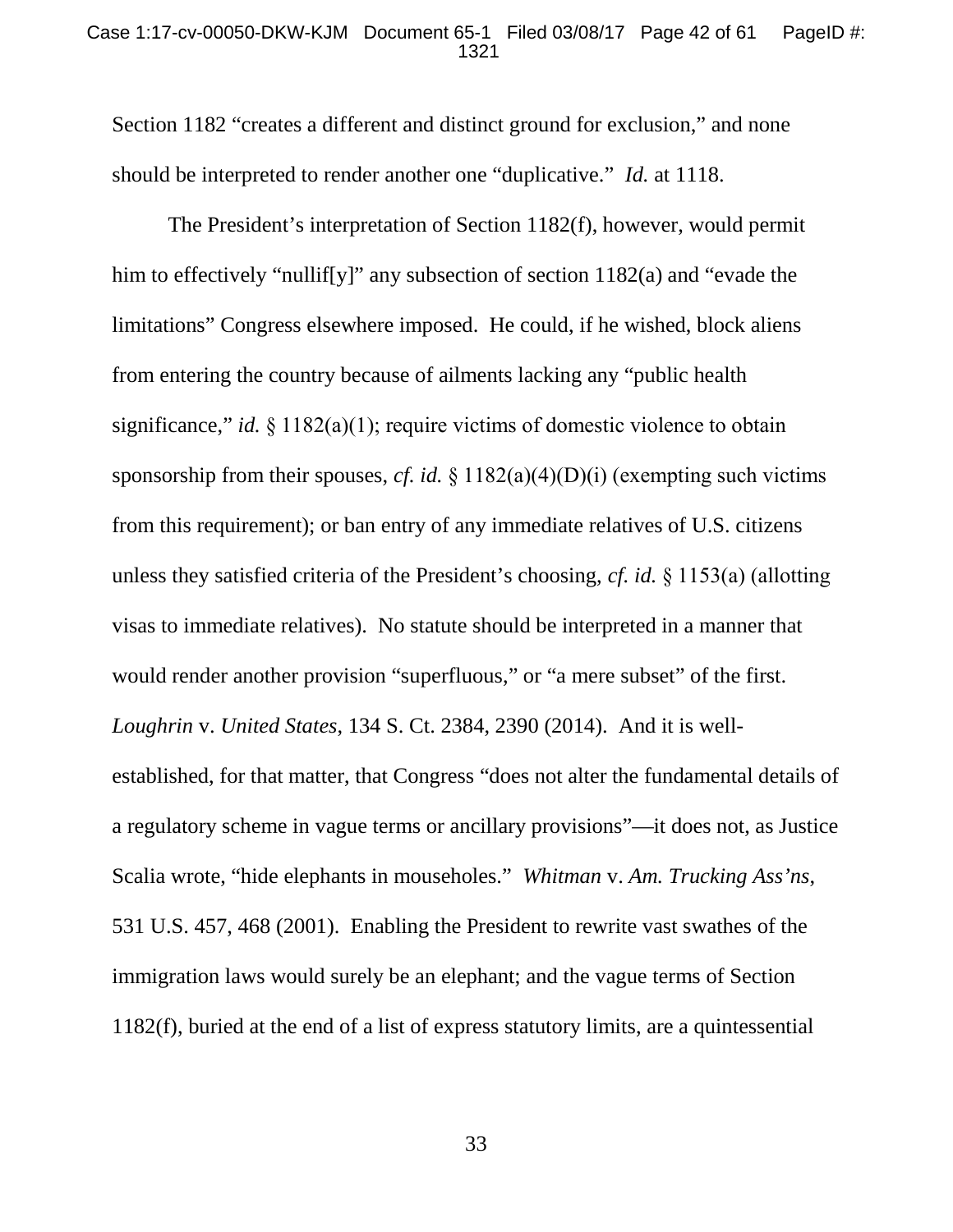Section 1182 "creates a different and distinct ground for exclusion," and none should be interpreted to render another one "duplicative." *Id.* at 1118.

The President's interpretation of Section 1182(f), however, would permit him to effectively "nullif[y]" any subsection of section 1182(a) and "evade the limitations" Congress elsewhere imposed. He could, if he wished, block aliens from entering the country because of ailments lacking any "public health significance," *id.* § 1182(a)(1); require victims of domestic violence to obtain sponsorship from their spouses, *cf. id.* § 1182(a)(4)(D)(i) (exempting such victims from this requirement); or ban entry of any immediate relatives of U.S. citizens unless they satisfied criteria of the President's choosing, *cf. id.* § 1153(a) (allotting visas to immediate relatives). No statute should be interpreted in a manner that would render another provision "superfluous," or "a mere subset" of the first. *Loughrin* v. *United States*, 134 S. Ct. 2384, 2390 (2014). And it is well-established, for that matter, that Congress "does not alter the fundamental details of a regulatory scheme in vague terms or ancillary provisions"—it does not, as Justice Scalia wrote, "hide elephants in mouseholes." *Whitman* v. *Am. Trucking Ass'ns*, 531 U.S. 457, 468 (2001). Enabling the President to rewrite vast swathes of the immigration laws would surely be an elephant; and the vague terms of Section 1182(f), buried at the end of a list of express statutory limits, are a quintessential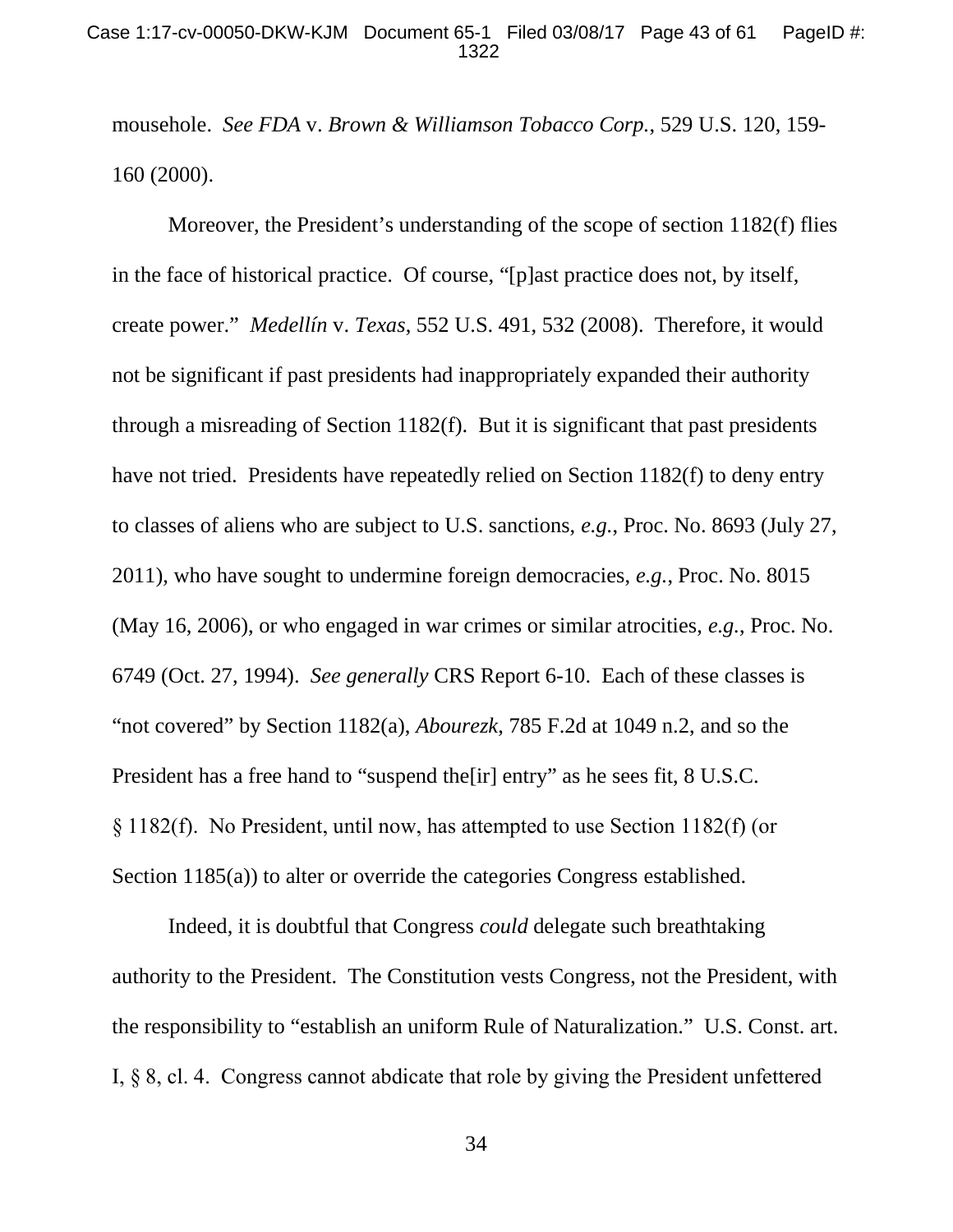mousehole. *See FDA* v. *Brown & Williamson Tobacco Corp.*, 529 U.S. 120, 159-160 (2000).

Moreover, the President's understanding of the scope of section 1182(f) flies in the face of historical practice. Of course, "[p]ast practice does not, by itself, create power." *Medellín* v. *Texas*, 552 U.S. 491, 532 (2008). Therefore, it would not be significant if past presidents had inappropriately expanded their authority through a misreading of Section 1182(f). But it is significant that past presidents have not tried. Presidents have repeatedly relied on Section 1182(f) to deny entry to classes of aliens who are subject to U.S. sanctions, *e.g.*, Proc. No. 8693 (July 27, 2011), who have sought to undermine foreign democracies, *e.g.*, Proc. No. 8015 (May 16, 2006), or who engaged in war crimes or similar atrocities, *e.g.*, Proc. No. 6749 (Oct. 27, 1994). *See generally* CRS Report 6-10. Each of these classes is "not covered" by Section 1182(a), *Abourezk*, 785 F.2d at 1049 n.2, and so the President has a free hand to "suspend the[ir] entry" as he sees fit, 8 U.S.C. § 1182(f). No President, until now, has attempted to use Section 1182(f) (or Section 1185(a)) to alter or override the categories Congress established.

Indeed, it is doubtful that Congress *could* delegate such breathtaking authority to the President. The Constitution vests Congress, not the President, with the responsibility to "establish an uniform Rule of Naturalization." U.S. Const. art. I, § 8, cl. 4. Congress cannot abdicate that role by giving the President unfettered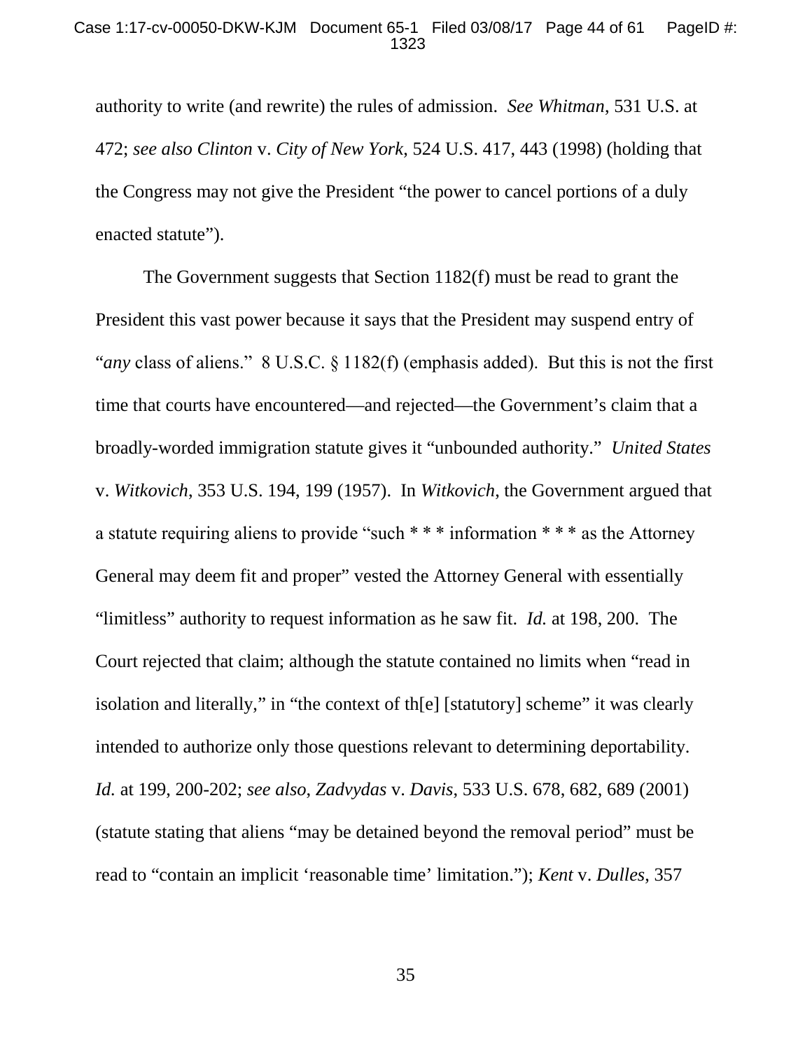authority to write (and rewrite) the rules of admission. *See Whitman*, 531 U.S. at 472; *see also Clinton* v. *City of New York*, 524 U.S. 417, 443 (1998) (holding that the Congress may not give the President "the power to cancel portions of a duly enacted statute").

The Government suggests that Section 1182(f) must be read to grant the President this vast power because it says that the President may suspend entry of "*any* class of aliens." 8 U.S.C. § 1182(f) (emphasis added). But this is not the first time that courts have encountered—and rejected—the Government's claim that a broadly-worded immigration statute gives it "unbounded authority." *United States* v. *Witkovich*, 353 U.S. 194, 199 (1957). In *Witkovich*, the Government argued that a statute requiring aliens to provide "such * * * information * * * as the Attorney General may deem fit and proper" vested the Attorney General with essentially "limitless" authority to request information as he saw fit. *Id.* at 198, 200. The Court rejected that claim; although the statute contained no limits when "read in isolation and literally," in "the context of th[e] [statutory] scheme" it was clearly intended to authorize only those questions relevant to determining deportability. *Id.* at 199, 200-202; *see also*, *Zadvydas* v. *Davis*, 533 U.S. 678, 682, 689 (2001) (statute stating that aliens "may be detained beyond the removal period" must be read to "contain an implicit 'reasonable time' limitation."); *Kent* v. *Dulles*, 357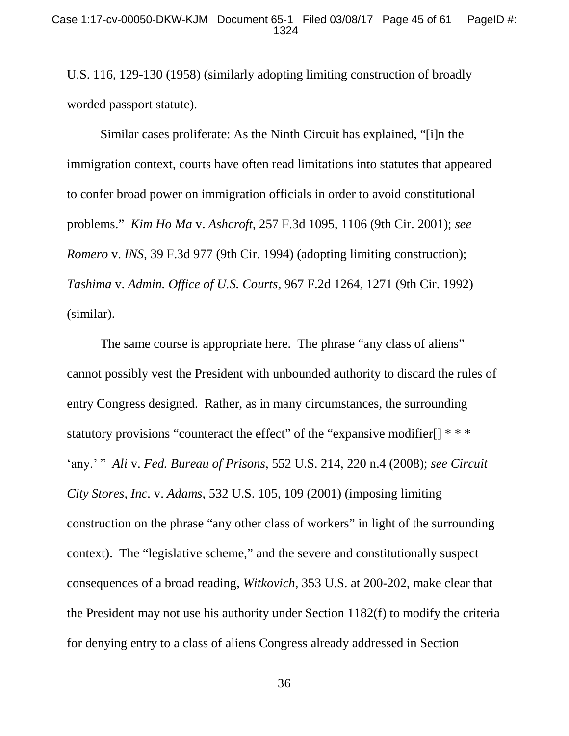U.S. 116, 129-130 (1958) (similarly adopting limiting construction of broadly worded passport statute).

Similar cases proliferate: As the Ninth Circuit has explained, "[i]n the immigration context, courts have often read limitations into statutes that appeared to confer broad power on immigration officials in order to avoid constitutional problems." *Kim Ho Ma* v. *Ashcroft*, 257 F.3d 1095, 1106 (9th Cir. 2001); *see Romero* v. *INS*, 39 F.3d 977 (9th Cir. 1994) (adopting limiting construction); *Tashima* v. *Admin. Office of U.S. Courts*, 967 F.2d 1264, 1271 (9th Cir. 1992) (similar).

The same course is appropriate here. The phrase "any class of aliens" cannot possibly vest the President with unbounded authority to discard the rules of entry Congress designed. Rather, as in many circumstances, the surrounding statutory provisions "counteract the effect" of the "expansive modifier[] * * * 'any.' " *Ali* v. *Fed. Bureau of Prisons*, 552 U.S. 214, 220 n.4 (2008); *see Circuit City Stores, Inc.* v. *Adams*, 532 U.S. 105, 109 (2001) (imposing limiting construction on the phrase "any other class of workers" in light of the surrounding context). The "legislative scheme," and the severe and constitutionally suspect consequences of a broad reading, *Witkovich*, 353 U.S. at 200-202, make clear that the President may not use his authority under Section 1182(f) to modify the criteria for denying entry to a class of aliens Congress already addressed in Section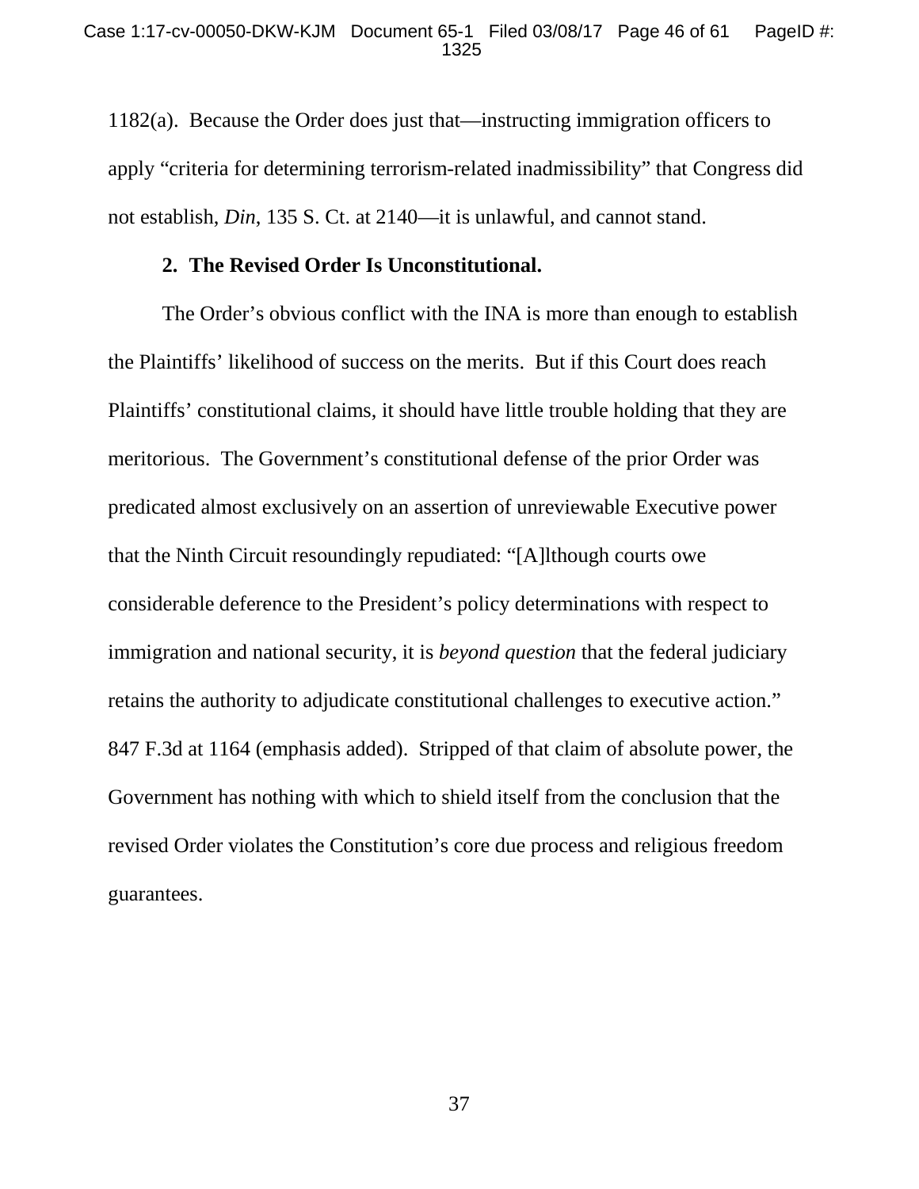1182(a). Because the Order does just that—instructing immigration officers to apply "criteria for determining terrorism-related inadmissibility" that Congress did not establish, *Din*, 135 S. Ct. at 2140—it is unlawful, and cannot stand.

**2. The Revised Order Is Unconstitutional.**

The Order's obvious conflict with the INA is more than enough to establish the Plaintiffs' likelihood of success on the merits. But if this Court does reach Plaintiffs' constitutional claims, it should have little trouble holding that they are meritorious. The Government's constitutional defense of the prior Order was predicated almost exclusively on an assertion of unreviewable Executive power that the Ninth Circuit resoundingly repudiated: "[A]lthough courts owe considerable deference to the President's policy determinations with respect to immigration and national security, it is *beyond question* that the federal judiciary retains the authority to adjudicate constitutional challenges to executive action." 847 F.3d at 1164 (emphasis added). Stripped of that claim of absolute power, the Government has nothing with which to shield itself from the conclusion that the revised Order violates the Constitution's core due process and religious freedom guarantees.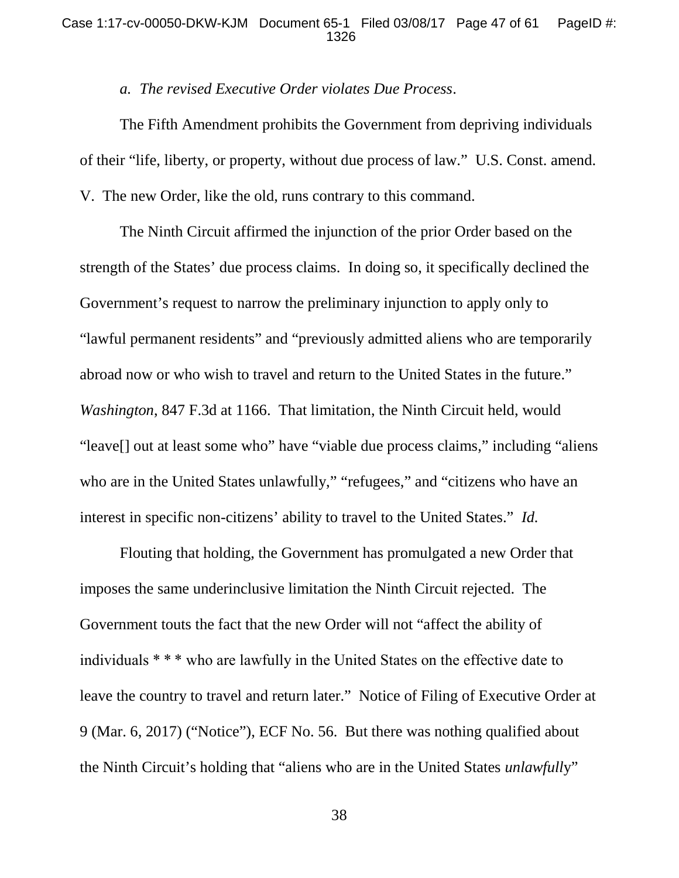*a. The revised Executive Order violates Due Process*.

The Fifth Amendment prohibits the Government from depriving individuals of their "life, liberty, or property, without due process of law." U.S. Const. amend. V. The new Order, like the old, runs contrary to this command.

The Ninth Circuit affirmed the injunction of the prior Order based on the strength of the States' due process claims. In doing so, it specifically declined the Government's request to narrow the preliminary injunction to apply only to "lawful permanent residents" and "previously admitted aliens who are temporarily abroad now or who wish to travel and return to the United States in the future." *Washington*, 847 F.3d at 1166. That limitation, the Ninth Circuit held, would "leave[] out at least some who" have "viable due process claims," including "aliens who are in the United States unlawfully," "refugees," and "citizens who have an interest in specific non-citizens' ability to travel to the United States." *Id.*

Flouting that holding, the Government has promulgated a new Order that imposes the same underinclusive limitation the Ninth Circuit rejected. The Government touts the fact that the new Order will not "affect the ability of individuals * * * who are lawfully in the United States on the effective date to leave the country to travel and return later." Notice of Filing of Executive Order at 9 (Mar. 6, 2017) ("Notice"), ECF No. 56. But there was nothing qualified about the Ninth Circuit's holding that "aliens who are in the United States *unlawfully*"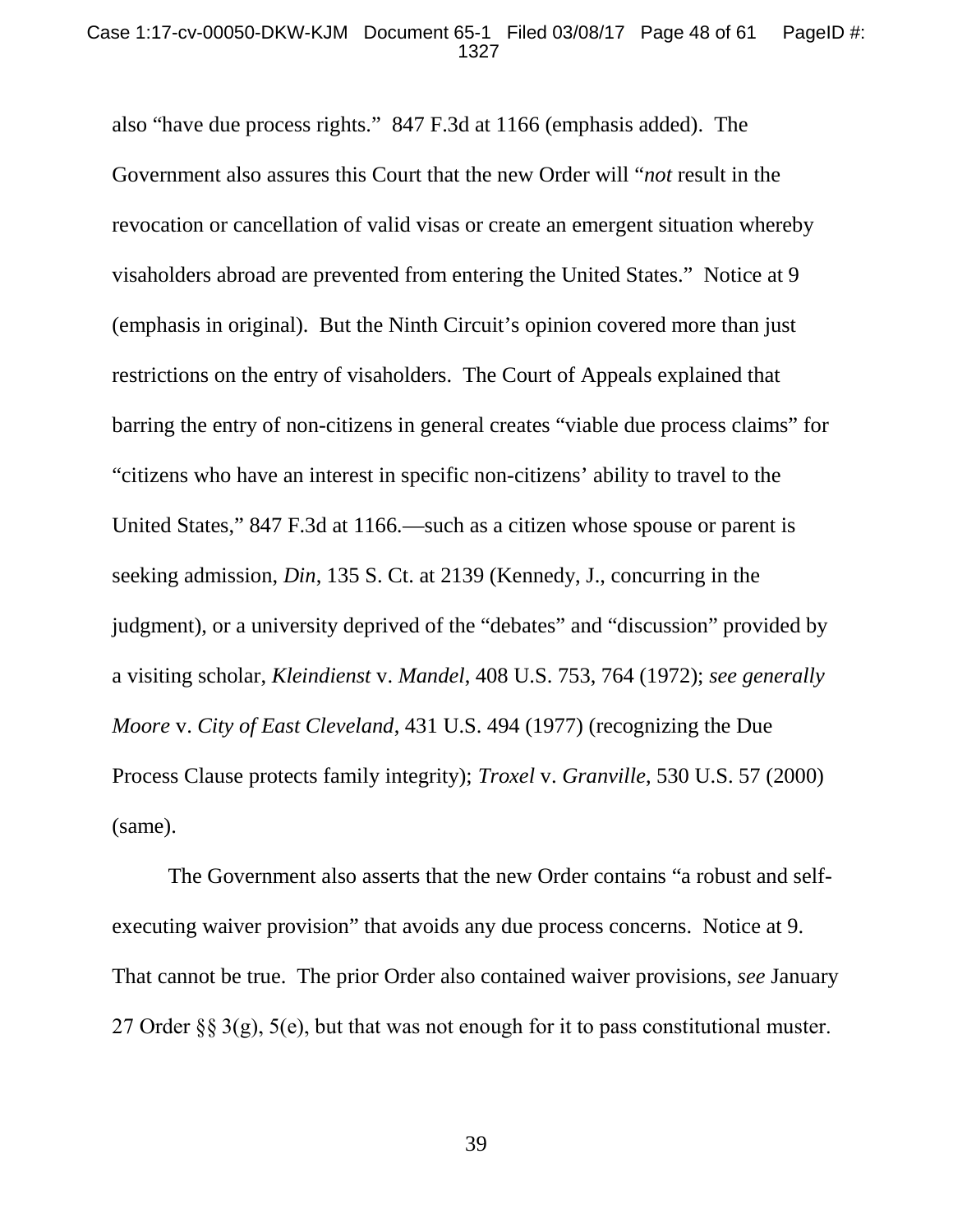also "have due process rights." 847 F.3d at 1166 (emphasis added). The Government also assures this Court that the new Order will "*not* result in the revocation or cancellation of valid visas or create an emergent situation whereby visaholders abroad are prevented from entering the United States." Notice at 9 (emphasis in original). But the Ninth Circuit's opinion covered more than just restrictions on the entry of visaholders. The Court of Appeals explained that barring the entry of non-citizens in general creates "viable due process claims" for "citizens who have an interest in specific non-citizens' ability to travel to the United States," 847 F.3d at 1166.—such as a citizen whose spouse or parent is seeking admission, *Din*, 135 S. Ct. at 2139 (Kennedy, J., concurring in the judgment), or a university deprived of the "debates" and "discussion" provided by a visiting scholar, *Kleindienst* v. *Mandel*, 408 U.S. 753, 764 (1972); *see generally Moore* v. *City of East Cleveland*, 431 U.S. 494 (1977) (recognizing the Due Process Clause protects family integrity); *Troxel* v. *Granville*, 530 U.S. 57 (2000) (same).

The Government also asserts that the new Order contains "a robust and self-executing waiver provision" that avoids any due process concerns. Notice at 9. That cannot be true. The prior Order also contained waiver provisions, *see* January 27 Order §§ 3(g), 5(e), but that was not enough for it to pass constitutional muster.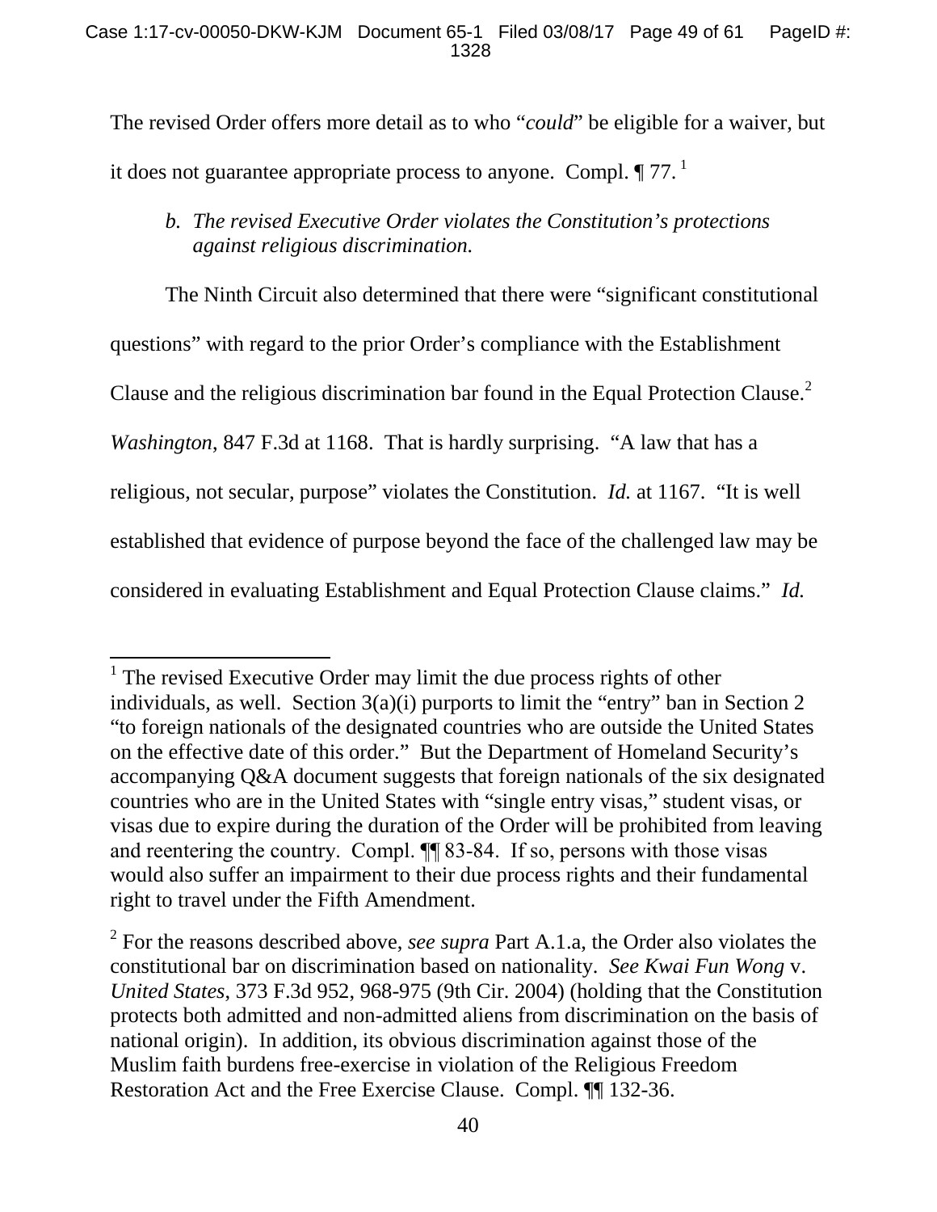The revised Order offers more detail as to who "*could*" be eligible for a waiver, but it does not guarantee appropriate process to anyone. Compl. ¶ 77. [1]

*b. The revised Executive Order violates the Constitution's protections against religious discrimination.*

The Ninth Circuit also determined that there were "significant constitutional questions" with regard to the prior Order's compliance with the Establishment Clause and the religious discrimination bar found in the Equal Protection Clause.[2] *Washington,* 847 F.3d at 1168. That is hardly surprising. "A law that has a religious, not secular, purpose" violates the Constitution. *Id.* at 1167. "It is well established that evidence of purpose beyond the face of the challenged law may be considered in evaluating Establishment and Equal Protection Clause claims." *Id.*

---

[1] The revised Executive Order may limit the due process rights of other individuals, as well. Section 3(a)(i) purports to limit the "entry" ban in Section 2 "to foreign nationals of the designated countries who are outside the United States on the effective date of this order." But the Department of Homeland Security's accompanying Q&A document suggests that foreign nationals of the six designated countries who are in the United States with "single entry visas," student visas, or visas due to expire during the duration of the Order will be prohibited from leaving and reentering the country. Compl. ¶¶ 83-84. If so, persons with those visas would also suffer an impairment to their due process rights and their fundamental right to travel under the Fifth Amendment.

[2] For the reasons described above, *see supra* Part A.1.a, the Order also violates the constitutional bar on discrimination based on nationality. *See Kwai Fun Wong* v. *United States*, 373 F.3d 952, 968-975 (9th Cir. 2004) (holding that the Constitution protects both admitted and non-admitted aliens from discrimination on the basis of national origin). In addition, its obvious discrimination against those of the Muslim faith burdens free-exercise in violation of the Religious Freedom Restoration Act and the Free Exercise Clause. Compl. ¶¶ 132-36.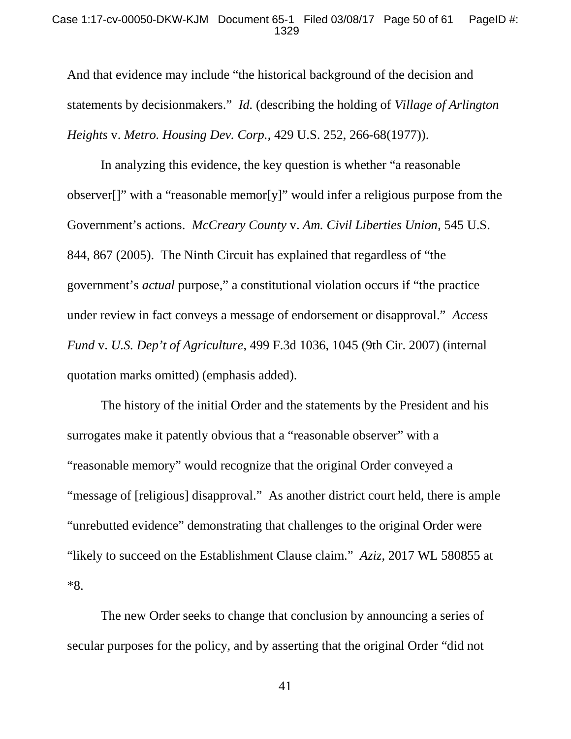And that evidence may include "the historical background of the decision and statements by decisionmakers." *Id.* (describing the holding of *Village of Arlington Heights* v. *Metro. Housing Dev. Corp.*, 429 U.S. 252, 266-68(1977)).

In analyzing this evidence, the key question is whether "a reasonable observer[]" with a "reasonable memor[y]" would infer a religious purpose from the Government's actions. *McCreary County* v. *Am. Civil Liberties Union*, 545 U.S. 844, 867 (2005). The Ninth Circuit has explained that regardless of "the government's *actual* purpose," a constitutional violation occurs if "the practice under review in fact conveys a message of endorsement or disapproval." *Access Fund* v. *U.S. Dep't of Agriculture*, 499 F.3d 1036, 1045 (9th Cir. 2007) (internal quotation marks omitted) (emphasis added).

The history of the initial Order and the statements by the President and his surrogates make it patently obvious that a "reasonable observer" with a "reasonable memory" would recognize that the original Order conveyed a "message of [religious] disapproval." As another district court held, there is ample "unrebutted evidence" demonstrating that challenges to the original Order were "likely to succeed on the Establishment Clause claim." *Aziz*, 2017 WL 580855 at *8.

The new Order seeks to change that conclusion by announcing a series of secular purposes for the policy, and by asserting that the original Order "did not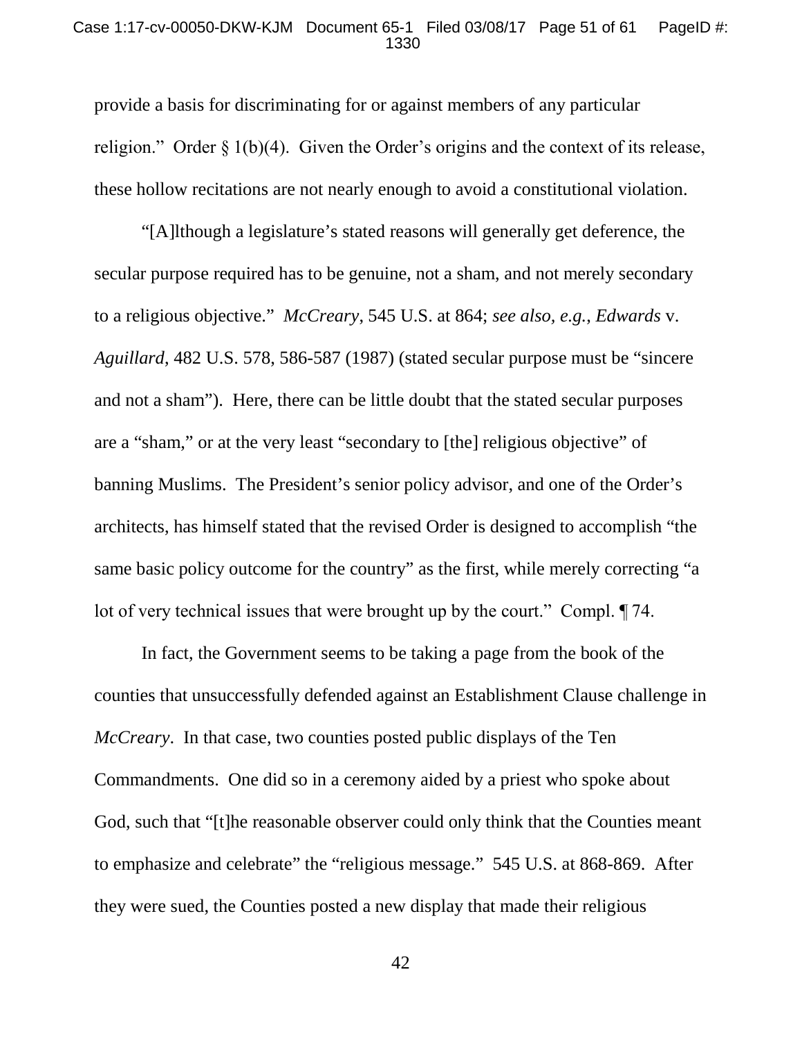provide a basis for discriminating for or against members of any particular religion." Order § 1(b)(4). Given the Order's origins and the context of its release, these hollow recitations are not nearly enough to avoid a constitutional violation.

"[A]lthough a legislature's stated reasons will generally get deference, the secular purpose required has to be genuine, not a sham, and not merely secondary to a religious objective." *McCreary*, 545 U.S. at 864; *see also, e.g.*, *Edwards* v. *Aguillard*, 482 U.S. 578, 586-587 (1987) (stated secular purpose must be "sincere and not a sham"). Here, there can be little doubt that the stated secular purposes are a "sham," or at the very least "secondary to [the] religious objective" of banning Muslims. The President's senior policy advisor, and one of the Order's architects, has himself stated that the revised Order is designed to accomplish "the same basic policy outcome for the country" as the first, while merely correcting "a lot of very technical issues that were brought up by the court." Compl. ¶ 74.

In fact, the Government seems to be taking a page from the book of the counties that unsuccessfully defended against an Establishment Clause challenge in *McCreary*. In that case, two counties posted public displays of the Ten Commandments. One did so in a ceremony aided by a priest who spoke about God, such that "[t]he reasonable observer could only think that the Counties meant to emphasize and celebrate" the "religious message." 545 U.S. at 868-869. After they were sued, the Counties posted a new display that made their religious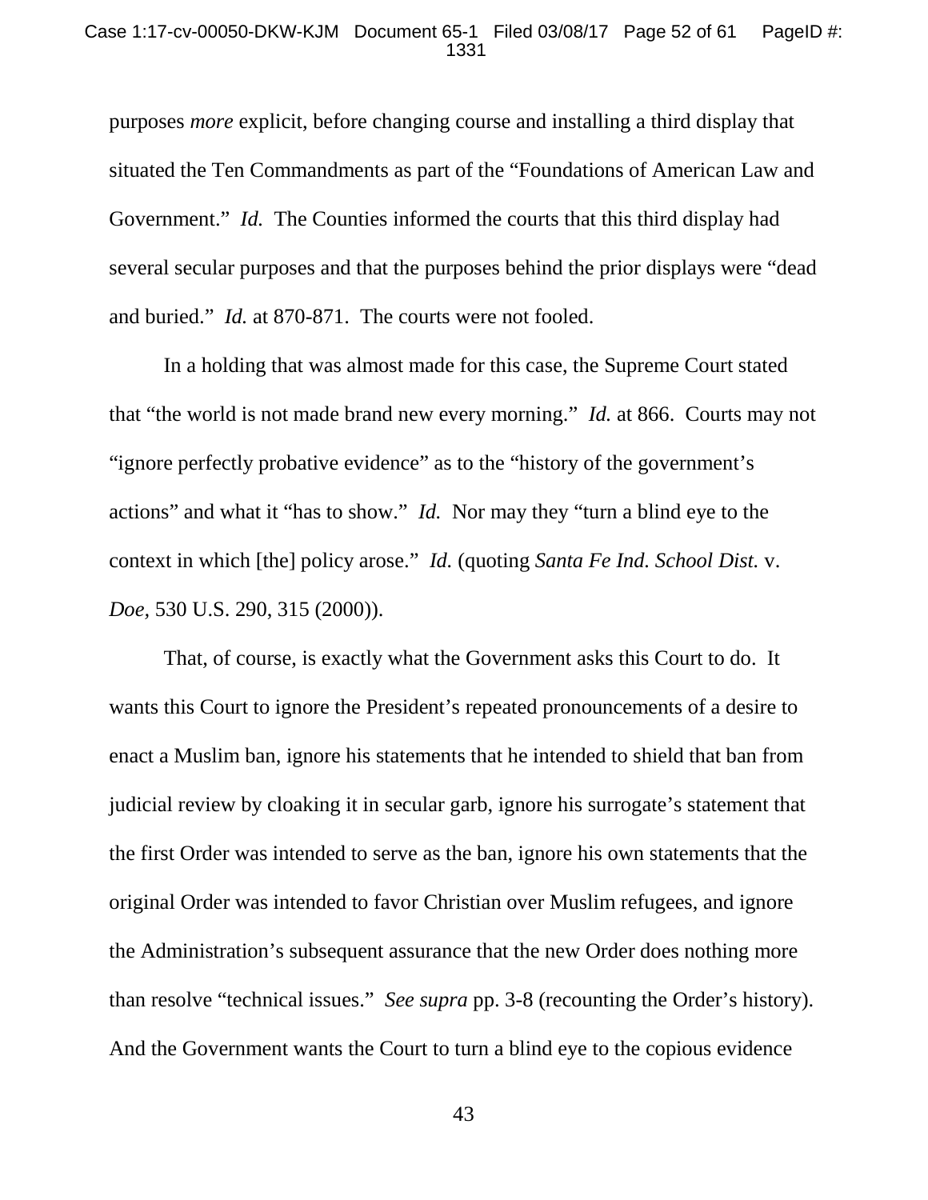purposes *more* explicit, before changing course and installing a third display that situated the Ten Commandments as part of the "Foundations of American Law and Government." *Id.* The Counties informed the courts that this third display had several secular purposes and that the purposes behind the prior displays were "dead and buried." *Id.* at 870-871. The courts were not fooled.

In a holding that was almost made for this case, the Supreme Court stated that "the world is not made brand new every morning." *Id.* at 866. Courts may not "ignore perfectly probative evidence" as to the "history of the government's actions" and what it "has to show." *Id.* Nor may they "turn a blind eye to the context in which [the] policy arose." *Id.* (quoting *Santa Fe Ind. School Dist.* v. *Doe*, 530 U.S. 290, 315 (2000)).

That, of course, is exactly what the Government asks this Court to do. It wants this Court to ignore the President's repeated pronouncements of a desire to enact a Muslim ban, ignore his statements that he intended to shield that ban from judicial review by cloaking it in secular garb, ignore his surrogate's statement that the first Order was intended to serve as the ban, ignore his own statements that the original Order was intended to favor Christian over Muslim refugees, and ignore the Administration's subsequent assurance that the new Order does nothing more than resolve "technical issues." *See supra* pp. 3-8 (recounting the Order's history). And the Government wants the Court to turn a blind eye to the copious evidence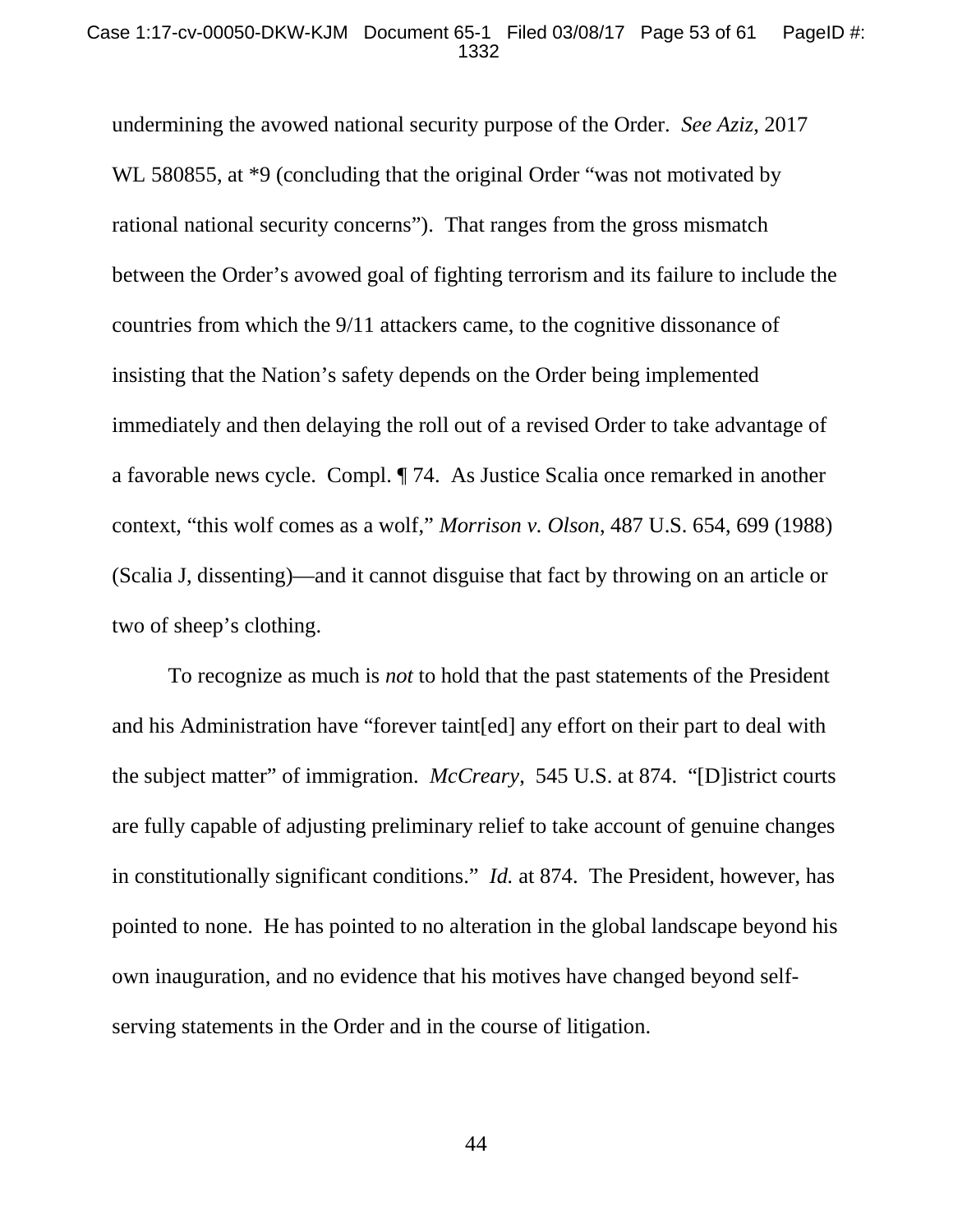undermining the avowed national security purpose of the Order. *See Aziz*, 2017 WL 580855, at *9 (concluding that the original Order "was not motivated by rational national security concerns"). That ranges from the gross mismatch between the Order's avowed goal of fighting terrorism and its failure to include the countries from which the 9/11 attackers came, to the cognitive dissonance of insisting that the Nation's safety depends on the Order being implemented immediately and then delaying the roll out of a revised Order to take advantage of a favorable news cycle. Compl. ¶ 74. As Justice Scalia once remarked in another context, "this wolf comes as a wolf," *Morrison v. Olson*, 487 U.S. 654, 699 (1988) (Scalia J, dissenting)—and it cannot disguise that fact by throwing on an article or two of sheep's clothing.

To recognize as much is *not* to hold that the past statements of the President and his Administration have "forever taint[ed] any effort on their part to deal with the subject matter" of immigration. *McCreary*, 545 U.S. at 874. "[D]istrict courts are fully capable of adjusting preliminary relief to take account of genuine changes in constitutionally significant conditions." *Id.* at 874. The President, however, has pointed to none. He has pointed to no alteration in the global landscape beyond his own inauguration, and no evidence that his motives have changed beyond self-serving statements in the Order and in the course of litigation.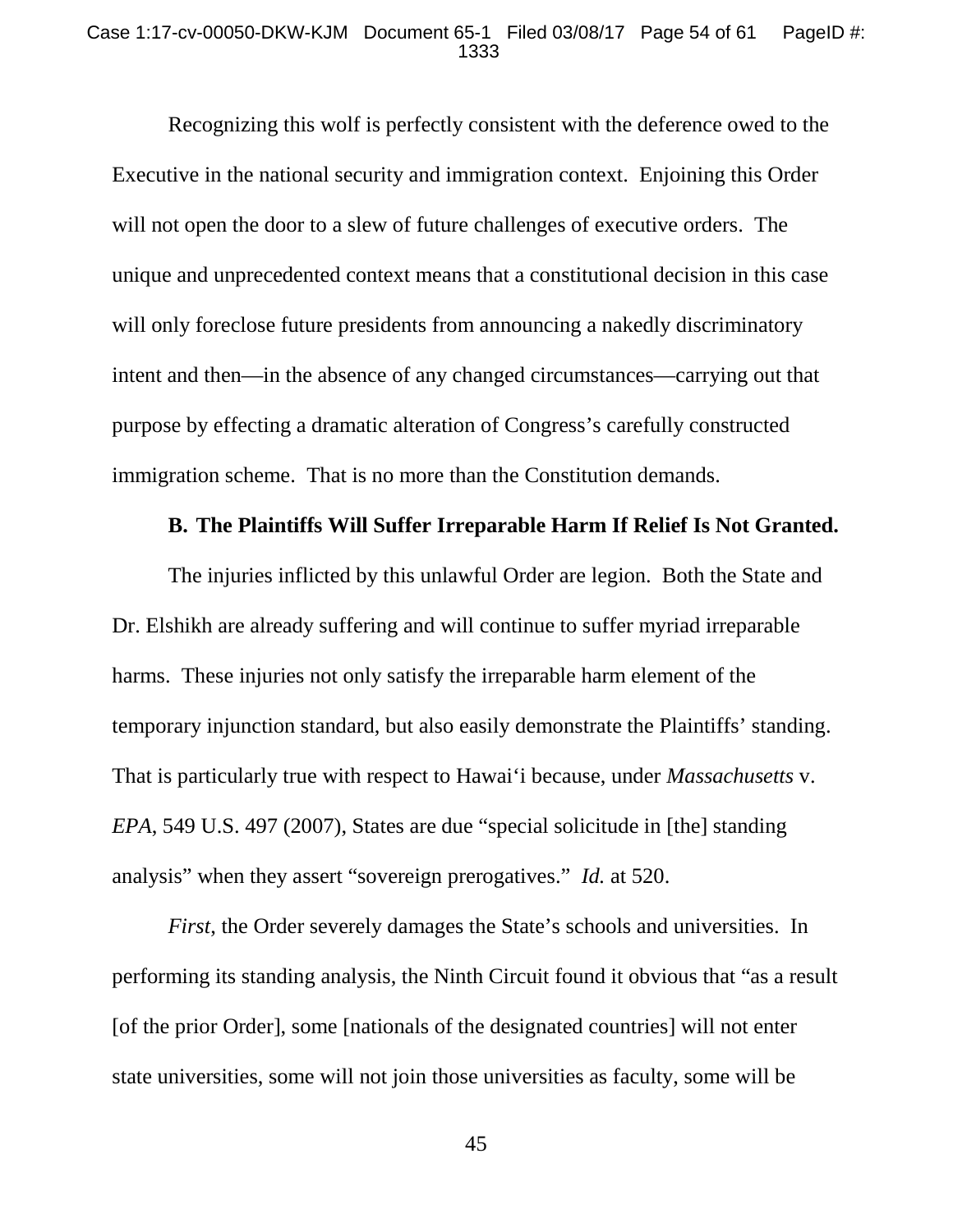Recognizing this wolf is perfectly consistent with the deference owed to the Executive in the national security and immigration context. Enjoining this Order will not open the door to a slew of future challenges of executive orders. The unique and unprecedented context means that a constitutional decision in this case will only foreclose future presidents from announcing a nakedly discriminatory intent and then—in the absence of any changed circumstances—carrying out that purpose by effecting a dramatic alteration of Congress's carefully constructed immigration scheme. That is no more than the Constitution demands.

**B. The Plaintiffs Will Suffer Irreparable Harm If Relief Is Not Granted.**

The injuries inflicted by this unlawful Order are legion. Both the State and Dr. Elshikh are already suffering and will continue to suffer myriad irreparable harms. These injuries not only satisfy the irreparable harm element of the temporary injunction standard, but also easily demonstrate the Plaintiffs' standing. That is particularly true with respect to Hawaiʻi because, under *Massachusetts* v. *EPA*, 549 U.S. 497 (2007), States are due "special solicitude in [the] standing analysis" when they assert "sovereign prerogatives." *Id.* at 520.

*First*, the Order severely damages the State's schools and universities. In performing its standing analysis, the Ninth Circuit found it obvious that "as a result [of the prior Order], some [nationals of the designated countries] will not enter state universities, some will not join those universities as faculty, some will be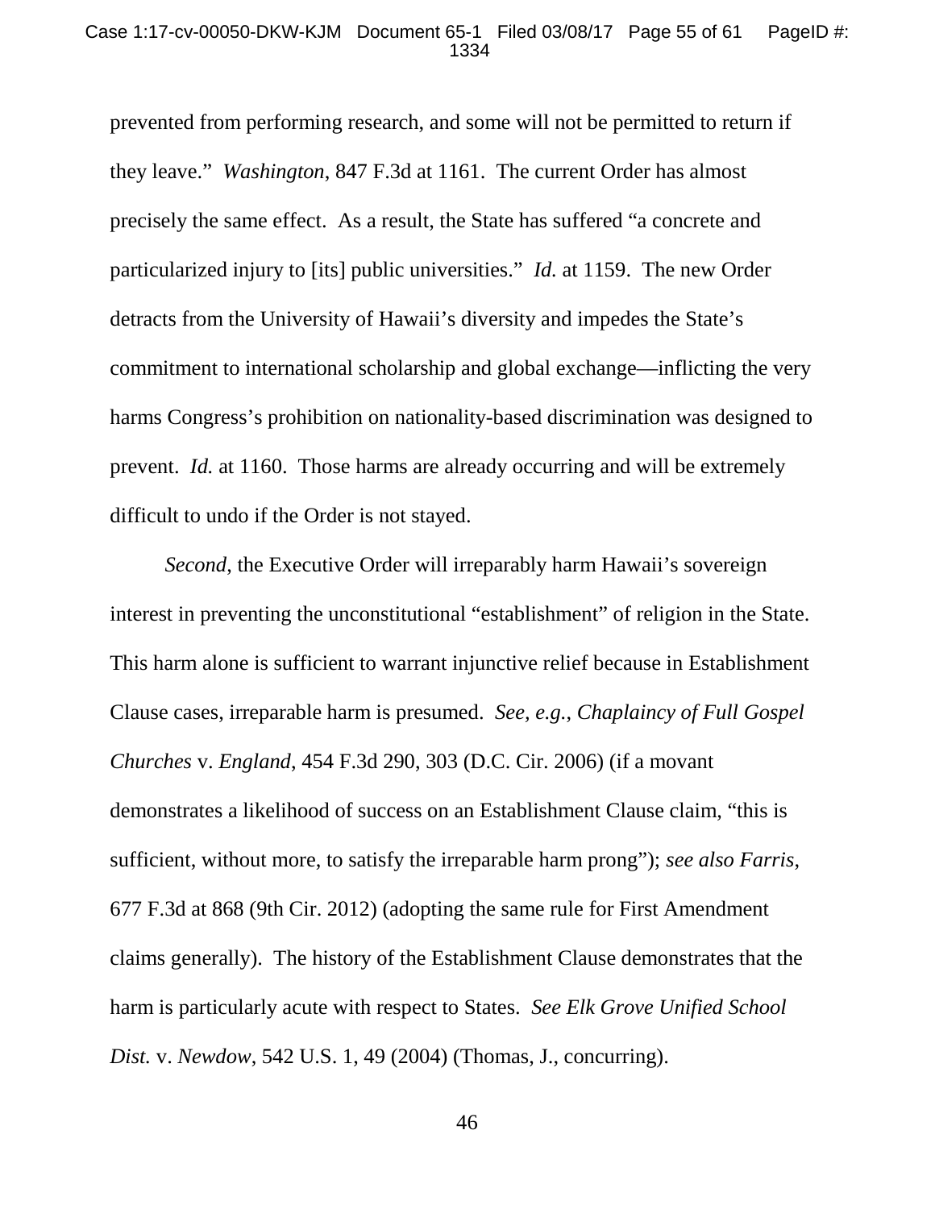prevented from performing research, and some will not be permitted to return if they leave." *Washington*, 847 F.3d at 1161. The current Order has almost precisely the same effect. As a result, the State has suffered "a concrete and particularized injury to [its] public universities." *Id.* at 1159. The new Order detracts from the University of Hawaii's diversity and impedes the State's commitment to international scholarship and global exchange—inflicting the very harms Congress's prohibition on nationality-based discrimination was designed to prevent. *Id.* at 1160. Those harms are already occurring and will be extremely difficult to undo if the Order is not stayed.

*Second*, the Executive Order will irreparably harm Hawaii's sovereign interest in preventing the unconstitutional "establishment" of religion in the State. This harm alone is sufficient to warrant injunctive relief because in Establishment Clause cases, irreparable harm is presumed. *See, e.g.*, *Chaplaincy of Full Gospel Churches* v. *England*, 454 F.3d 290, 303 (D.C. Cir. 2006) (if a movant demonstrates a likelihood of success on an Establishment Clause claim, "this is sufficient, without more, to satisfy the irreparable harm prong"); *see also Farris*, 677 F.3d at 868 (9th Cir. 2012) (adopting the same rule for First Amendment claims generally). The history of the Establishment Clause demonstrates that the harm is particularly acute with respect to States. *See Elk Grove Unified School Dist.* v. *Newdow*, 542 U.S. 1, 49 (2004) (Thomas, J., concurring).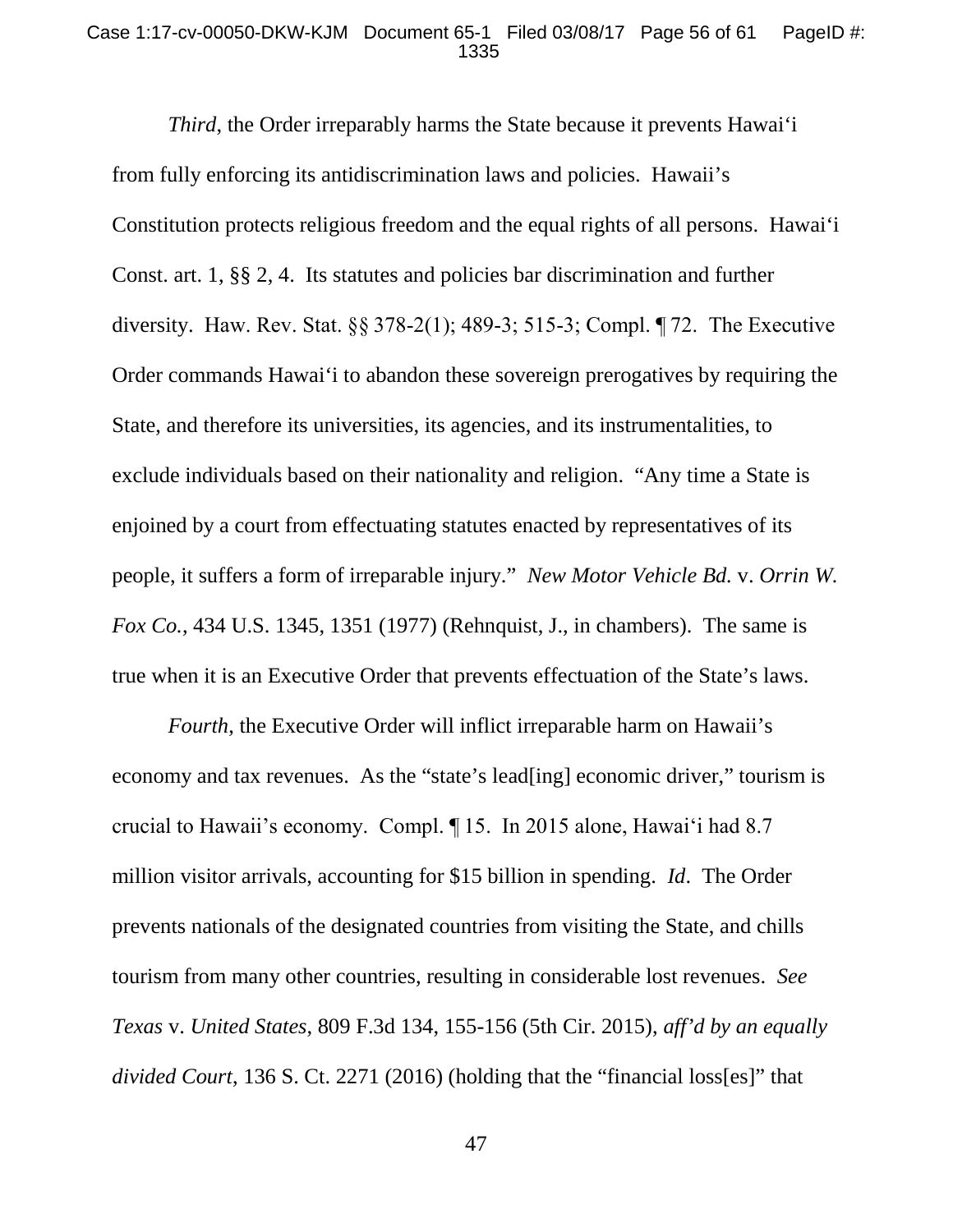*Third*, the Order irreparably harms the State because it prevents Hawai'i from fully enforcing its antidiscrimination laws and policies. Hawaii's Constitution protects religious freedom and the equal rights of all persons. Hawai'i Const. art. 1, §§ 2, 4. Its statutes and policies bar discrimination and further diversity. Haw. Rev. Stat. §§ 378-2(1); 489-3; 515-3; Compl. ¶ 72. The Executive Order commands Hawai'i to abandon these sovereign prerogatives by requiring the State, and therefore its universities, its agencies, and its instrumentalities, to exclude individuals based on their nationality and religion. "Any time a State is enjoined by a court from effectuating statutes enacted by representatives of its people, it suffers a form of irreparable injury." *New Motor Vehicle Bd.* v. *Orrin W. Fox Co.*, 434 U.S. 1345, 1351 (1977) (Rehnquist, J., in chambers). The same is true when it is an Executive Order that prevents effectuation of the State's laws.

*Fourth*, the Executive Order will inflict irreparable harm on Hawaii's economy and tax revenues. As the "state's lead[ing] economic driver," tourism is crucial to Hawaii's economy. Compl. ¶ 15. In 2015 alone, Hawai'i had 8.7 million visitor arrivals, accounting for $15 billion in spending. *Id*. The Order prevents nationals of the designated countries from visiting the State, and chills tourism from many other countries, resulting in considerable lost revenues. *See Texas* v. *United States*, 809 F.3d 134, 155-156 (5th Cir. 2015), *aff'd by an equally divided Court*, 136 S. Ct. 2271 (2016) (holding that the "financial loss[es]" that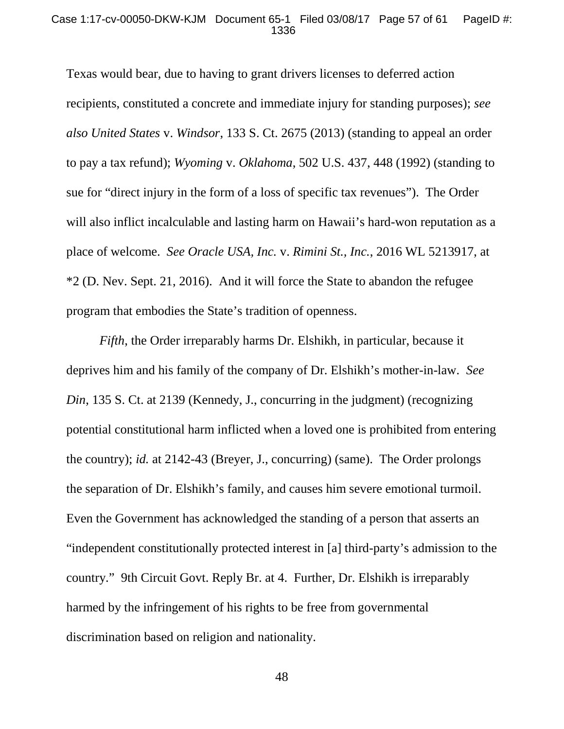Texas would bear, due to having to grant drivers licenses to deferred action recipients, constituted a concrete and immediate injury for standing purposes); *see also United States* v. *Windsor*, 133 S. Ct. 2675 (2013) (standing to appeal an order to pay a tax refund); *Wyoming* v. *Oklahoma*, 502 U.S. 437, 448 (1992) (standing to sue for "direct injury in the form of a loss of specific tax revenues"). The Order will also inflict incalculable and lasting harm on Hawaii's hard-won reputation as a place of welcome. *See Oracle USA, Inc.* v. *Rimini St., Inc.*, 2016 WL 5213917, at *2 (D. Nev. Sept. 21, 2016). And it will force the State to abandon the refugee program that embodies the State's tradition of openness.

*Fifth*, the Order irreparably harms Dr. Elshikh, in particular, because it deprives him and his family of the company of Dr. Elshikh's mother-in-law. *See Din*, 135 S. Ct. at 2139 (Kennedy, J., concurring in the judgment) (recognizing potential constitutional harm inflicted when a loved one is prohibited from entering the country); *id.* at 2142-43 (Breyer, J., concurring) (same). The Order prolongs the separation of Dr. Elshikh's family, and causes him severe emotional turmoil. Even the Government has acknowledged the standing of a person that asserts an "independent constitutionally protected interest in [a] third-party's admission to the country." 9th Circuit Govt. Reply Br. at 4. Further, Dr. Elshikh is irreparably harmed by the infringement of his rights to be free from governmental discrimination based on religion and nationality.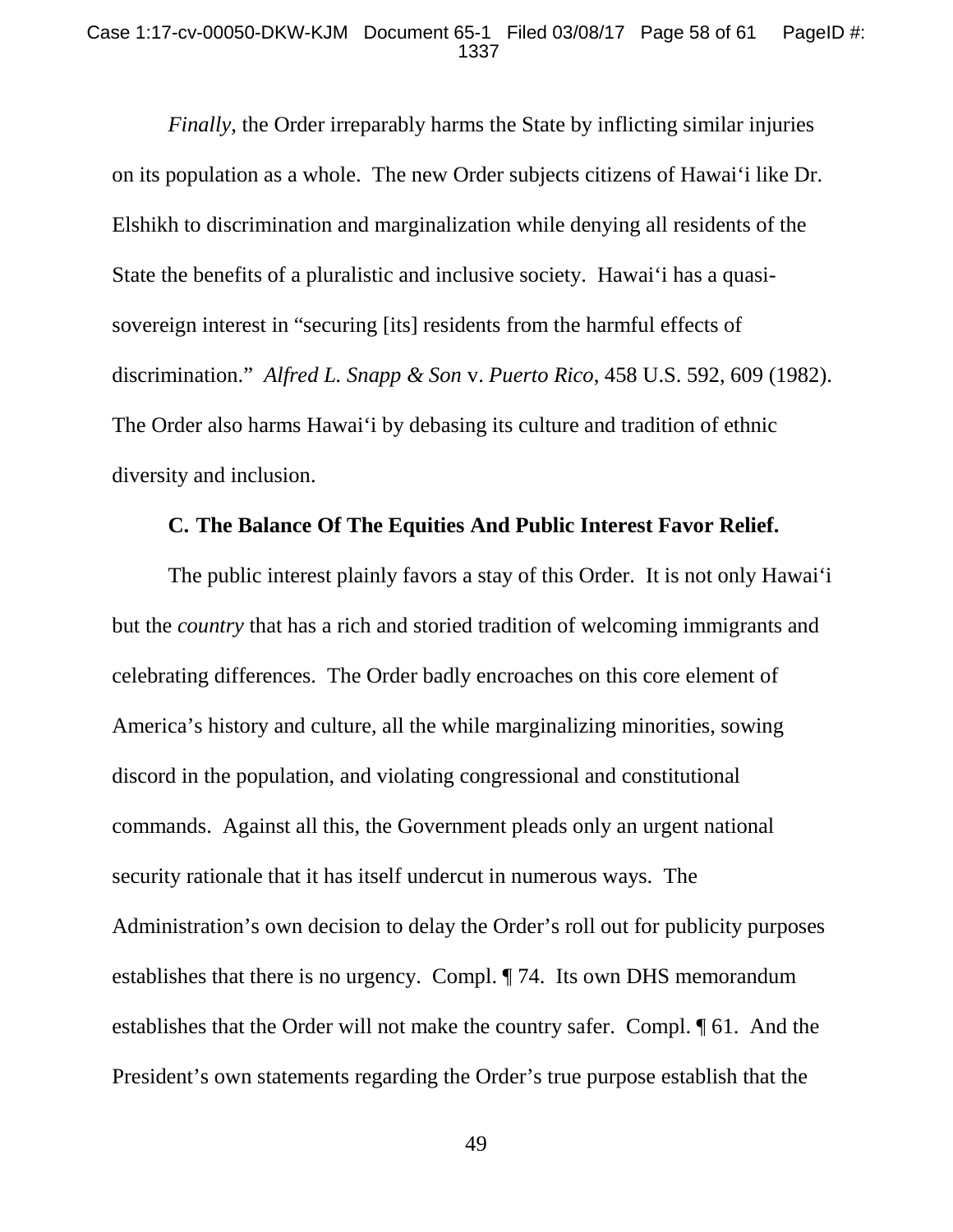*Finally*, the Order irreparably harms the State by inflicting similar injuries on its population as a whole. The new Order subjects citizens of Hawai‘i like Dr. Elshikh to discrimination and marginalization while denying all residents of the State the benefits of a pluralistic and inclusive society. Hawai‘i has a quasi-sovereign interest in "securing [its] residents from the harmful effects of discrimination." *Alfred L. Snapp & Son* v. *Puerto Rico*, 458 U.S. 592, 609 (1982). The Order also harms Hawai‘i by debasing its culture and tradition of ethnic diversity and inclusion.

### C. The Balance Of The Equities And Public Interest Favor Relief.

The public interest plainly favors a stay of this Order. It is not only Hawai‘i but the *country* that has a rich and storied tradition of welcoming immigrants and celebrating differences. The Order badly encroaches on this core element of America's history and culture, all the while marginalizing minorities, sowing discord in the population, and violating congressional and constitutional commands. Against all this, the Government pleads only an urgent national security rationale that it has itself undercut in numerous ways. The Administration's own decision to delay the Order's roll out for publicity purposes establishes that there is no urgency. Compl. ¶ 74. Its own DHS memorandum establishes that the Order will not make the country safer. Compl. ¶ 61. And the President's own statements regarding the Order's true purpose establish that the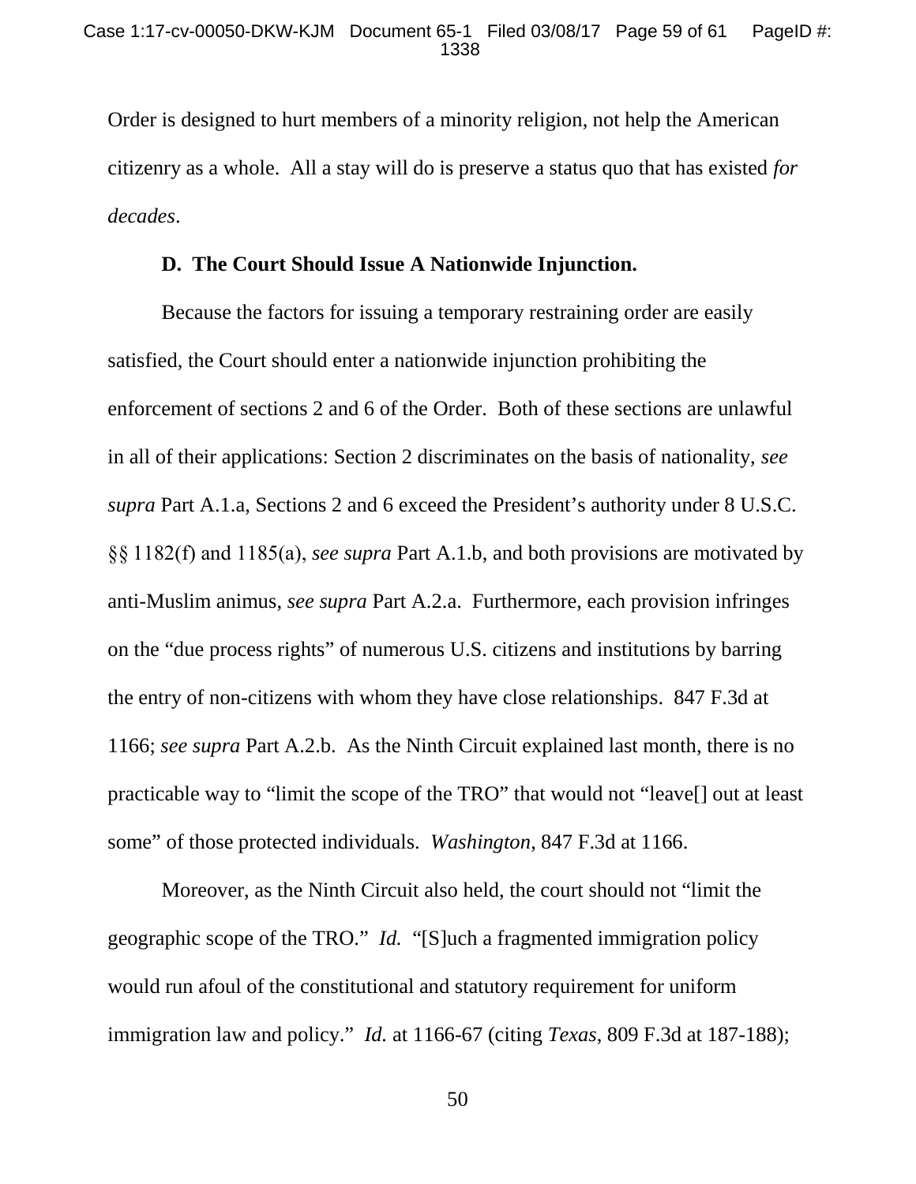Order is designed to hurt members of a minority religion, not help the American citizenry as a whole. All a stay will do is preserve a status quo that has existed *for decades*.

**D. The Court Should Issue A Nationwide Injunction.**

Because the factors for issuing a temporary restraining order are easily satisfied, the Court should enter a nationwide injunction prohibiting the enforcement of sections 2 and 6 of the Order. Both of these sections are unlawful in all of their applications: Section 2 discriminates on the basis of nationality, *see supra* Part A.1.a, Sections 2 and 6 exceed the President's authority under 8 U.S.C. §§ 1182(f) and 1185(a), *see supra* Part A.1.b, and both provisions are motivated by anti-Muslim animus, *see supra* Part A.2.a. Furthermore, each provision infringes on the "due process rights" of numerous U.S. citizens and institutions by barring the entry of non-citizens with whom they have close relationships. 847 F.3d at 1166; *see supra* Part A.2.b. As the Ninth Circuit explained last month, there is no practicable way to "limit the scope of the TRO" that would not "leave[] out at least some" of those protected individuals. *Washington*, 847 F.3d at 1166.

Moreover, as the Ninth Circuit also held, the court should not "limit the geographic scope of the TRO." *Id.* "[S]uch a fragmented immigration policy would run afoul of the constitutional and statutory requirement for uniform immigration law and policy." *Id.* at 1166-67 (citing *Texas*, 809 F.3d at 187-188);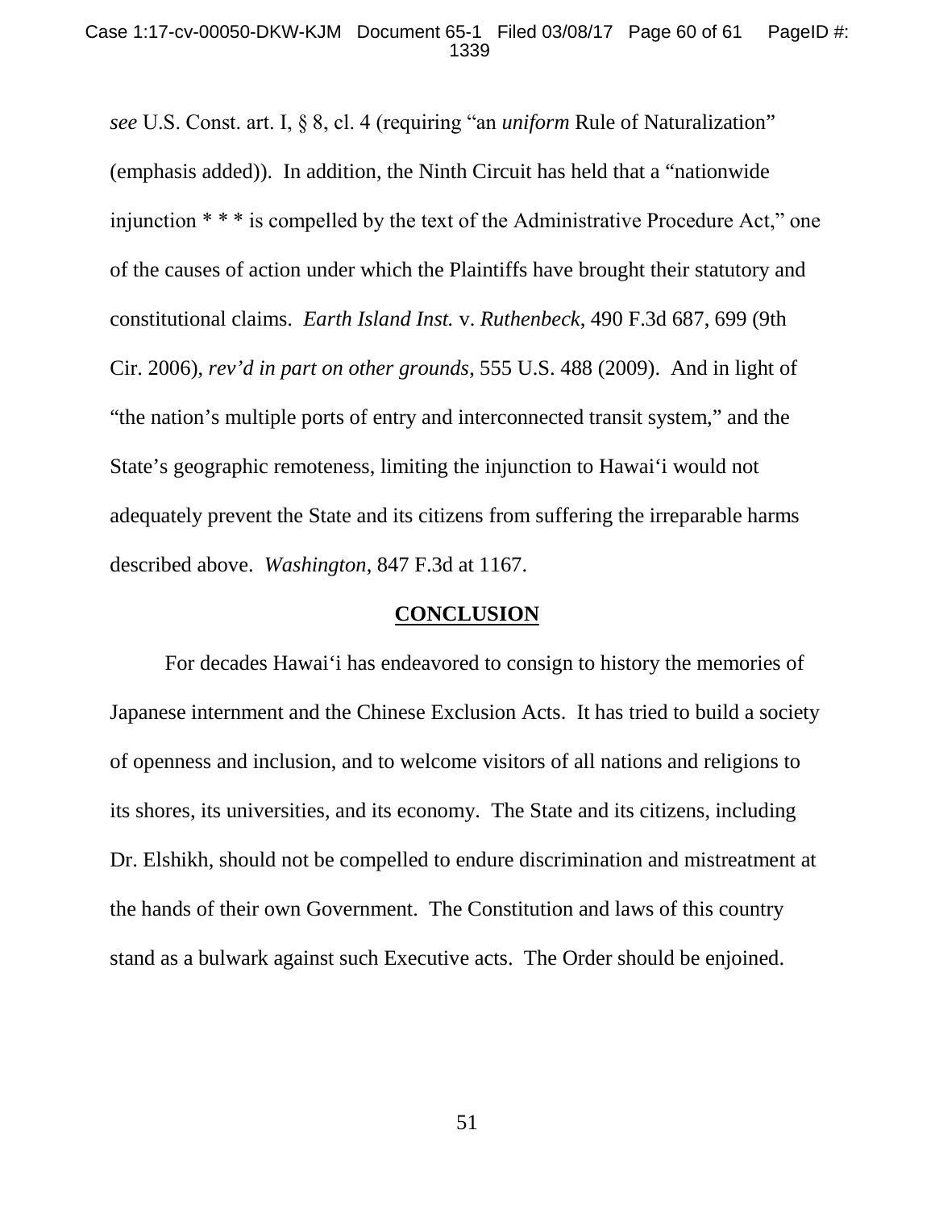*see* U.S. Const. art. I, § 8, cl. 4 (requiring "an *uniform* Rule of Naturalization" (emphasis added)). In addition, the Ninth Circuit has held that a "nationwide injunction * * * is compelled by the text of the Administrative Procedure Act," one of the causes of action under which the Plaintiffs have brought their statutory and constitutional claims. *Earth Island Inst.* v. *Ruthenbeck*, 490 F.3d 687, 699 (9th Cir. 2006), *rev'd in part on other grounds*, 555 U.S. 488 (2009). And in light of "the nation's multiple ports of entry and interconnected transit system," and the State's geographic remoteness, limiting the injunction to Hawai'i would not adequately prevent the State and its citizens from suffering the irreparable harms described above. *Washington*, 847 F.3d at 1167.

## CONCLUSION

For decades Hawai'i has endeavored to consign to history the memories of Japanese internment and the Chinese Exclusion Acts. It has tried to build a society of openness and inclusion, and to welcome visitors of all nations and religions to its shores, its universities, and its economy. The State and its citizens, including Dr. Elshikh, should not be compelled to endure discrimination and mistreatment at the hands of their own Government. The Constitution and laws of this country stand as a bulwark against such Executive acts. The Order should be enjoined.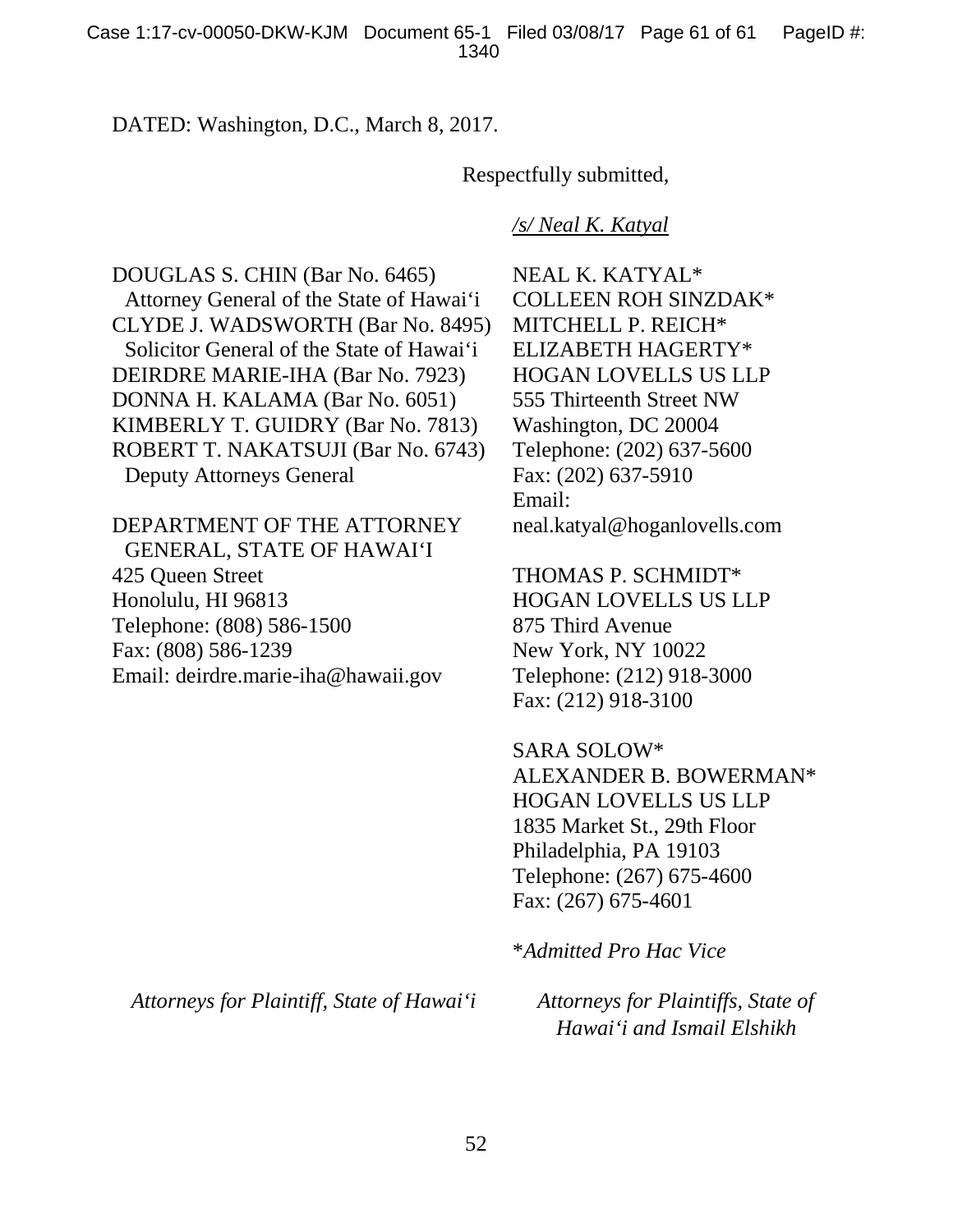DATED: Washington, D.C., March 8, 2017.

Respectfully submitted,

*/s/ Neal K. Katyal*

DOUGLAS S. CHIN (Bar No. 6465)
Attorney General of the State of Hawai‘i
CLYDE J. WADSWORTH (Bar No. 8495)
Solicitor General of the State of Hawai‘i
DEIRDRE MARIE-IHA (Bar No. 7923)
DONNA H. KALAMA (Bar No. 6051)
KIMBERLY T. GUIDRY (Bar No. 7813)
ROBERT T. NAKATSUJI (Bar No. 6743)
Deputy Attorneys General

DEPARTMENT OF THE ATTORNEY GENERAL, STATE OF HAWAI‘I
425 Queen Street
Honolulu, HI 96813
Telephone: (808) 586-1500
Fax: (808) 586-1239
Email: deirdre.marie-iha@hawaii.gov

*Attorneys for Plaintiff, State of Hawai‘i*

NEAL K. KATYAL*
COLLEEN ROH SINZDAK*
MITCHELL P. REICH*
ELIZABETH HAGERTY*
HOGAN LOVELLS US LLP
555 Thirteenth Street NW
Washington, DC 20004
Telephone: (202) 637-5600
Fax: (202) 637-5910
Email: neal.katyal@hoganlovells.com

THOMAS P. SCHMIDT*
HOGAN LOVELLS US LLP
875 Third Avenue
New York, NY 10022
Telephone: (212) 918-3000
Fax: (212) 918-3100

SARA SOLOW*
ALEXANDER B. BOWERMAN*
HOGAN LOVELLS US LLP
1835 Market St., 29th Floor
Philadelphia, PA 19103
Telephone: (267) 675-4600
Fax: (267) 675-4601

**Admitted Pro Hac Vice*

*Attorneys for Plaintiffs, State of Hawai‘i and Ismail Elshikh*